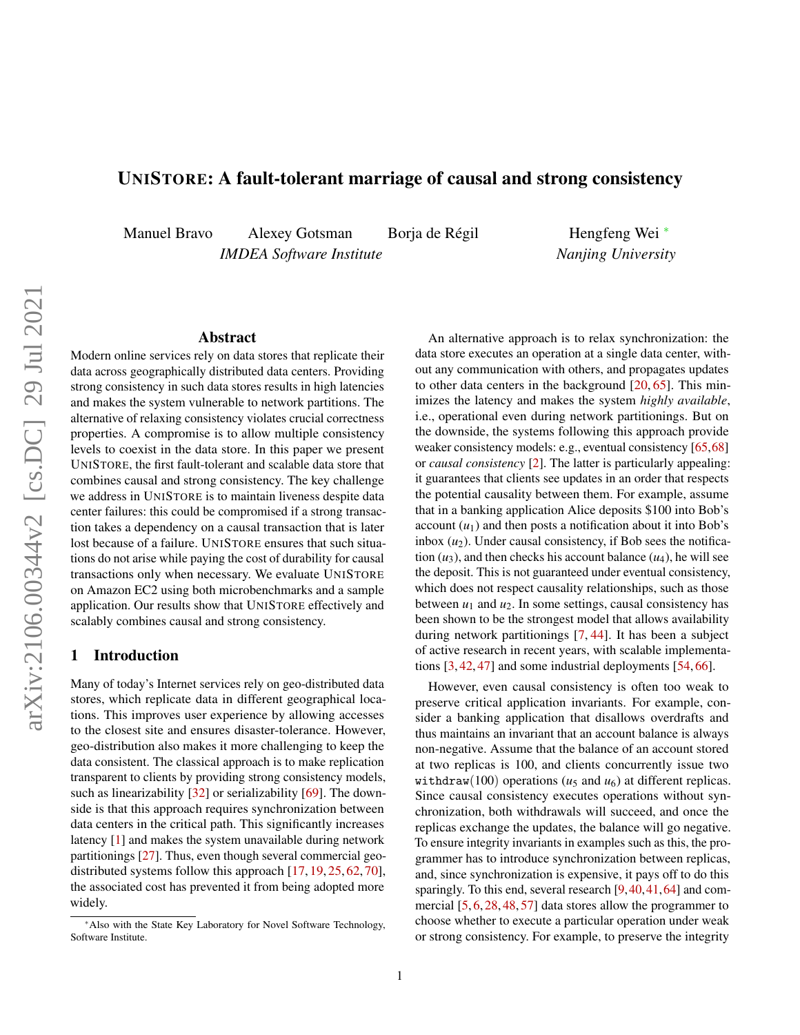# UNISTORE: A fault-tolerant marriage of causal and strong consistency

Manuel Bravo    Alexey Gotsman    Borja de Régil    Hengfeng Wei *

*IMDEA Software Institute*    *Nanjing University*

## Abstract

Modern online services rely on data stores that replicate their data across geographically distributed data centers. Providing strong consistency in such data stores results in high latencies and makes the system vulnerable to network partitions. The alternative of relaxing consistency violates crucial correctness properties. A compromise is to allow multiple consistency levels to coexist in the data store. In this paper we present UNISTORE, the first fault-tolerant and scalable data store that combines causal and strong consistency. The key challenge we address in UNISTORE is to maintain liveness despite data center failures: this could be compromised if a strong transaction takes a dependency on a causal transaction that is later lost because of a failure. UNISTORE ensures that such situations do not arise while paying the cost of durability for causal transactions only when necessary. We evaluate UNISTORE on Amazon EC2 using both microbenchmarks and a sample application. Our results show that UNISTORE effectively and scalably combines causal and strong consistency.

## 1 Introduction

Many of today's Internet services rely on geo-distributed data stores, which replicate data in different geographical locations. This improves user experience by allowing accesses to the closest site and ensures disaster-tolerance. However, geo-distribution also makes it more challenging to keep the data consistent. The classical approach is to make replication transparent to clients by providing strong consistency models, such as linearizability [32] or serializability [69]. The downside is that this approach requires synchronization between data centers in the critical path. This significantly increases latency [1] and makes the system unavailable during network partitionings [27]. Thus, even though several commercial geo-distributed systems follow this approach [17, 19, 25, 62, 70], the associated cost has prevented it from being adopted more widely.

An alternative approach is to relax synchronization: the data store executes an operation at a single data center, without any communication with others, and propagates updates to other data centers in the background [20, 65]. This minimizes the latency and makes the system *highly available*, i.e., operational even during network partitionings. But on the downside, the systems following this approach provide weaker consistency models: e.g., eventual consistency [65, 68] or *causal consistency* [2]. The latter is particularly appealing: it guarantees that clients see updates in an order that respects the potential causality between them. For example, assume that in a banking application Alice deposits \$100 into Bob's account ($u_1$) and then posts a notification about it into Bob's inbox ($u_2$). Under causal consistency, if Bob sees the notification ($u_3$), and then checks his account balance ($u_4$), he will see the deposit. This is not guaranteed under eventual consistency, which does not respect causality relationships, such as those between $u_1$ and $u_2$. In some settings, causal consistency has been shown to be the strongest model that allows availability during network partitionings [7, 44]. It has been a subject of active research in recent years, with scalable implementations [3, 42, 47] and some industrial deployments [54, 66].

However, even causal consistency is often too weak to preserve critical application invariants. For example, consider a banking application that disallows overdrafts and thus maintains an invariant that an account balance is always non-negative. Assume that the balance of an account stored at two replicas is 100, and clients concurrently issue two `withdraw(100)` operations ($u_5$ and $u_6$) at different replicas. Since causal consistency executes operations without synchronization, both withdrawals will succeed, and once the replicas exchange the updates, the balance will go negative. To ensure integrity invariants in examples such as this, the programmer has to introduce synchronization between replicas, and, since synchronization is expensive, it pays off to do this sparingly. To this end, several research [9, 40, 41, 64] and commercial [5, 6, 28, 48, 57] data stores allow the programmer to choose whether to execute a particular operation under weak or strong consistency. For example, to preserve the integrity

*Also with the State Key Laboratory for Novel Software Technology, Software Institute.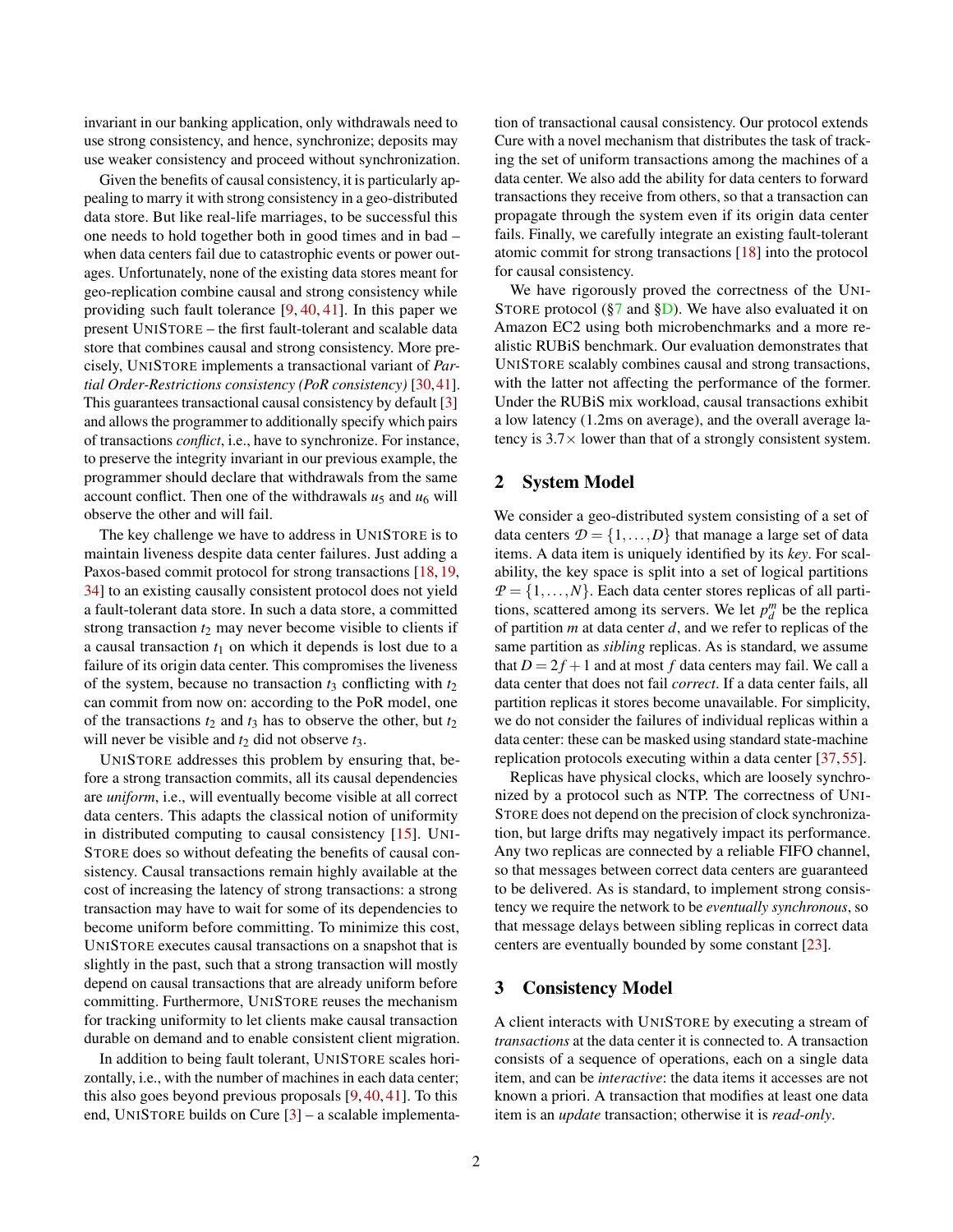invariant in our banking application, only withdrawals need to use strong consistency, and hence, synchronize; deposits may use weaker consistency and proceed without synchronization.

Given the benefits of causal consistency, it is particularly appealing to marry it with strong consistency in a geo-distributed data store. But like real-life marriages, to be successful this one needs to hold together both in good times and in bad – when data centers fail due to catastrophic events or power outages. Unfortunately, none of the existing data stores meant for geo-replication combine causal and strong consistency while providing such fault tolerance [9, 40, 41]. In this paper we present UNISTORE – the first fault-tolerant and scalable data store that combines causal and strong consistency. More precisely, UNISTORE implements a transactional variant of *Partial Order-Restrictions consistency (PoR consistency)* [30, 41]. This guarantees transactional causal consistency by default [3] and allows the programmer to additionally specify which pairs of transactions *conflict*, i.e., have to synchronize. For instance, to preserve the integrity invariant in our previous example, the programmer should declare that withdrawals from the same account conflict. Then one of the withdrawals $u_5$ and $u_6$ will observe the other and will fail.

The key challenge we have to address in UNISTORE is to maintain liveness despite data center failures. Just adding a Paxos-based commit protocol for strong transactions [18, 19, 34] to an existing causally consistent protocol does not yield a fault-tolerant data store. In such a data store, a committed strong transaction $t_2$ may never become visible to clients if a causal transaction $t_1$ on which it depends is lost due to a failure of its origin data center. This compromises the liveness of the system, because no transaction $t_3$ conflicting with $t_2$ can commit from now on: according to the PoR model, one of the transactions $t_2$ and $t_3$ has to observe the other, but $t_2$ will never be visible and $t_2$ did not observe $t_3$.

UNISTORE addresses this problem by ensuring that, before a strong transaction commits, all its causal dependencies are *uniform*, i.e., will eventually become visible at all correct data centers. This adapts the classical notion of uniformity in distributed computing to causal consistency [15]. UNISTORE does so without defeating the benefits of causal consistency. Causal transactions remain highly available at the cost of increasing the latency of strong transactions: a strong transaction may have to wait for some of its dependencies to become uniform before committing. To minimize this cost, UNISTORE executes causal transactions on a snapshot that is slightly in the past, such that a strong transaction will mostly depend on causal transactions that are already uniform before committing. Furthermore, UNISTORE reuses the mechanism for tracking uniformity to let clients make causal transaction durable on demand and to enable consistent client migration.

In addition to being fault tolerant, UNISTORE scales horizontally, i.e., with the number of machines in each data center; this also goes beyond previous proposals [9, 40, 41]. To this end, UNISTORE builds on Cure [3] – a scalable implementation of transactional causal consistency. Our protocol extends Cure with a novel mechanism that distributes the task of tracking the set of uniform transactions among the machines of a data center. We also add the ability for data centers to forward transactions they receive from others, so that a transaction can propagate through the system even if its origin data center fails. Finally, we carefully integrate an existing fault-tolerant atomic commit for strong transactions [18] into the protocol for causal consistency.

We have rigorously proved the correctness of the UNISTORE protocol (§7 and §D). We have also evaluated it on Amazon EC2 using both microbenchmarks and a more realistic RUBiS benchmark. Our evaluation demonstrates that UNISTORE scalably combines causal and strong transactions, with the latter not affecting the performance of the former. Under the RUBiS mix workload, causal transactions exhibit a low latency (1.2ms on average), and the overall average latency is 3.7× lower than that of a strongly consistent system.

## 2 System Model

We consider a geo-distributed system consisting of a set of data centers $\mathcal{D} = \{1, \dots, D\}$ that manage a large set of data items. A data item is uniquely identified by its *key*. For scalability, the key space is split into a set of logical partitions $\mathcal{P} = \{1, \dots, N\}$. Each data center stores replicas of all partitions, scattered among its servers. We let $p_d^m$ be the replica of partition $m$ at data center $d$, and we refer to replicas of the same partition as *sibling* replicas. As is standard, we assume that $D = 2f + 1$ and at most $f$ data centers may fail. We call a data center that does not fail *correct*. If a data center fails, all partition replicas it stores become unavailable. For simplicity, we do not consider the failures of individual replicas within a data center: these can be masked using standard state-machine replication protocols executing within a data center [37, 55].

Replicas have physical clocks, which are loosely synchronized by a protocol such as NTP. The correctness of UNISTORE does not depend on the precision of clock synchronization, but large drifts may negatively impact its performance. Any two replicas are connected by a reliable FIFO channel, so that messages between correct data centers are guaranteed to be delivered. As is standard, to implement strong consistency we require the network to be *eventually synchronous*, so that message delays between sibling replicas in correct data centers are eventually bounded by some constant [23].

## 3 Consistency Model

A client interacts with UNISTORE by executing a stream of *transactions* at the data center it is connected to. A transaction consists of a sequence of operations, each on a single data item, and can be *interactive*: the data items it accesses are not known a priori. A transaction that modifies at least one data item is an *update* transaction; otherwise it is *read-only*.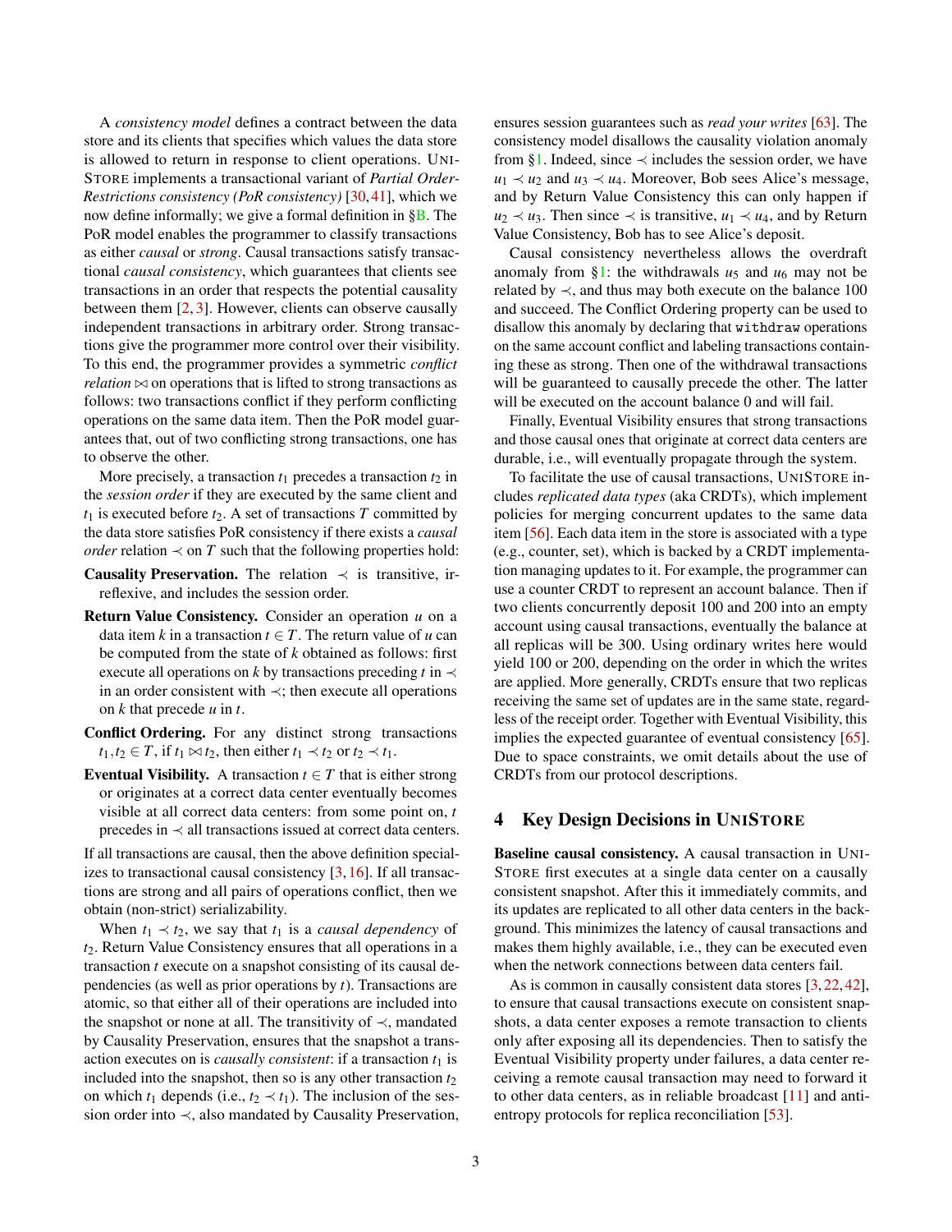A *consistency model* defines a contract between the data store and its clients that specifies which values the data store is allowed to return in response to client operations. UNISTORE implements a transactional variant of *Partial Order-Restrictions consistency (PoR consistency)* [30,41], which we now define informally; we give a formal definition in §B. The PoR model enables the programmer to classify transactions as either *causal* or *strong*. Causal transactions satisfy transactional *causal consistency*, which guarantees that clients see transactions in an order that respects the potential causality between them [2,3]. However, clients can observe causally independent transactions in arbitrary order. Strong transactions give the programmer more control over their visibility. To this end, the programmer provides a symmetric *conflict relation* $\bowtie$ on operations that is lifted to strong transactions as follows: two transactions conflict if they perform conflicting operations on the same data item. Then the PoR model guarantees that, out of two conflicting strong transactions, one has to observe the other.

More precisely, a transaction $t_1$ precedes a transaction $t_2$ in the *session order* if they are executed by the same client and $t_1$ is executed before $t_2$. A set of transactions $T$ committed by the data store satisfies PoR consistency if there exists a *causal order* relation $\prec$ on $T$ such that the following properties hold:

**Causality Preservation.** The relation $\prec$ is transitive, irreflexive, and includes the session order.

**Return Value Consistency.** Consider an operation $u$ on a data item $k$ in a transaction $t \in T$. The return value of $u$ can be computed from the state of $k$ obtained as follows: first execute all operations on $k$ by transactions preceding $t$ in $\prec$ in an order consistent with $\prec$; then execute all operations on $k$ that precede $u$ in $t$.

**Conflict Ordering.** For any distinct strong transactions $t_1, t_2 \in T$, if $t_1 \bowtie t_2$, then either $t_1 \prec t_2$ or $t_2 \prec t_1$.

**Eventual Visibility.** A transaction $t \in T$ that is either strong or originates at a correct data center eventually becomes visible at all correct data centers: from some point on, $t$ precedes in $\prec$ all transactions issued at correct data centers.

If all transactions are causal, then the above definition specializes to transactional causal consistency [3,16]. If all transactions are strong and all pairs of operations conflict, then we obtain (non-strict) serializability.

When $t_1 \prec t_2$, we say that $t_1$ is a *causal dependency* of $t_2$. Return Value Consistency ensures that all operations in a transaction $t$ execute on a snapshot consisting of its causal dependencies (as well as prior operations by $t$). Transactions are atomic, so that either all of their operations are included into the snapshot or none at all. The transitivity of $\prec$, mandated by Causality Preservation, ensures that the snapshot a transaction executes on is *causally consistent*: if a transaction $t_1$ is included into the snapshot, then so is any other transaction $t_2$ on which $t_1$ depends (i.e., $t_2 \prec t_1$). The inclusion of the session order into $\prec$, also mandated by Causality Preservation, ensures session guarantees such as *read your writes* [63]. The consistency model disallows the causality violation anomaly from §1. Indeed, since $\prec$ includes the session order, we have $u_1 \prec u_2$ and $u_3 \prec u_4$. Moreover, Bob sees Alice's message, and by Return Value Consistency this can only happen if $u_2 \prec u_3$. Then since $\prec$ is transitive, $u_1 \prec u_4$, and by Return Value Consistency, Bob has to see Alice's deposit.

Causal consistency nevertheless allows the overdraft anomaly from §1: the withdrawals $u_5$ and $u_6$ may not be related by $\prec$, and thus may both execute on the balance 100 and succeed. The Conflict Ordering property can be used to disallow this anomaly by declaring that `withdraw` operations on the same account conflict and labeling transactions containing these as strong. Then one of the withdrawal transactions will be guaranteed to causally precede the other. The latter will be executed on the account balance 0 and will fail.

Finally, Eventual Visibility ensures that strong transactions and those causal ones that originate at correct data centers are durable, i.e., will eventually propagate through the system.

To facilitate the use of causal transactions, UNISTORE includes *replicated data types* (aka CRDTs), which implement policies for merging concurrent updates to the same data item [56]. Each data item in the store is associated with a type (e.g., counter, set), which is backed by a CRDT implementation managing updates to it. For example, the programmer can use a counter CRDT to represent an account balance. Then if two clients concurrently deposit 100 and 200 into an empty account using causal transactions, eventually the balance at all replicas will be 300. Using ordinary writes here would yield 100 or 200, depending on the order in which the writes are applied. More generally, CRDTs ensure that two replicas receiving the same set of updates are in the same state, regardless of the receipt order. Together with Eventual Visibility, this implies the expected guarantee of eventual consistency [65]. Due to space constraints, we omit details about the use of CRDTs from our protocol descriptions.

## 4 Key Design Decisions in UNISTORE

**Baseline causal consistency.** A causal transaction in UNISTORE first executes at a single data center on a causally consistent snapshot. After this it immediately commits, and its updates are replicated to all other data centers in the background. This minimizes the latency of causal transactions and makes them highly available, i.e., they can be executed even when the network connections between data centers fail.

As is common in causally consistent data stores [3,22,42], to ensure that causal transactions execute on consistent snapshots, a data center exposes a remote transaction to clients only after exposing all its dependencies. Then to satisfy the Eventual Visibility property under failures, a data center receiving a remote causal transaction may need to forward it to other data centers, as in reliable broadcast [11] and anti-entropy protocols for replica reconciliation [53].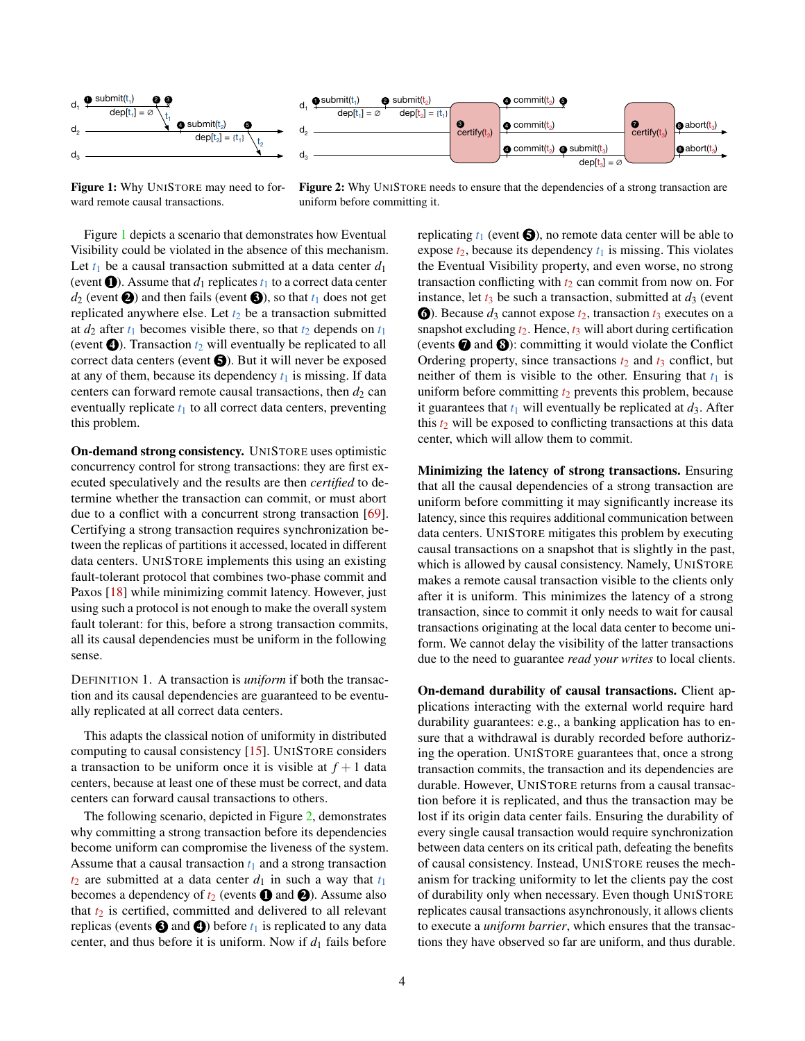Figure 1: Why UniStore may need to forward remote causal transactions.

Figure 2: Why UniStore needs to ensure that the dependencies of a strong transaction are uniform before committing it.

Figure 1 depicts a scenario that demonstrates how Eventual Visibility could be violated in the absence of this mechanism. Let $t_1$ be a causal transaction submitted at a data center $d_1$ (event ❶). Assume that $d_1$ replicates $t_1$ to a correct data center $d_2$ (event ❷) and then fails (event ❸), so that $t_1$ does not get replicated anywhere else. Let $t_2$ be a transaction submitted at $d_2$ after $t_1$ becomes visible there, so that $t_2$ depends on $t_1$ (event ❹). Transaction $t_2$ will eventually be replicated to all correct data centers (event ❺). But it will never be exposed at any of them, because its dependency $t_1$ is missing. If data centers can forward remote causal transactions, then $d_2$ can eventually replicate $t_1$ to all correct data centers, preventing this problem.

**On-demand strong consistency.** UniStore uses optimistic concurrency control for strong transactions: they are first executed speculatively and the results are then *certified* to determine whether the transaction can commit, or must abort due to a conflict with a concurrent strong transaction [69]. Certifying a strong transaction requires synchronization between the replicas of partitions it accessed, located in different data centers. UniStore implements this using an existing fault-tolerant protocol that combines two-phase commit and Paxos [18] while minimizing commit latency. However, just using such a protocol is not enough to make the overall system fault tolerant: for this, before a strong transaction commits, all its causal dependencies must be uniform in the following sense.

Definition 1. A transaction is *uniform* if both the transaction and its causal dependencies are guaranteed to be eventually replicated at all correct data centers.

This adapts the classical notion of uniformity in distributed computing to causal consistency [15]. UniStore considers a transaction to be uniform once it is visible at $f+1$ data centers, because at least one of these must be correct, and data centers can forward causal transactions to others.

The following scenario, depicted in Figure 2, demonstrates why committing a strong transaction before its dependencies become uniform can compromise the liveness of the system. Assume that a causal transaction $t_1$ and a strong transaction $t_2$ are submitted at a data center $d_1$ in such a way that $t_1$ becomes a dependency of $t_2$ (events ❶ and ❷). Assume also that $t_2$ is certified, committed and delivered to all relevant replicas (events ❸ and ❹) before $t_1$ is replicated to any data center, and thus before it is uniform. Now if $d_1$ fails before replicating $t_1$ (event ❺), no remote data center will be able to expose $t_2$, because its dependency $t_1$ is missing. This violates the Eventual Visibility property, and even worse, no strong transaction conflicting with $t_2$ can commit from now on. For instance, let $t_3$ be such a transaction, submitted at $d_3$ (event ❻). Because $d_3$ cannot expose $t_2$, transaction $t_3$ executes on a snapshot excluding $t_2$. Hence, $t_3$ will abort during certification (events ❼ and ❽): committing it would violate the Conflict Ordering property, since transactions $t_2$ and $t_3$ conflict, but neither of them is visible to the other. Ensuring that $t_1$ is uniform before committing $t_2$ prevents this problem, because it guarantees that $t_1$ will eventually be replicated at $d_3$. After this $t_2$ will be exposed to conflicting transactions at this data center, which will allow them to commit.

**Minimizing the latency of strong transactions.** Ensuring that all the causal dependencies of a strong transaction are uniform before committing it may significantly increase its latency, since this requires additional communication between data centers. UniStore mitigates this problem by executing causal transactions on a snapshot that is slightly in the past, which is allowed by causal consistency. Namely, UniStore makes a remote causal transaction visible to the clients only after it is uniform. This minimizes the latency of a strong transaction, since to commit it only needs to wait for causal transactions originating at the local data center to become uniform. We cannot delay the visibility of the latter transactions due to the need to guarantee *read your writes* to local clients.

**On-demand durability of causal transactions.** Client applications interacting with the external world require hard durability guarantees: e.g., a banking application has to ensure that a withdrawal is durably recorded before authorizing the operation. UniStore guarantees that, once a strong transaction commits, the transaction and its dependencies are durable. However, UniStore returns from a causal transaction before it is replicated, and thus the transaction may be lost if its origin data center fails. Ensuring the durability of every single causal transaction would require synchronization between data centers on its critical path, defeating the benefits of causal consistency. Instead, UniStore reuses the mechanism for tracking uniformity to let the clients pay the cost of durability only when necessary. Even though UniStore replicates causal transactions asynchronously, it allows clients to execute a *uniform barrier*, which ensures that the transactions they have observed so far are uniform, and thus durable.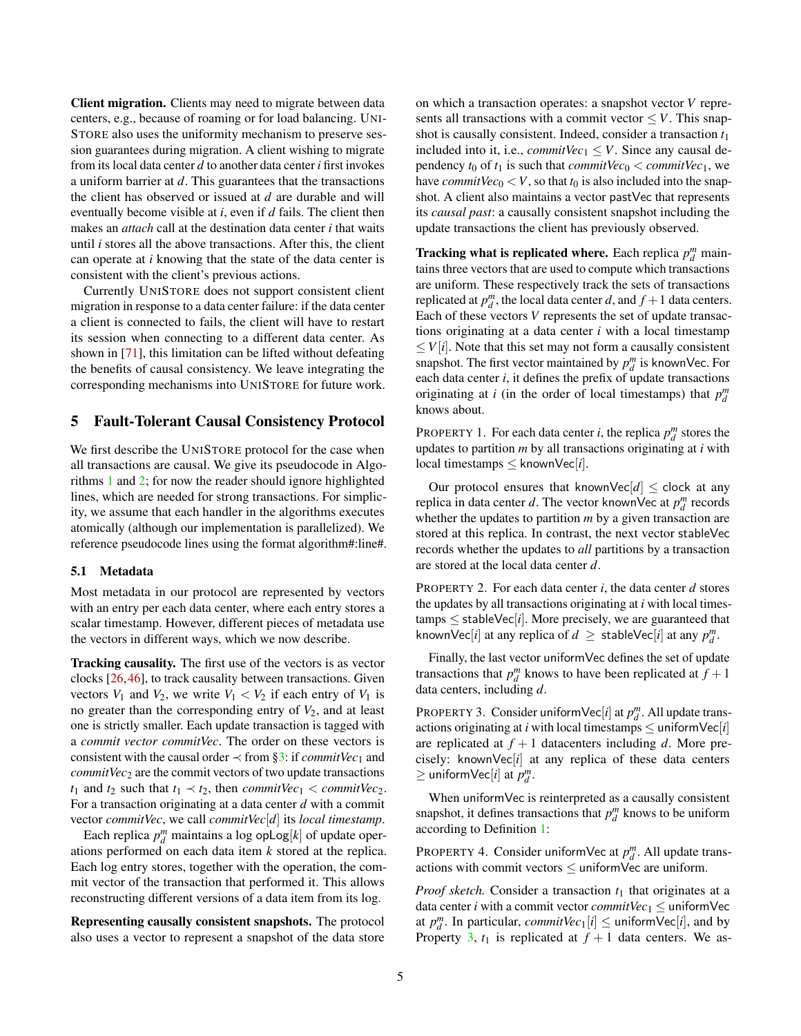**Client migration.** Clients may need to migrate between data centers, e.g., because of roaming or for load balancing. UNISTORE also uses the uniformity mechanism to preserve session guarantees during migration. A client wishing to migrate from its local data center $d$ to another data center $i$ first invokes a uniform barrier at $d$. This guarantees that the transactions the client has observed or issued at $d$ are durable and will eventually become visible at $i$, even if $d$ fails. The client then makes an *attach* call at the destination data center $i$ that waits until $i$ stores all the above transactions. After this, the client can operate at $i$ knowing that the state of the data center is consistent with the client's previous actions.

Currently UNISTORE does not support consistent client migration in response to a data center failure: if the data center a client is connected to fails, the client will have to restart its session when connecting to a different data center. As shown in [71], this limitation can be lifted without defeating the benefits of causal consistency. We leave integrating the corresponding mechanisms into UNISTORE for future work.

## 5 Fault-Tolerant Causal Consistency Protocol

We first describe the UNISTORE protocol for the case when all transactions are causal. We give its pseudocode in Algorithms 1 and 2; for now the reader should ignore highlighted lines, which are needed for strong transactions. For simplicity, we assume that each handler in the algorithms executes atomically (although our implementation is parallelized). We reference pseudocode lines using the format algorithm#:line#.

### 5.1 Metadata

Most metadata in our protocol are represented by vectors with an entry per each data center, where each entry stores a scalar timestamp. However, different pieces of metadata use the vectors in different ways, which we now describe.

**Tracking causality.** The first use of the vectors is as vector clocks [26,46], to track causality between transactions. Given vectors $V_1$ and $V_2$, we write $V_1 < V_2$ if each entry of $V_1$ is no greater than the corresponding entry of $V_2$, and at least one is strictly smaller. Each update transaction is tagged with a *commit vector* *commitVec*. The order on these vectors is consistent with the causal order $\prec$ from §3: if $commitVec_1$ and $commitVec_2$ are the commit vectors of two update transactions $t_1$ and $t_2$ such that $t_1 \prec t_2$, then $commitVec_1 < commitVec_2$. For a transaction originating at a data center $d$ with a commit vector *commitVec*, we call $commitVec[d]$ its *local timestamp*.

Each replica $p_d^m$ maintains a log $\mathsf{opLog}[k]$ of update operations performed on each data item $k$ stored at the replica. Each log entry stores, together with the operation, the commit vector of the transaction that performed it. This allows reconstructing different versions of a data item from its log.

**Representing causally consistent snapshots.** The protocol also uses a vector to represent a snapshot of the data store on which a transaction operates: a snapshot vector $V$ represents all transactions with a commit vector $\leq V$. This snapshot is causally consistent. Indeed, consider a transaction $t_1$ included into it, i.e., $commitVec_1 \leq V$. Since any causal dependency $t_0$ of $t_1$ is such that $commitVec_0 < commitVec_1$, we have $commitVec_0 < V$, so that $t_0$ is also included into the snapshot. A client also maintains a vector $\mathsf{pastVec}$ that represents its *causal past*: a causally consistent snapshot including the update transactions the client has previously observed.

**Tracking what is replicated where.** Each replica $p_d^m$ maintains three vectors that are used to compute which transactions are uniform. These respectively track the sets of transactions replicated at $p_d^m$, the local data center $d$, and $f+1$ data centers. Each of these vectors $V$ represents the set of update transactions originating at a data center $i$ with a local timestamp $\leq V[i]$. Note that this set may not form a causally consistent snapshot. The first vector maintained by $p_d^m$ is $\mathsf{knownVec}$. For each data center $i$, it defines the prefix of update transactions originating at $i$ (in the order of local timestamps) that $p_d^m$ knows about.

PROPERTY 1. For each data center $i$, the replica $p_d^m$ stores the updates to partition $m$ by all transactions originating at $i$ with local timestamps $\leq \mathsf{knownVec}[i]$.

Our protocol ensures that $\mathsf{knownVec}[d] \leq \mathsf{clock}$ at any replica in data center $d$. The vector $\mathsf{knownVec}$ at $p_d^m$ records whether the updates to partition $m$ by a given transaction are stored at this replica. In contrast, the next vector $\mathsf{stableVec}$ records whether the updates to *all* partitions by a transaction are stored at the local data center $d$.

PROPERTY 2. For each data center $i$, the data center $d$ stores the updates by all transactions originating at $i$ with local timestamps $\leq \mathsf{stableVec}[i]$. More precisely, we are guaranteed that $\mathsf{knownVec}[i]$ at any replica of $d \geq \mathsf{stableVec}[i]$ at any $p_d^m$.

Finally, the last vector $\mathsf{uniformVec}$ defines the set of update transactions that $p_d^m$ knows to have been replicated at $f+1$ data centers, including $d$.

PROPERTY 3. Consider $\mathsf{uniformVec}[i]$ at $p_d^m$. All update transactions originating at $i$ with local timestamps $\leq \mathsf{uniformVec}[i]$ are replicated at $f+1$ datacenters including $d$. More precisely: $\mathsf{knownVec}[i]$ at any replica of these data centers $\geq \mathsf{uniformVec}[i]$ at $p_d^m$.

When $\mathsf{uniformVec}$ is reinterpreted as a causally consistent snapshot, it defines transactions that $p_d^m$ knows to be uniform according to Definition 1:

PROPERTY 4. Consider $\mathsf{uniformVec}$ at $p_d^m$. All update transactions with commit vectors $\leq \mathsf{uniformVec}$ are uniform.

*Proof sketch.* Consider a transaction $t_1$ that originates at a data center $i$ with a commit vector $commitVec_1 \leq \mathsf{uniformVec}$ at $p_d^m$. In particular, $commitVec_1[i] \leq \mathsf{uniformVec}[i]$, and by Property 3, $t_1$ is replicated at $f+1$ data centers. We as-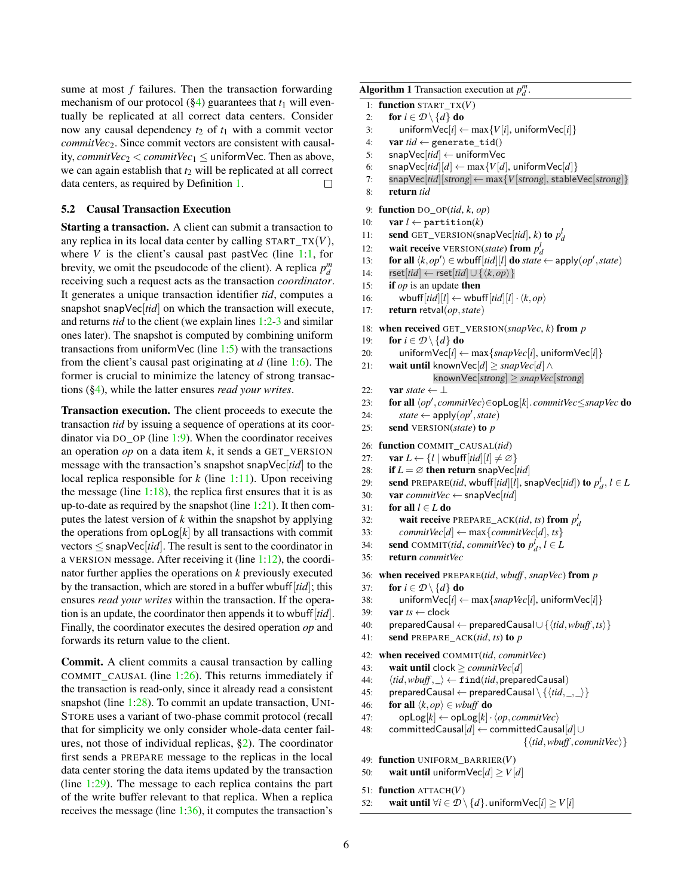sume at most $f$ failures. Then the transaction forwarding mechanism of our protocol (§4) guarantees that $t_1$ will eventually be replicated at all correct data centers. Consider now any causal dependency $t_2$ of $t_1$ with a commit vector $commitVec_2$. Since commit vectors are consistent with causality, $commitVec_2 < commitVec_1 \leq \mathsf{uniformVec}$. Then as above, we can again establish that $t_2$ will be replicated at all correct data centers, as required by Definition 1. □

### 5.2 Causal Transaction Execution

**Starting a transaction.** A client can submit a transaction to any replica in its local data center by calling START_TX($V$), where $V$ is the client's causal past pastVec (line 1:1, for brevity, we omit the pseudocode of the client). A replica $p_d^m$ receiving such a request acts as the transaction *coordinator*. It generates a unique transaction identifier *tid*, computes a snapshot snapVec[*tid*] on which the transaction will execute, and returns *tid* to the client (we explain lines 1:2-3 and similar ones later). The snapshot is computed by combining uniform transactions from uniformVec (line 1:5) with the transactions from the client's causal past originating at $d$ (line 1:6). The former is crucial to minimize the latency of strong transactions (§4), while the latter ensures *read your writes*.

**Transaction execution.** The client proceeds to execute the transaction *tid* by issuing a sequence of operations at its coordinator via DO_OP (line 1:9). When the coordinator receives an operation *op* on a data item $k$, it sends a GET_VERSION message with the transaction's snapshot snapVec[*tid*] to the local replica responsible for $k$ (line 1:11). Upon receiving the message (line 1:18), the replica first ensures that it is as up-to-date as required by the snapshot (line 1:21). It then computes the latest version of $k$ within the snapshot by applying the operations from opLog[$k$] by all transactions with commit vectors ≤ snapVec[*tid*]. The result is sent to the coordinator in a VERSION message. After receiving it (line 1:12), the coordinator further applies the operations on $k$ previously executed by the transaction, which are stored in a buffer wbuff[*tid*]; this ensures *read your writes* within the transaction. If the operation is an update, the coordinator then appends it to wbuff[*tid*]. Finally, the coordinator executes the desired operation *op* and forwards its return value to the client.

**Commit.** A client commits a causal transaction by calling COMMIT_CAUSAL (line 1:26). This returns immediately if the transaction is read-only, since it already read a consistent snapshot (line 1:28). To commit an update transaction, UNISTORE uses a variant of two-phase commit protocol (recall that for simplicity we only consider whole-data center failures, not those of individual replicas, §2). The coordinator first sends a PREPARE message to the replicas in the local data center storing the data items updated by the transaction (line 1:29). The message to each replica contains the part of the write buffer relevant to that replica. When a replica receives the message (line 1:36), it computes the transaction's

**Algorithm 1** Transaction execution at $p_d^m$.

```
 1: function START_TX(V)
 2:   for i ∈ D \ {d} do
 3:     uniformVec[i] ← max{V[i], uniformVec[i]}
 4:   var tid ← generate_tid()
 5:   snapVec[tid] ← uniformVec
 6:   snapVec[tid][d] ← max{V[d], uniformVec[d]}
 7:   snapVec[tid][strong] ← max{V[strong], stableVec[strong]}
 8:   return tid
 9: function DO_OP(tid, k, op)
10:   var l ← partition(k)
11:   send GET_VERSION(snapVec[tid], k) to p_d^l
12:   wait receive VERSION(state) from p_d^l
13:   for all ⟨k, op'⟩ ∈ wbuff[tid][l] do state ← apply(op', state)
14:   rset[tid] ← rset[tid] ∪ {⟨k, op⟩}
15:   if op is an update then
16:     wbuff[tid][l] ← wbuff[tid][l] · ⟨k, op⟩
17:   return retval(op, state)
18: when received GET_VERSION(snapVec, k) from p
19:   for i ∈ D \ {d} do
20:     uniformVec[i] ← max{snapVec[i], uniformVec[i]}
21:   wait until knownVec[d] ≥ snapVec[d] ∧
              knownVec[strong] ≥ snapVec[strong]
22:   var state ← ⊥
23:   for all ⟨op', commitVec⟩ ∈ opLog[k]. commitVec ≤ snapVec do
24:     state ← apply(op', state)
25:   send VERSION(state) to p
26: function COMMIT_CAUSAL(tid)
27:   var L ← {l | wbuff[tid][l] ≠ ∅}
28:   if L = ∅ then return snapVec[tid]
29:   send PREPARE(tid, wbuff[tid][l], snapVec[tid]) to p_d^l, l ∈ L
30:   var commitVec ← snapVec[tid]
31:   for all l ∈ L do
32:     wait receive PREPARE_ACK(tid, ts) from p_d^l
33:     commitVec[d] ← max{commitVec[d], ts}
34:   send COMMIT(tid, commitVec) to p_d^l, l ∈ L
35:   return commitVec
36: when received PREPARE(tid, wbuff, snapVec) from p
37:   for i ∈ D \ {d} do
38:     uniformVec[i] ← max{snapVec[i], uniformVec[i]}
39:   var ts ← clock
40:   preparedCausal ← preparedCausal ∪ {⟨tid, wbuff, ts⟩}
41:   send PREPARE_ACK(tid, ts) to p
42: when received COMMIT(tid, commitVec)
43:   wait until clock ≥ commitVec[d]
44:   ⟨tid, wbuff, _⟩ ← find(tid, preparedCausal)
45:   preparedCausal ← preparedCausal \ {⟨tid, _, _⟩}
46:   for all ⟨k, op⟩ ∈ wbuff do
47:     opLog[k] ← opLog[k] · ⟨op, commitVec⟩
48:   committedCausal[d] ← committedCausal[d] ∪
                              {⟨tid, wbuff, commitVec⟩}
49: function UNIFORM_BARRIER(V)
50:   wait until uniformVec[d] ≥ V[d]
51: function ATTACH(V)
52:   wait until ∀i ∈ D \ {d}. uniformVec[i] ≥ V[i]
```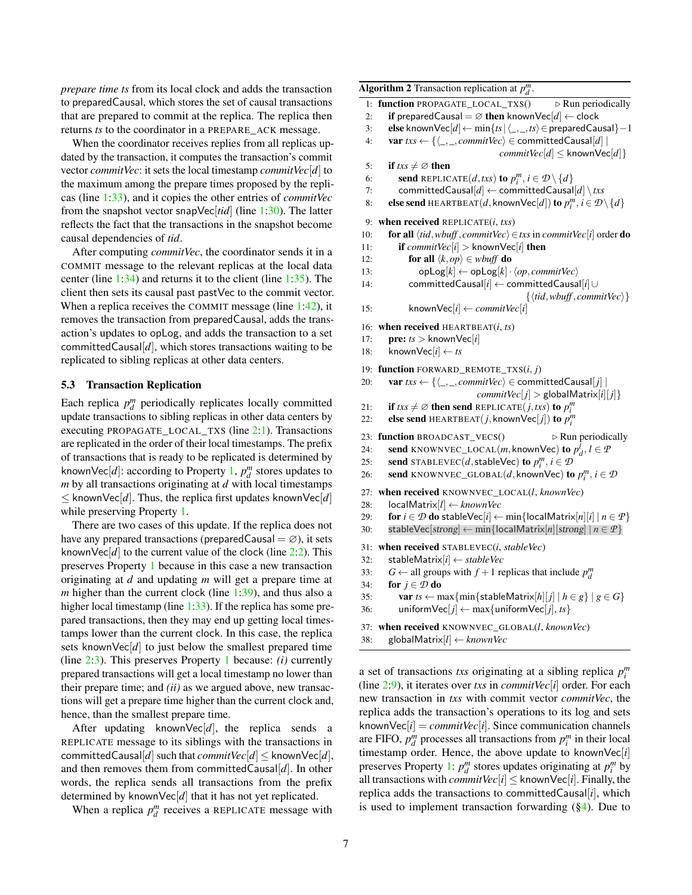*prepare time ts* from its local clock and adds the transaction to preparedCausal, which stores the set of causal transactions that are prepared to commit at the replica. The replica then returns *ts* to the coordinator in a PREPARE_ACK message.

When the coordinator receives replies from all replicas updated by the transaction, it computes the transaction's commit vector *commitVec*: it sets the local timestamp *commitVec*$[d]$ to the maximum among the prepare times proposed by the replicas (line 1:33), and it copies the other entries of *commitVec* from the snapshot vector snapVec$[tid]$ (line 1:30). The latter reflects the fact that the transactions in the snapshot become causal dependencies of *tid*.

After computing *commitVec*, the coordinator sends it in a COMMIT message to the relevant replicas at the local data center (line 1:34) and returns it to the client (line 1:35). The client then sets its causal past pastVec to the commit vector. When a replica receives the COMMIT message (line 1:42), it removes the transaction from preparedCausal, adds the transaction's updates to opLog, and adds the transaction to a set committedCausal$[d]$, which stores transactions waiting to be replicated to sibling replicas at other data centers.

### 5.3 Transaction Replication

Each replica $p_d^m$ periodically replicates locally committed update transactions to sibling replicas in other data centers by executing PROPAGATE_LOCAL_TXS (line 2:1). Transactions are replicated in the order of their local timestamps. The prefix of transactions that is ready to be replicated is determined by knownVec$[d]$: according to Property 1, $p_d^m$ stores updates to $m$ by all transactions originating at $d$ with local timestamps $\leq$ knownVec$[d]$. Thus, the replica first updates knownVec$[d]$ while preserving Property 1.

There are two cases of this update. If the replica does not have any prepared transactions (preparedCausal $= \varnothing$), it sets knownVec$[d]$ to the current value of the clock (line 2:2). This preserves Property 1 because in this case a new transaction originating at $d$ and updating $m$ will get a prepare time at $m$ higher than the current clock (line 1:39), and thus also a higher local timestamp (line 1:33). If the replica has some prepared transactions, then they may end up getting local timestamps lower than the current clock. In this case, the replica sets knownVec$[d]$ to just below the smallest prepared time (line 2:3). This preserves Property 1 because: *(i)* currently prepared transactions will get a local timestamp no lower than their prepare time; and *(ii)* as we argued above, new transactions will get a prepare time higher than the current clock and, hence, than the smallest prepare time.

After updating knownVec$[d]$, the replica sends a REPLICATE message to its siblings with the transactions in committedCausal$[d]$ such that *commitVec*$[d] \leq$ knownVec$[d]$, and then removes them from committedCausal$[d]$. In other words, the replica sends all transactions from the prefix determined by knownVec$[d]$ that it has not yet replicated.

When a replica $p_d^m$ receives a REPLICATE message with a set of transactions *txs* originating at a sibling replica $p_i^m$ (line 2:9), it iterates over *txs* in *commitVec*$[i]$ order. For each new transaction in *txs* with commit vector *commitVec*, the replica adds the transaction's operations to its log and sets knownVec$[i]$ = *commitVec*$[i]$. Since communication channels are FIFO, $p_d^m$ processes all transactions from $p_i^m$ in their local timestamp order. Hence, the above update to knownVec$[i]$ preserves Property 1: $p_d^m$ stores updates originating at $p_i^m$ by all transactions with *commitVec*$[i] \leq$ knownVec$[i]$. Finally, the replica adds the transactions to committedCausal$[i]$, which is used to implement transaction forwarding (§4). Due to

**Algorithm 2** Transaction replication at $p_d^m$.

```
1:  function PROPAGATE_LOCAL_TXS()                              ▷ Run periodically
2:    if preparedCausal = ∅ then knownVec[d] ← clock
3:    else knownVec[d] ← min{ts | ⟨_,_,ts⟩ ∈ preparedCausal} − 1
4:    var txs ← {⟨_,_,commitVec⟩ ∈ committedCausal[d] |
                                        commitVec[d] ≤ knownVec[d]}
5:    if txs ≠ ∅ then
6:      send REPLICATE(d, txs) to p_i^m, i ∈ D \ {d}
7:      committedCausal[d] ← committedCausal[d] \ txs
8:    else send HEARTBEAT(d, knownVec[d]) to p_i^m, i ∈ D \ {d}

9:  when received REPLICATE(i, txs)
10:   for all ⟨tid, wbuff, commitVec⟩ ∈ txs in commitVec[i] order do
11:     if commitVec[i] > knownVec[i] then
12:       for all ⟨k, op⟩ ∈ wbuff do
13:         opLog[k] ← opLog[k] · ⟨op, commitVec⟩
14:       committedCausal[i] ← committedCausal[i] ∪
                                          {⟨tid, wbuff, commitVec⟩}
15:       knownVec[i] ← commitVec[i]

16: when received HEARTBEAT(i, ts)
17:   pre: ts > knownVec[i]
18:   knownVec[i] ← ts

19: function FORWARD_REMOTE_TXS(i, j)
20:   var txs ← {⟨_,_,commitVec⟩ ∈ committedCausal[j] |
                               commitVec[j] > globalMatrix[i][j]}
21:   if txs ≠ ∅ then send REPLICATE(j, txs) to p_i^m
22:   else send HEARTBEAT(j, knownVec[j]) to p_i^m

23: function BROADCAST_VECS()                                   ▷ Run periodically
24:   send KNOWNVEC_LOCAL(m, knownVec) to p_d^l, l ∈ P
25:   send STABLEVEC(d, stableVec) to p_i^m, i ∈ D
26:   send KNOWNVEC_GLOBAL(d, knownVec) to p_i^m, i ∈ D

27: when received KNOWNVEC_LOCAL(l, knownVec)
28:   localMatrix[l] ← knownVec
29:   for i ∈ D do stableVec[i] ← min{localMatrix[n][i] | n ∈ P}
30:   stableVec[strong] ← min{localMatrix[n][strong] | n ∈ P}

31: when received STABLEVEC(i, stableVec)
32:   stableMatrix[i] ← stableVec
33:   G ← all groups with f + 1 replicas that include p_d^m
34:   for j ∈ D do
35:     var ts ← max{min{stableMatrix[h][j] | h ∈ g} | g ∈ G}
36:     uniformVec[j] ← max{uniformVec[j], ts}

37: when received KNOWNVEC_GLOBAL(l, knownVec)
38:   globalMatrix[l] ← knownVec
```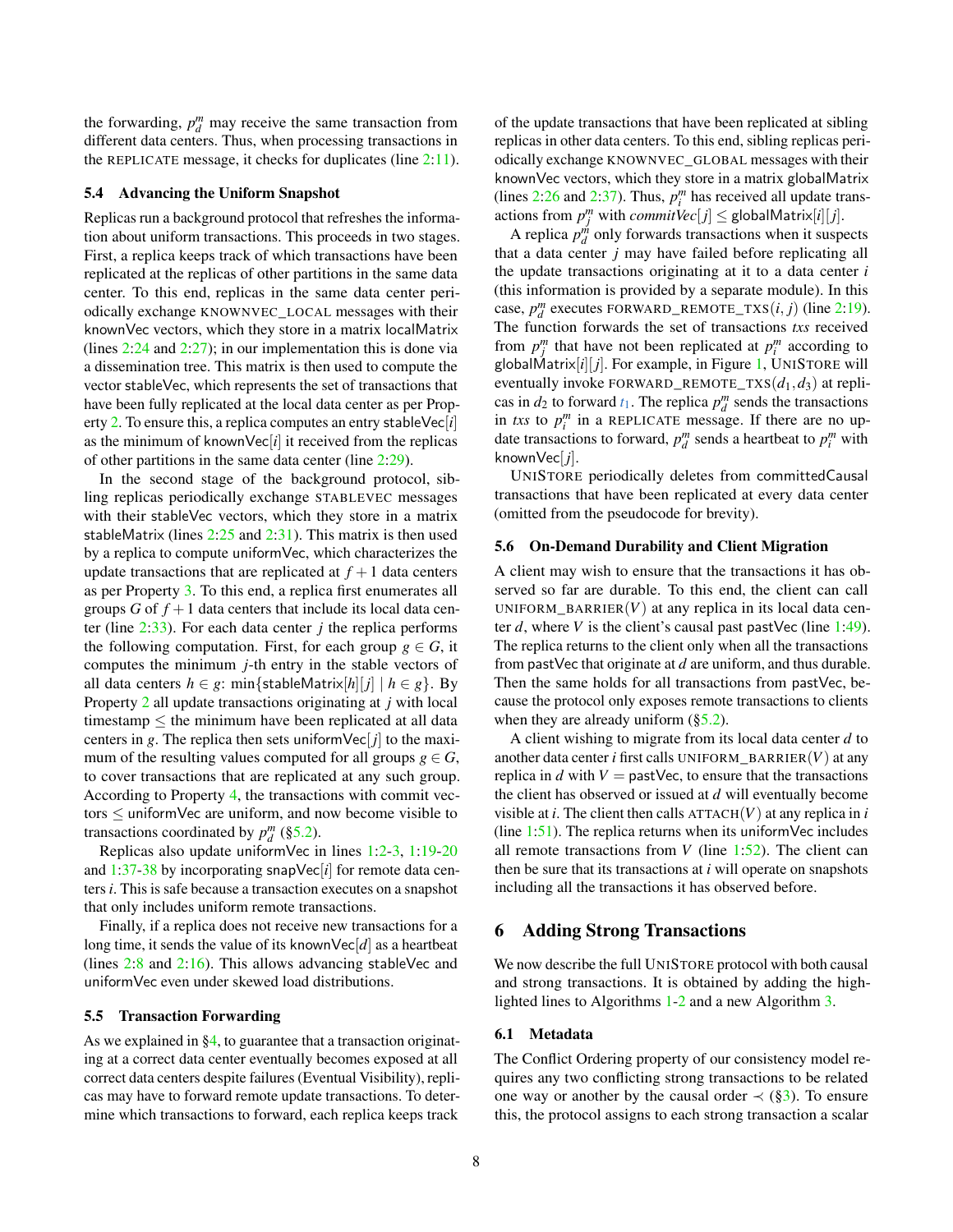the forwarding, $p^m_d$ may receive the same transaction from different data centers. Thus, when processing transactions in the REPLICATE message, it checks for duplicates (line 2:11).

### 5.4 Advancing the Uniform Snapshot

Replicas run a background protocol that refreshes the information about uniform transactions. This proceeds in two stages. First, a replica keeps track of which transactions have been replicated at the replicas of other partitions in the same data center. To this end, replicas in the same data center periodically exchange KNOWNVEC_LOCAL messages with their knownVec vectors, which they store in a matrix localMatrix (lines 2:24 and 2:27); in our implementation this is done via a dissemination tree. This matrix is then used to compute the vector stableVec, which represents the set of transactions that have been fully replicated at the local data center as per Property 2. To ensure this, a replica computes an entry stableVec$[i]$ as the minimum of knownVec$[i]$ it received from the replicas of other partitions in the same data center (line 2:29).

In the second stage of the background protocol, sibling replicas periodically exchange STABLEVEC messages with their stableVec vectors, which they store in a matrix stableMatrix (lines 2:25 and 2:31). This matrix is then used by a replica to compute uniformVec, which characterizes the update transactions that are replicated at $f+1$ data centers as per Property 3. To this end, a replica first enumerates all groups $G$ of $f+1$ data centers that include its local data center (line 2:33). For each data center $j$ the replica performs the following computation. First, for each group $g \in G$, it computes the minimum $j$-th entry in the stable vectors of all data centers $h \in g$: $\min\{\text{stableMatrix}[h][j] \mid h \in g\}$. By Property 2 all update transactions originating at $j$ with local timestamp $\leq$ the minimum have been replicated at all data centers in $g$. The replica then sets uniformVec$[j]$ to the maximum of the resulting values computed for all groups $g \in G$, to cover transactions that are replicated at any such group. According to Property 4, the transactions with commit vectors $\leq$ uniformVec are uniform, and now become visible to transactions coordinated by $p^m_d$ (§5.2).

Replicas also update uniformVec in lines 1:2-3, 1:19-20 and 1:37-38 by incorporating snapVec$[i]$ for remote data centers $i$. This is safe because a transaction executes on a snapshot that only includes uniform remote transactions.

Finally, if a replica does not receive new transactions for a long time, it sends the value of its knownVec$[d]$ as a heartbeat (lines 2:8 and 2:16). This allows advancing stableVec and uniformVec even under skewed load distributions.

### 5.5 Transaction Forwarding

As we explained in §4, to guarantee that a transaction originating at a correct data center eventually becomes exposed at all correct data centers despite failures (Eventual Visibility), replicas may have to forward remote update transactions. To determine which transactions to forward, each replica keeps track of the update transactions that have been replicated at sibling replicas in other data centers. To this end, sibling replicas periodically exchange KNOWNVEC_GLOBAL messages with their knownVec vectors, which they store in a matrix globalMatrix (lines 2:26 and 2:37). Thus, $p^m_i$ has received all update transactions from $p^m_j$ with $commitVec[j] \leq$ globalMatrix$[i][j]$.

A replica $p^m_d$ only forwards transactions when it suspects that a data center $j$ may have failed before replicating all the update transactions originating at it to a data center $i$ (this information is provided by a separate module). In this case, $p^m_d$ executes FORWARD_REMOTE_TXS$(i, j)$ (line 2:19). The function forwards the set of transactions $txs$ received from $p^m_j$ that have not been replicated at $p^m_i$ according to globalMatrix$[i][j]$. For example, in Figure 1, UNISTORE will eventually invoke FORWARD_REMOTE_TXS$(d_1, d_3)$ at replicas in $d_2$ to forward $t_1$. The replica $p^m_d$ sends the transactions in $txs$ to $p^m_i$ in a REPLICATE message. If there are no update transactions to forward, $p^m_d$ sends a heartbeat to $p^m_i$ with knownVec$[j]$.

UNISTORE periodically deletes from committedCausal transactions that have been replicated at every data center (omitted from the pseudocode for brevity).

### 5.6 On-Demand Durability and Client Migration

A client may wish to ensure that the transactions it has observed so far are durable. To this end, the client can call UNIFORM_BARRIER$(V)$ at any replica in its local data center $d$, where $V$ is the client's causal past pastVec (line 1:49). The replica returns to the client only when all the transactions from pastVec that originate at $d$ are uniform, and thus durable. Then the same holds for all transactions from pastVec, because the protocol only exposes remote transactions to clients when they are already uniform (§5.2).

A client wishing to migrate from its local data center $d$ to another data center $i$ first calls UNIFORM_BARRIER$(V)$ at any replica in $d$ with $V =$ pastVec, to ensure that the transactions the client has observed or issued at $d$ will eventually become visible at $i$. The client then calls ATTACH$(V)$ at any replica in $i$ (line 1:51). The replica returns when its uniformVec includes all remote transactions from $V$ (line 1:52). The client can then be sure that its transactions at $i$ will operate on snapshots including all the transactions it has observed before.

## 6 Adding Strong Transactions

We now describe the full UNISTORE protocol with both causal and strong transactions. It is obtained by adding the highlighted lines to Algorithms 1-2 and a new Algorithm 3.

### 6.1 Metadata

The Conflict Ordering property of our consistency model requires any two conflicting strong transactions to be related one way or another by the causal order $\prec$ (§3). To ensure this, the protocol assigns to each strong transaction a scalar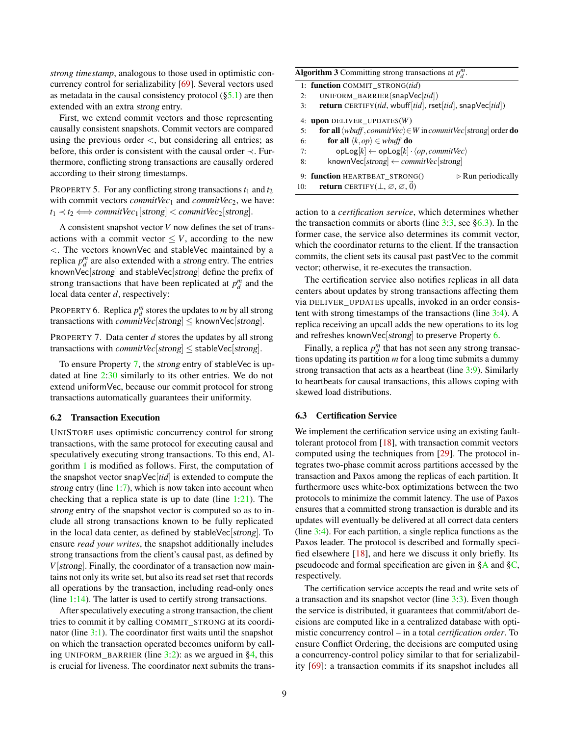*strong timestamp*, analogous to those used in optimistic concurrency control for serializability [69]. Several vectors used as metadata in the causal consistency protocol (§5.1) are then extended with an extra *strong* entry.

First, we extend commit vectors and those representing causally consistent snapshots. Commit vectors are compared using the previous order $<$, but considering all entries; as before, this order is consistent with the causal order $\prec$. Furthermore, conflicting strong transactions are causally ordered according to their strong timestamps.

PROPERTY 5. For any conflicting strong transactions $t_1$ and $t_2$ with commit vectors $commitVec_1$ and $commitVec_2$, we have: $t_1 \prec t_2 \iff commitVec_1[strong] < commitVec_2[strong]$.

A consistent snapshot vector $V$ now defines the set of transactions with a commit vector $\leq V$, according to the new $<$. The vectors knownVec and stableVec maintained by a replica $p_d^m$ are also extended with a *strong* entry. The entries knownVec[*strong*] and stableVec[*strong*] define the prefix of strong transactions that have been replicated at $p_d^m$ and the local data center $d$, respectively:

PROPERTY 6. Replica $p_d^m$ stores the updates to $m$ by all strong transactions with $commitVec[strong] \leq$ knownVec[*strong*].

PROPERTY 7. Data center $d$ stores the updates by all strong transactions with $commitVec[strong] \leq$ stableVec[*strong*].

To ensure Property 7, the *strong* entry of stableVec is updated at line 2:30 similarly to its other entries. We do not extend uniformVec, because our commit protocol for strong transactions automatically guarantees their uniformity.

## 6.2 Transaction Execution

UNISTORE uses optimistic concurrency control for strong transactions, with the same protocol for executing causal and speculatively executing strong transactions. To this end, Algorithm 1 is modified as follows. First, the computation of the snapshot vector snapVec[*tid*] is extended to compute the *strong* entry (line 1:7), which is now taken into account when checking that a replica state is up to date (line 1:21). The *strong* entry of the snapshot vector is computed so as to include all strong transactions known to be fully replicated in the local data center, as defined by stableVec[*strong*]. To ensure *read your writes*, the snapshot additionally includes strong transactions from the client's causal past, as defined by $V[strong]$. Finally, the coordinator of a transaction now maintains not only its write set, but also its read set rset that records all operations by the transaction, including read-only ones (line 1:14). The latter is used to certify strong transactions.

After speculatively executing a strong transaction, the client tries to commit it by calling COMMIT_STRONG at its coordinator (line 3:1). The coordinator first waits until the snapshot on which the transaction operated becomes uniform by calling UNIFORM_BARRIER (line 3:2): as we argued in §4, this is crucial for liveness. The coordinator next submits the transaction to a *certification service*, which determines whether the transaction commits or aborts (line 3:3, see §6.3). In the former case, the service also determines its commit vector, which the coordinator returns to the client. If the transaction commits, the client sets its causal past pastVec to the commit vector; otherwise, it re-executes the transaction.

**Algorithm 3** Committing strong transactions at $p_d^m$.

```
1: function COMMIT_STRONG(tid)
2:    UNIFORM_BARRIER(snapVec[tid])
3:    return CERTIFY(tid, wbuff[tid], rset[tid], snapVec[tid])
4: upon DELIVER_UPDATES(W)
5:    for all ⟨wbuff, commitVec⟩ ∈ W in commitVec[strong] order do
6:       for all ⟨k, op⟩ ∈ wbuff do
7:          opLog[k] ← opLog[k] · ⟨op, commitVec⟩
8:       knownVec[strong] ← commitVec[strong]
9: function HEARTBEAT_STRONG()                    ▷ Run periodically
10:   return CERTIFY(⊥, ∅, ∅, 0⃗)
```

The certification service also notifies replicas in all data centers about updates by strong transactions affecting them via DELIVER_UPDATES upcalls, invoked in an order consistent with strong timestamps of the transactions (line 3:4). A replica receiving an upcall adds the new operations to its log and refreshes knownVec[*strong*] to preserve Property 6.

Finally, a replica $p_d^m$ that has not seen any strong transactions updating its partition $m$ for a long time submits a dummy strong transaction that acts as a heartbeat (line 3:9). Similarly to heartbeats for causal transactions, this allows coping with skewed load distributions.

## 6.3 Certification Service

We implement the certification service using an existing fault-tolerant protocol from [18], with transaction commit vectors computed using the techniques from [29]. The protocol integrates two-phase commit across partitions accessed by the transaction and Paxos among the replicas of each partition. It furthermore uses white-box optimizations between the two protocols to minimize the commit latency. The use of Paxos ensures that a committed strong transaction is durable and its updates will eventually be delivered at all correct data centers (line 3:4). For each partition, a single replica functions as the Paxos leader. The protocol is described and formally specified elsewhere [18], and here we discuss it only briefly. Its pseudocode and formal specification are given in §A and §C, respectively.

The certification service accepts the read and write sets of a transaction and its snapshot vector (line 3:3). Even though the service is distributed, it guarantees that commit/abort decisions are computed like in a centralized database with optimistic concurrency control – in a total *certification order*. To ensure Conflict Ordering, the decisions are computed using a concurrency-control policy similar to that for serializability [69]: a transaction commits if its snapshot includes all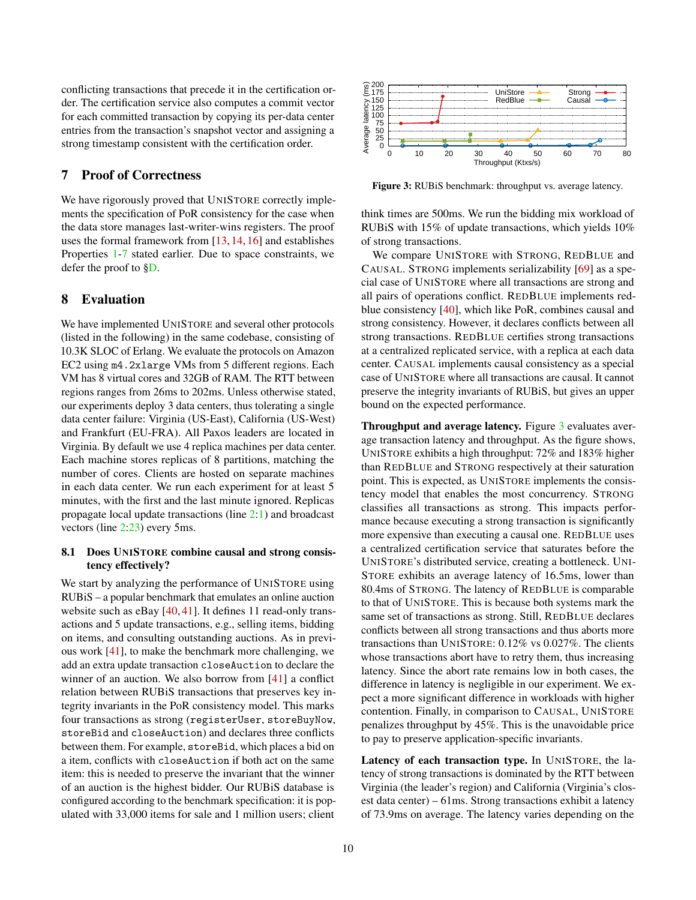conflicting transactions that precede it in the certification order. The certification service also computes a commit vector for each committed transaction by copying its per-data center entries from the transaction's snapshot vector and assigning a strong timestamp consistent with the certification order.

## 7 Proof of Correctness

We have rigorously proved that UNISTORE correctly implements the specification of PoR consistency for the case when the data store manages last-writer-wins registers. The proof uses the formal framework from [13, 14, 16] and establishes Properties 1-7 stated earlier. Due to space constraints, we defer the proof to §D.

## 8 Evaluation

We have implemented UNISTORE and several other protocols (listed in the following) in the same codebase, consisting of 10.3K SLOC of Erlang. We evaluate the protocols on Amazon EC2 using `m4.2xlarge` VMs from 5 different regions. Each VM has 8 virtual cores and 32GB of RAM. The RTT between regions ranges from 26ms to 202ms. Unless otherwise stated, our experiments deploy 3 data centers, thus tolerating a single data center failure: Virginia (US-East), California (US-West) and Frankfurt (EU-FRA). All Paxos leaders are located in Virginia. By default we use 4 replica machines per data center. Each machine stores replicas of 8 partitions, matching the number of cores. Clients are hosted on separate machines in each data center. We run each experiment for at least 5 minutes, with the first and the last minute ignored. Replicas propagate local update transactions (line 2:1) and broadcast vectors (line 2:23) every 5ms.

### 8.1 Does UNISTORE combine causal and strong consistency effectively?

We start by analyzing the performance of UNISTORE using RUBiS – a popular benchmark that emulates an online auction website such as eBay [40, 41]. It defines 11 read-only transactions and 5 update transactions, e.g., selling items, bidding on items, and consulting outstanding auctions. As in previous work [41], to make the benchmark more challenging, we add an extra update transaction `closeAuction` to declare the winner of an auction. We also borrow from [41] a conflict relation between RUBiS transactions that preserves key integrity invariants in the PoR consistency model. This marks four transactions as strong (`registerUser`, `storeBuyNow`, `storeBid` and `closeAuction`) and declares three conflicts between them. For example, `storeBid`, which places a bid on a item, conflicts with `closeAuction` if both act on the same item: this is needed to preserve the invariant that the winner of an auction is the highest bidder. Our RUBiS database is configured according to the benchmark specification: it is populated with 33,000 items for sale and 1 million users; client think times are 500ms. We run the bidding mix workload of RUBiS with 15% of update transactions, which yields 10% of strong transactions.

**Figure 3:** RUBiS benchmark: throughput vs. average latency.

We compare UNISTORE with STRONG, REDBLUE and CAUSAL. STRONG implements serializability [69] as a special case of UNISTORE where all transactions are strong and all pairs of operations conflict. REDBLUE implements red-blue consistency [40], which like PoR, combines causal and strong consistency. However, it declares conflicts between all strong transactions. REDBLUE certifies strong transactions at a centralized replicated service, with a replica at each data center. CAUSAL implements causal consistency as a special case of UNISTORE where all transactions are causal. It cannot preserve the integrity invariants of RUBiS, but gives an upper bound on the expected performance.

**Throughput and average latency.** Figure 3 evaluates average transaction latency and throughput. As the figure shows, UNISTORE exhibits a high throughput: 72% and 183% higher than REDBLUE and STRONG respectively at their saturation point. This is expected, as UNISTORE implements the consistency model that enables the most concurrency. STRONG classifies all transactions as strong. This impacts performance because executing a strong transaction is significantly more expensive than executing a causal one. REDBLUE uses a centralized certification service that saturates before the UNISTORE's distributed service, creating a bottleneck. UNISTORE exhibits an average latency of 16.5ms, lower than 80.4ms of STRONG. The latency of REDBLUE is comparable to that of UNISTORE. This is because both systems mark the same set of transactions as strong. Still, REDBLUE declares conflicts between all strong transactions and thus aborts more transactions than UNISTORE: 0.12% vs 0.027%. The clients whose transactions abort have to retry them, thus increasing latency. Since the abort rate remains low in both cases, the difference in latency is negligible in our experiment. We expect a more significant difference in workloads with higher contention. Finally, in comparison to CAUSAL, UNISTORE penalizes throughput by 45%. This is the unavoidable price to pay to preserve application-specific invariants.

**Latency of each transaction type.** In UNISTORE, the latency of strong transactions is dominated by the RTT between Virginia (the leader's region) and California (Virginia's closest data center) – 61ms. Strong transactions exhibit a latency of 73.9ms on average. The latency varies depending on the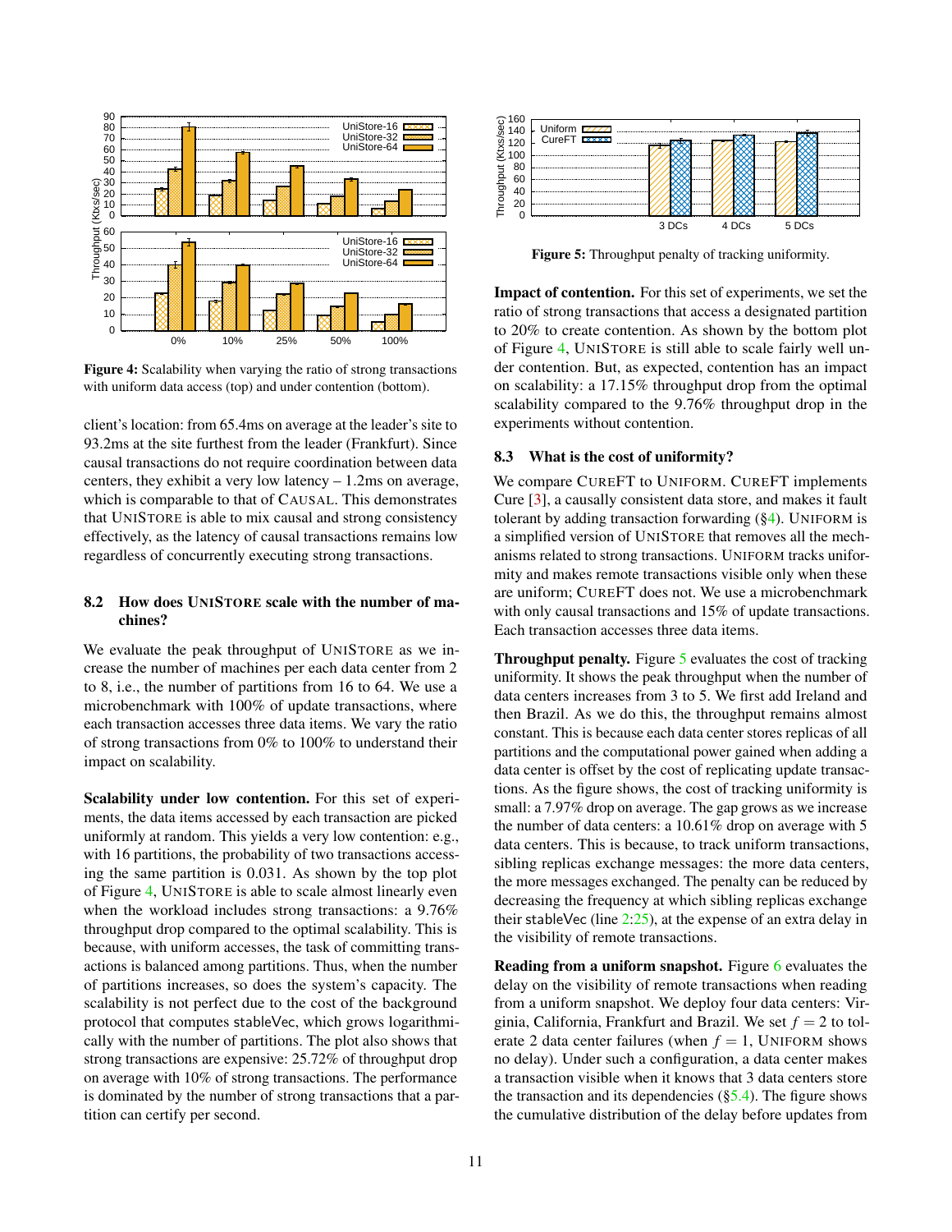Figure 4: Scalability when varying the ratio of strong transactions with uniform data access (top) and under contention (bottom).

client's location: from 65.4ms on average at the leader's site to 93.2ms at the site furthest from the leader (Frankfurt). Since causal transactions do not require coordination between data centers, they exhibit a very low latency – 1.2ms on average, which is comparable to that of CAUSAL. This demonstrates that UNISTORE is able to mix causal and strong consistency effectively, as the latency of causal transactions remains low regardless of concurrently executing strong transactions.

### 8.2 How does UNISTORE scale with the number of machines?

We evaluate the peak throughput of UNISTORE as we increase the number of machines per each data center from 2 to 8, i.e., the number of partitions from 16 to 64. We use a microbenchmark with 100% of update transactions, where each transaction accesses three data items. We vary the ratio of strong transactions from 0% to 100% to understand their impact on scalability.

**Scalability under low contention.** For this set of experiments, the data items accessed by each transaction are picked uniformly at random. This yields a very low contention: e.g., with 16 partitions, the probability of two transactions accessing the same partition is 0.031. As shown by the top plot of Figure 4, UNISTORE is able to scale almost linearly even when the workload includes strong transactions: a 9.76% throughput drop compared to the optimal scalability. This is because, with uniform accesses, the task of committing transactions is balanced among partitions. Thus, when the number of partitions increases, so does the system's capacity. The scalability is not perfect due to the cost of the background protocol that computes stableVec, which grows logarithmically with the number of partitions. The plot also shows that strong transactions are expensive: 25.72% of throughput drop on average with 10% of strong transactions. The performance is dominated by the number of strong transactions that a partition can certify per second.

Figure 5: Throughput penalty of tracking uniformity.

**Impact of contention.** For this set of experiments, we set the ratio of strong transactions that access a designated partition to 20% to create contention. As shown by the bottom plot of Figure 4, UNISTORE is still able to scale fairly well under contention. But, as expected, contention has an impact on scalability: a 17.15% throughput drop from the optimal scalability compared to the 9.76% throughput drop in the experiments without contention.

### 8.3 What is the cost of uniformity?

We compare CUREFT to UNIFORM. CUREFT implements Cure [3], a causally consistent data store, and makes it fault tolerant by adding transaction forwarding (§4). UNIFORM is a simplified version of UNISTORE that removes all the mechanisms related to strong transactions. UNIFORM tracks uniformity and makes remote transactions visible only when these are uniform; CUREFT does not. We use a microbenchmark with only causal transactions and 15% of update transactions. Each transaction accesses three data items.

**Throughput penalty.** Figure 5 evaluates the cost of tracking uniformity. It shows the peak throughput when the number of data centers increases from 3 to 5. We first add Ireland and then Brazil. As we do this, the throughput remains almost constant. This is because each data center stores replicas of all partitions and the computational power gained when adding a data center is offset by the cost of replicating update transactions. As the figure shows, the cost of tracking uniformity is small: a 7.97% drop on average. The gap grows as we increase the number of data centers: a 10.61% drop on average with 5 data centers. This is because, to track uniform transactions, sibling replicas exchange messages: the more data centers, the more messages exchanged. The penalty can be reduced by decreasing the frequency at which sibling replicas exchange their stableVec (line 2:25), at the expense of an extra delay in the visibility of remote transactions.

**Reading from a uniform snapshot.** Figure 6 evaluates the delay on the visibility of remote transactions when reading from a uniform snapshot. We deploy four data centers: Virginia, California, Frankfurt and Brazil. We set $f = 2$ to tolerate 2 data center failures (when $f = 1$, UNIFORM shows no delay). Under such a configuration, a data center makes a transaction visible when it knows that 3 data centers store the transaction and its dependencies (§5.4). The figure shows the cumulative distribution of the delay before updates from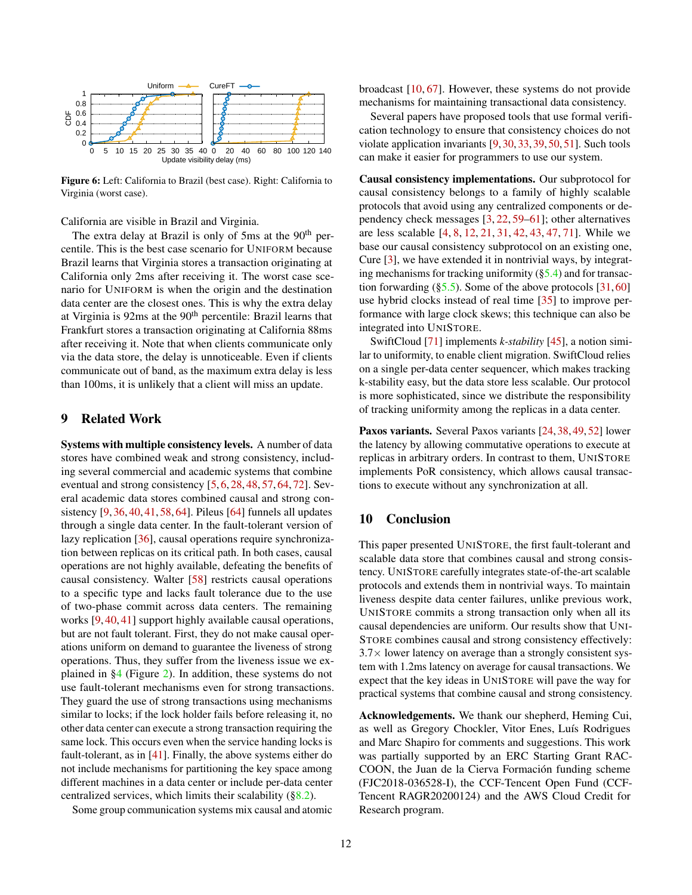Figure 6: Left: California to Brazil (best case). Right: California to Virginia (worst case).

California are visible in Brazil and Virginia.

The extra delay at Brazil is only of 5ms at the 90th percentile. This is the best case scenario for UNIFORM because Brazil learns that Virginia stores a transaction originating at California only 2ms after receiving it. The worst case scenario for UNIFORM is when the origin and the destination data center are the closest ones. This is why the extra delay at Virginia is 92ms at the 90th percentile: Brazil learns that Frankfurt stores a transaction originating at California 88ms after receiving it. Note that when clients communicate only via the data store, the delay is unnoticeable. Even if clients communicate out of band, as the maximum extra delay is less than 100ms, it is unlikely that a client will miss an update.

## 9 Related Work

**Systems with multiple consistency levels.** A number of data stores have combined weak and strong consistency, including several commercial and academic systems that combine eventual and strong consistency [5, 6, 28, 48, 57, 64, 72]. Several academic data stores combined causal and strong consistency [9, 36, 40, 41, 58, 64]. Pileus [64] funnels all updates through a single data center. In the fault-tolerant version of lazy replication [36], causal operations require synchronization between replicas on its critical path. In both cases, causal operations are not highly available, defeating the benefits of causal consistency. Walter [58] restricts causal operations to a specific type and lacks fault tolerance due to the use of two-phase commit across data centers. The remaining works [9, 40, 41] support highly available causal operations, but are not fault tolerant. First, they do not make causal operations uniform on demand to guarantee the liveness of strong operations. Thus, they suffer from the liveness issue we explained in §4 (Figure 2). In addition, these systems do not use fault-tolerant mechanisms even for strong transactions. They guard the use of strong transactions using mechanisms similar to locks; if the lock holder fails before releasing it, no other data center can execute a strong transaction requiring the same lock. This occurs even when the service handing locks is fault-tolerant, as in [41]. Finally, the above systems either do not include mechanisms for partitioning the key space among different machines in a data center or include per-data center centralized services, which limits their scalability (§8.2).

Some group communication systems mix causal and atomic broadcast [10, 67]. However, these systems do not provide mechanisms for maintaining transactional data consistency.

Several papers have proposed tools that use formal verification technology to ensure that consistency choices do not violate application invariants [9, 30, 33, 39, 50, 51]. Such tools can make it easier for programmers to use our system.

**Causal consistency implementations.** Our subprotocol for causal consistency belongs to a family of highly scalable protocols that avoid using any centralized components or dependency check messages [3, 22, 59–61]; other alternatives are less scalable [4, 8, 12, 21, 31, 42, 43, 47, 71]. While we base our causal consistency subprotocol on an existing one, Cure [3], we have extended it in nontrivial ways, by integrating mechanisms for tracking uniformity (§5.4) and for transaction forwarding (§5.5). Some of the above protocols [31, 60] use hybrid clocks instead of real time [35] to improve performance with large clock skews; this technique can also be integrated into UNISTORE.

SwiftCloud [71] implements *k-stability* [45], a notion similar to uniformity, to enable client migration. SwiftCloud relies on a single per-data center sequencer, which makes tracking k-stability easy, but the data store less scalable. Our protocol is more sophisticated, since we distribute the responsibility of tracking uniformity among the replicas in a data center.

**Paxos variants.** Several Paxos variants [24, 38, 49, 52] lower the latency by allowing commutative operations to execute at replicas in arbitrary orders. In contrast to them, UNISTORE implements PoR consistency, which allows causal transactions to execute without any synchronization at all.

## 10 Conclusion

This paper presented UNISTORE, the first fault-tolerant and scalable data store that combines causal and strong consistency. UNISTORE carefully integrates state-of-the-art scalable protocols and extends them in nontrivial ways. To maintain liveness despite data center failures, unlike previous work, UNISTORE commits a strong transaction only when all its causal dependencies are uniform. Our results show that UNISTORE combines causal and strong consistency effectively: 3.7× lower latency on average than a strongly consistent system with 1.2ms latency on average for causal transactions. We expect that the key ideas in UNISTORE will pave the way for practical systems that combine causal and strong consistency.

**Acknowledgements.** We thank our shepherd, Heming Cui, as well as Gregory Chockler, Vitor Enes, Luís Rodrigues and Marc Shapiro for comments and suggestions. This work was partially supported by an ERC Starting Grant RACCOON, the Juan de la Cierva Formación funding scheme (FJC2018-036528-I), the CCF-Tencent Open Fund (CCF-Tencent RAGR20200124) and the AWS Cloud Credit for Research program.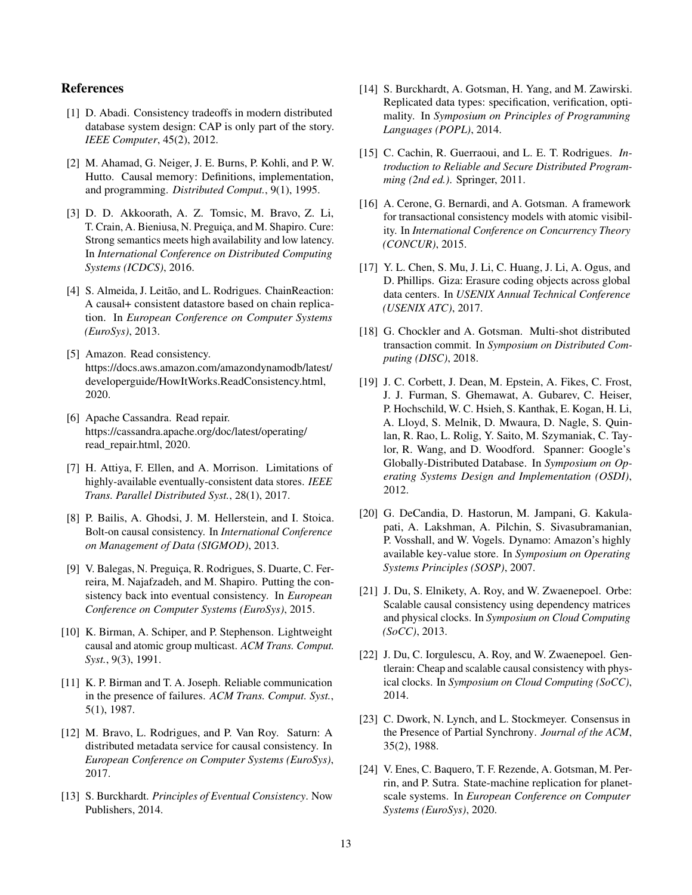## References

[1] D. Abadi. Consistency tradeoffs in modern distributed database system design: CAP is only part of the story. *IEEE Computer*, 45(2), 2012.

[2] M. Ahamad, G. Neiger, J. E. Burns, P. Kohli, and P. W. Hutto. Causal memory: Definitions, implementation, and programming. *Distributed Comput.*, 9(1), 1995.

[3] D. D. Akkoorath, A. Z. Tomsic, M. Bravo, Z. Li, T. Crain, A. Bieniusa, N. Preguiça, and M. Shapiro. Cure: Strong semantics meets high availability and low latency. In *International Conference on Distributed Computing Systems (ICDCS)*, 2016.

[4] S. Almeida, J. Leitão, and L. Rodrigues. ChainReaction: A causal+ consistent datastore based on chain replication. In *European Conference on Computer Systems (EuroSys)*, 2013.

[5] Amazon. Read consistency. https://docs.aws.amazon.com/amazondynamodb/latest/developerguide/HowItWorks.ReadConsistency.html, 2020.

[6] Apache Cassandra. Read repair. https://cassandra.apache.org/doc/latest/operating/read_repair.html, 2020.

[7] H. Attiya, F. Ellen, and A. Morrison. Limitations of highly-available eventually-consistent data stores. *IEEE Trans. Parallel Distributed Syst.*, 28(1), 2017.

[8] P. Bailis, A. Ghodsi, J. M. Hellerstein, and I. Stoica. Bolt-on causal consistency. In *International Conference on Management of Data (SIGMOD)*, 2013.

[9] V. Balegas, N. Preguiça, R. Rodrigues, S. Duarte, C. Ferreira, M. Najafzadeh, and M. Shapiro. Putting the consistency back into eventual consistency. In *European Conference on Computer Systems (EuroSys)*, 2015.

[10] K. Birman, A. Schiper, and P. Stephenson. Lightweight causal and atomic group multicast. *ACM Trans. Comput. Syst.*, 9(3), 1991.

[11] K. P. Birman and T. A. Joseph. Reliable communication in the presence of failures. *ACM Trans. Comput. Syst.*, 5(1), 1987.

[12] M. Bravo, L. Rodrigues, and P. Van Roy. Saturn: A distributed metadata service for causal consistency. In *European Conference on Computer Systems (EuroSys)*, 2017.

[13] S. Burckhardt. *Principles of Eventual Consistency*. Now Publishers, 2014.

[14] S. Burckhardt, A. Gotsman, H. Yang, and M. Zawirski. Replicated data types: specification, verification, optimality. In *Symposium on Principles of Programming Languages (POPL)*, 2014.

[15] C. Cachin, R. Guerraoui, and L. E. T. Rodrigues. *Introduction to Reliable and Secure Distributed Programming (2nd ed.)*. Springer, 2011.

[16] A. Cerone, G. Bernardi, and A. Gotsman. A framework for transactional consistency models with atomic visibility. In *International Conference on Concurrency Theory (CONCUR)*, 2015.

[17] Y. L. Chen, S. Mu, J. Li, C. Huang, J. Li, A. Ogus, and D. Phillips. Giza: Erasure coding objects across global data centers. In *USENIX Annual Technical Conference (USENIX ATC)*, 2017.

[18] G. Chockler and A. Gotsman. Multi-shot distributed transaction commit. In *Symposium on Distributed Computing (DISC)*, 2018.

[19] J. C. Corbett, J. Dean, M. Epstein, A. Fikes, C. Frost, J. J. Furman, S. Ghemawat, A. Gubarev, C. Heiser, P. Hochschild, W. C. Hsieh, S. Kanthak, E. Kogan, H. Li, A. Lloyd, S. Melnik, D. Mwaura, D. Nagle, S. Quinlan, R. Rao, L. Rolig, Y. Saito, M. Szymaniak, C. Taylor, R. Wang, and D. Woodford. Spanner: Google's Globally-Distributed Database. In *Symposium on Operating Systems Design and Implementation (OSDI)*, 2012.

[20] G. DeCandia, D. Hastorun, M. Jampani, G. Kakulapati, A. Lakshman, A. Pilchin, S. Sivasubramanian, P. Vosshall, and W. Vogels. Dynamo: Amazon's highly available key-value store. In *Symposium on Operating Systems Principles (SOSP)*, 2007.

[21] J. Du, S. Elnikety, A. Roy, and W. Zwaenepoel. Orbe: Scalable causal consistency using dependency matrices and physical clocks. In *Symposium on Cloud Computing (SoCC)*, 2013.

[22] J. Du, C. Iorgulescu, A. Roy, and W. Zwaenepoel. Gentlerain: Cheap and scalable causal consistency with physical clocks. In *Symposium on Cloud Computing (SoCC)*, 2014.

[23] C. Dwork, N. Lynch, and L. Stockmeyer. Consensus in the Presence of Partial Synchrony. *Journal of the ACM*, 35(2), 1988.

[24] V. Enes, C. Baquero, T. F. Rezende, A. Gotsman, M. Perrin, and P. Sutra. State-machine replication for planet-scale systems. In *European Conference on Computer Systems (EuroSys)*, 2020.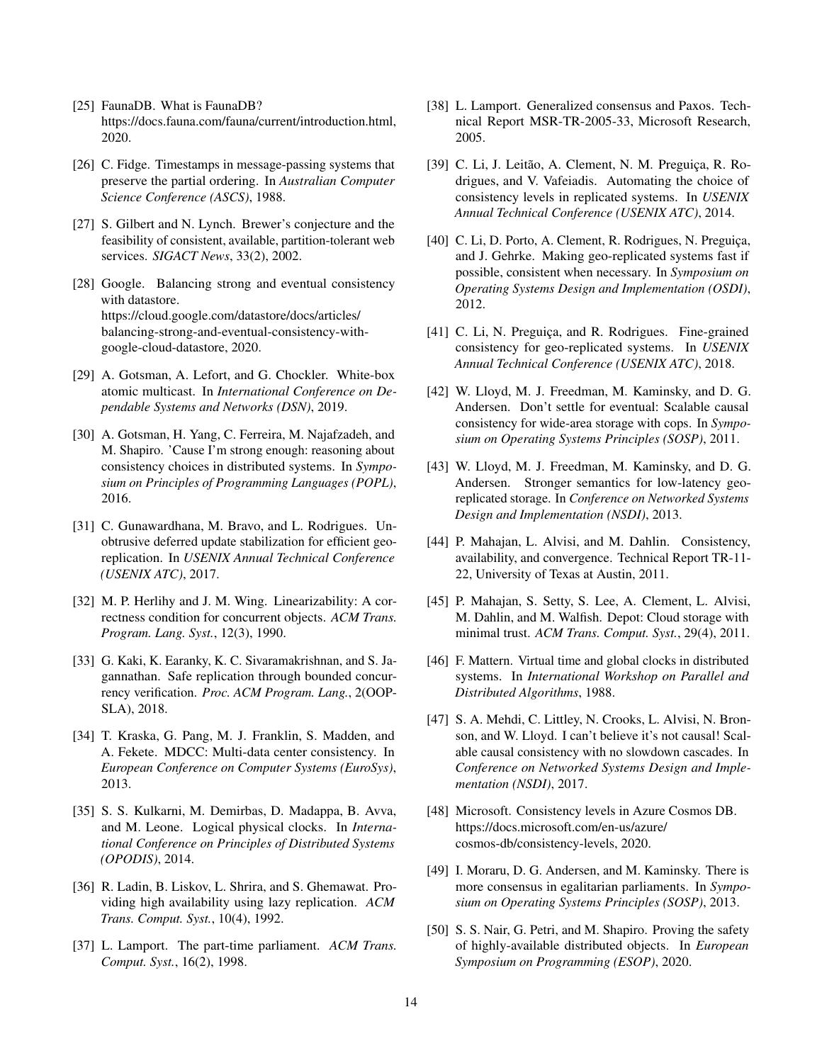[25] FaunaDB. What is FaunaDB? https://docs.fauna.com/fauna/current/introduction.html, 2020.

[26] C. Fidge. Timestamps in message-passing systems that preserve the partial ordering. In *Australian Computer Science Conference (ASCS)*, 1988.

[27] S. Gilbert and N. Lynch. Brewer's conjecture and the feasibility of consistent, available, partition-tolerant web services. *SIGACT News*, 33(2), 2002.

[28] Google. Balancing strong and eventual consistency with datastore. https://cloud.google.com/datastore/docs/articles/balancing-strong-and-eventual-consistency-with-google-cloud-datastore, 2020.

[29] A. Gotsman, A. Lefort, and G. Chockler. White-box atomic multicast. In *International Conference on Dependable Systems and Networks (DSN)*, 2019.

[30] A. Gotsman, H. Yang, C. Ferreira, M. Najafzadeh, and M. Shapiro. 'Cause I'm strong enough: reasoning about consistency choices in distributed systems. In *Symposium on Principles of Programming Languages (POPL)*, 2016.

[31] C. Gunawardhana, M. Bravo, and L. Rodrigues. Unobtrusive deferred update stabilization for efficient geo-replication. In *USENIX Annual Technical Conference (USENIX ATC)*, 2017.

[32] M. P. Herlihy and J. M. Wing. Linearizability: A correctness condition for concurrent objects. *ACM Trans. Program. Lang. Syst.*, 12(3), 1990.

[33] G. Kaki, K. Earanky, K. C. Sivaramakrishnan, and S. Jagannathan. Safe replication through bounded concurrency verification. *Proc. ACM Program. Lang.*, 2(OOPSLA), 2018.

[34] T. Kraska, G. Pang, M. J. Franklin, S. Madden, and A. Fekete. MDCC: Multi-data center consistency. In *European Conference on Computer Systems (EuroSys)*, 2013.

[35] S. S. Kulkarni, M. Demirbas, D. Madappa, B. Avva, and M. Leone. Logical physical clocks. In *International Conference on Principles of Distributed Systems (OPODIS)*, 2014.

[36] R. Ladin, B. Liskov, L. Shrira, and S. Ghemawat. Providing high availability using lazy replication. *ACM Trans. Comput. Syst.*, 10(4), 1992.

[37] L. Lamport. The part-time parliament. *ACM Trans. Comput. Syst.*, 16(2), 1998.

[38] L. Lamport. Generalized consensus and Paxos. Technical Report MSR-TR-2005-33, Microsoft Research, 2005.

[39] C. Li, J. Leitão, A. Clement, N. M. Preguiça, R. Rodrigues, and V. Vafeiadis. Automating the choice of consistency levels in replicated systems. In *USENIX Annual Technical Conference (USENIX ATC)*, 2014.

[40] C. Li, D. Porto, A. Clement, R. Rodrigues, N. Preguiça, and J. Gehrke. Making geo-replicated systems fast if possible, consistent when necessary. In *Symposium on Operating Systems Design and Implementation (OSDI)*, 2012.

[41] C. Li, N. Preguiça, and R. Rodrigues. Fine-grained consistency for geo-replicated systems. In *USENIX Annual Technical Conference (USENIX ATC)*, 2018.

[42] W. Lloyd, M. J. Freedman, M. Kaminsky, and D. G. Andersen. Don't settle for eventual: Scalable causal consistency for wide-area storage with cops. In *Symposium on Operating Systems Principles (SOSP)*, 2011.

[43] W. Lloyd, M. J. Freedman, M. Kaminsky, and D. G. Andersen. Stronger semantics for low-latency geo-replicated storage. In *Conference on Networked Systems Design and Implementation (NSDI)*, 2013.

[44] P. Mahajan, L. Alvisi, and M. Dahlin. Consistency, availability, and convergence. Technical Report TR-11-22, University of Texas at Austin, 2011.

[45] P. Mahajan, S. Setty, S. Lee, A. Clement, L. Alvisi, M. Dahlin, and M. Walfish. Depot: Cloud storage with minimal trust. *ACM Trans. Comput. Syst.*, 29(4), 2011.

[46] F. Mattern. Virtual time and global clocks in distributed systems. In *International Workshop on Parallel and Distributed Algorithms*, 1988.

[47] S. A. Mehdi, C. Littley, N. Crooks, L. Alvisi, N. Bronson, and W. Lloyd. I can't believe it's not causal! Scalable causal consistency with no slowdown cascades. In *Conference on Networked Systems Design and Implementation (NSDI)*, 2017.

[48] Microsoft. Consistency levels in Azure Cosmos DB. https://docs.microsoft.com/en-us/azure/cosmos-db/consistency-levels, 2020.

[49] I. Moraru, D. G. Andersen, and M. Kaminsky. There is more consensus in egalitarian parliaments. In *Symposium on Operating Systems Principles (SOSP)*, 2013.

[50] S. S. Nair, G. Petri, and M. Shapiro. Proving the safety of highly-available distributed objects. In *European Symposium on Programming (ESOP)*, 2020.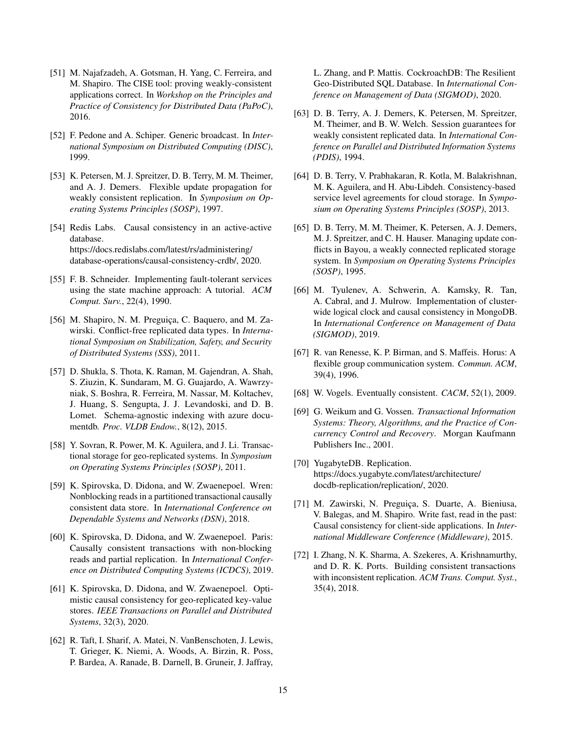[51] M. Najafzadeh, A. Gotsman, H. Yang, C. Ferreira, and M. Shapiro. The CISE tool: proving weakly-consistent applications correct. In *Workshop on the Principles and Practice of Consistency for Distributed Data (PaPoC)*, 2016.

[52] F. Pedone and A. Schiper. Generic broadcast. In *International Symposium on Distributed Computing (DISC)*, 1999.

[53] K. Petersen, M. J. Spreitzer, D. B. Terry, M. M. Theimer, and A. J. Demers. Flexible update propagation for weakly consistent replication. In *Symposium on Operating Systems Principles (SOSP)*, 1997.

[54] Redis Labs. Causal consistency in an active-active database. https://docs.redislabs.com/latest/rs/administering/database-operations/causal-consistency-crdb/, 2020.

[55] F. B. Schneider. Implementing fault-tolerant services using the state machine approach: A tutorial. *ACM Comput. Surv.*, 22(4), 1990.

[56] M. Shapiro, N. M. Preguiça, C. Baquero, and M. Zawirski. Conflict-free replicated data types. In *International Symposium on Stabilization, Safety, and Security of Distributed Systems (SSS)*, 2011.

[57] D. Shukla, S. Thota, K. Raman, M. Gajendran, A. Shah, S. Ziuzin, K. Sundaram, M. G. Guajardo, A. Wawrzyniak, S. Boshra, R. Ferreira, M. Nassar, M. Koltachev, J. Huang, S. Sengupta, J. J. Levandoski, and D. B. Lomet. Schema-agnostic indexing with azure documentdb. *Proc. VLDB Endow.*, 8(12), 2015.

[58] Y. Sovran, R. Power, M. K. Aguilera, and J. Li. Transactional storage for geo-replicated systems. In *Symposium on Operating Systems Principles (SOSP)*, 2011.

[59] K. Spirovska, D. Didona, and W. Zwaenepoel. Wren: Nonblocking reads in a partitioned transactional causally consistent data store. In *International Conference on Dependable Systems and Networks (DSN)*, 2018.

[60] K. Spirovska, D. Didona, and W. Zwaenepoel. Paris: Causally consistent transactions with non-blocking reads and partial replication. In *International Conference on Distributed Computing Systems (ICDCS)*, 2019.

[61] K. Spirovska, D. Didona, and W. Zwaenepoel. Optimistic causal consistency for geo-replicated key-value stores. *IEEE Transactions on Parallel and Distributed Systems*, 32(3), 2020.

[62] R. Taft, I. Sharif, A. Matei, N. VanBenschoten, J. Lewis, T. Grieger, K. Niemi, A. Woods, A. Birzin, R. Poss, P. Bardea, A. Ranade, B. Darnell, B. Gruneir, J. Jaffray, L. Zhang, and P. Mattis. CockroachDB: The Resilient Geo-Distributed SQL Database. In *International Conference on Management of Data (SIGMOD)*, 2020.

[63] D. B. Terry, A. J. Demers, K. Petersen, M. Spreitzer, M. Theimer, and B. W. Welch. Session guarantees for weakly consistent replicated data. In *International Conference on Parallel and Distributed Information Systems (PDIS)*, 1994.

[64] D. B. Terry, V. Prabhakaran, R. Kotla, M. Balakrishnan, M. K. Aguilera, and H. Abu-Libdeh. Consistency-based service level agreements for cloud storage. In *Symposium on Operating Systems Principles (SOSP)*, 2013.

[65] D. B. Terry, M. M. Theimer, K. Petersen, A. J. Demers, M. J. Spreitzer, and C. H. Hauser. Managing update conflicts in Bayou, a weakly connected replicated storage system. In *Symposium on Operating Systems Principles (SOSP)*, 1995.

[66] M. Tyulenev, A. Schwerin, A. Kamsky, R. Tan, A. Cabral, and J. Mulrow. Implementation of cluster-wide logical clock and causal consistency in MongoDB. In *International Conference on Management of Data (SIGMOD)*, 2019.

[67] R. van Renesse, K. P. Birman, and S. Maffeis. Horus: A flexible group communication system. *Commun. ACM*, 39(4), 1996.

[68] W. Vogels. Eventually consistent. *CACM*, 52(1), 2009.

[69] G. Weikum and G. Vossen. *Transactional Information Systems: Theory, Algorithms, and the Practice of Concurrency Control and Recovery*. Morgan Kaufmann Publishers Inc., 2001.

[70] YugabyteDB. Replication. https://docs.yugabyte.com/latest/architecture/docdb-replication/replication/, 2020.

[71] M. Zawirski, N. Preguiça, S. Duarte, A. Bieniusa, V. Balegas, and M. Shapiro. Write fast, read in the past: Causal consistency for client-side applications. In *International Middleware Conference (Middleware)*, 2015.

[72] I. Zhang, N. K. Sharma, A. Szekeres, A. Krishnamurthy, and D. R. K. Ports. Building consistent transactions with inconsistent replication. *ACM Trans. Comput. Syst.*, 35(4), 2018.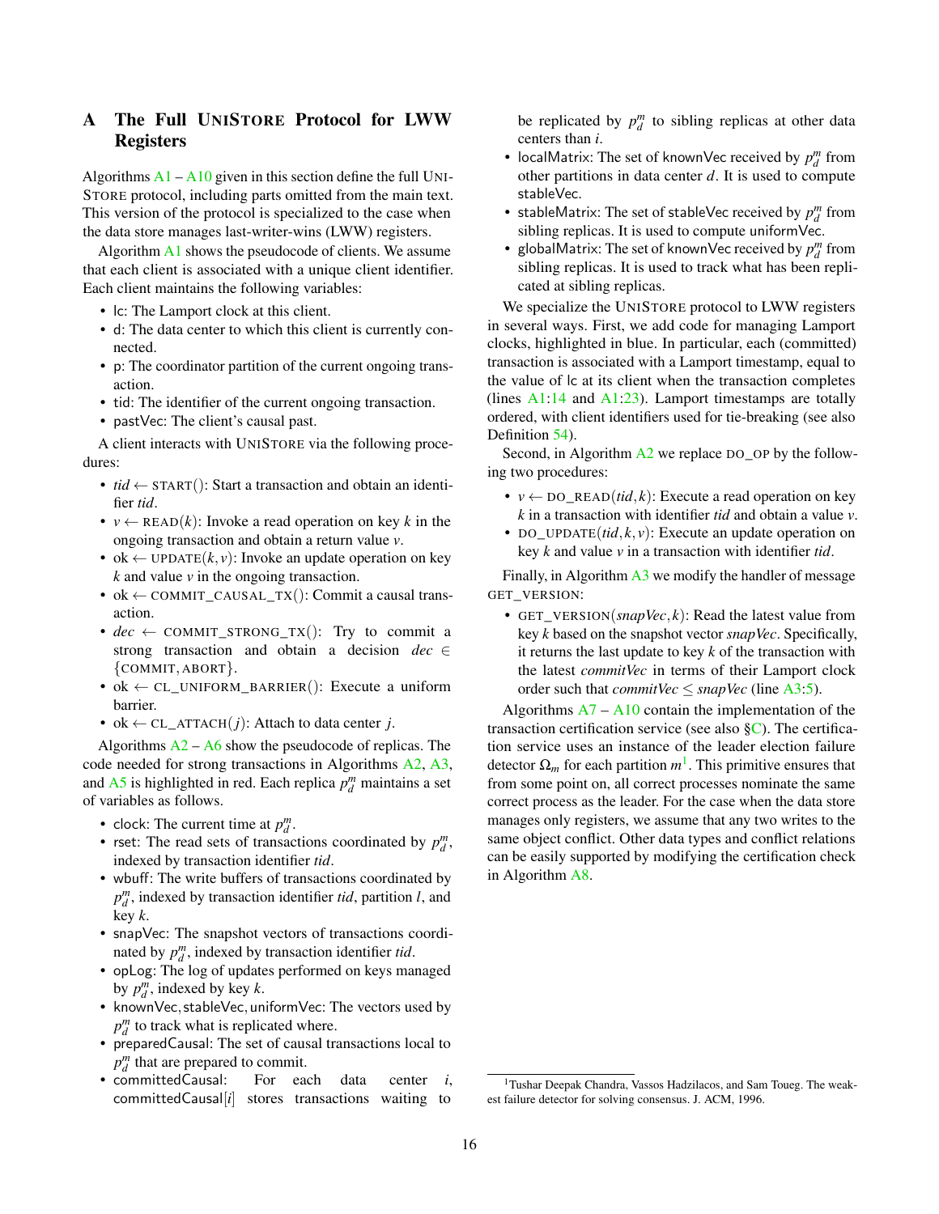# A The Full UniStore Protocol for LWW Registers

Algorithms A1 – A10 given in this section define the full UniStore protocol, including parts omitted from the main text. This version of the protocol is specialized to the case when the data store manages last-writer-wins (LWW) registers.

Algorithm A1 shows the pseudocode of clients. We assume that each client is associated with a unique client identifier. Each client maintains the following variables:

- lc: The Lamport clock at this client.
- d: The data center to which this client is currently connected.
- p: The coordinator partition of the current ongoing transaction.
- tid: The identifier of the current ongoing transaction.
- pastVec: The client's causal past.

A client interacts with UniStore via the following procedures:

- $tid \leftarrow$ START(): Start a transaction and obtain an identifier $tid$.
- $v \leftarrow$ READ($k$): Invoke a read operation on key $k$ in the ongoing transaction and obtain a return value $v$.
- ok $\leftarrow$ UPDATE($k, v$): Invoke an update operation on key $k$ and value $v$ in the ongoing transaction.
- ok $\leftarrow$ COMMIT_CAUSAL_TX(): Commit a causal transaction.
- $dec \leftarrow$ COMMIT_STRONG_TX(): Try to commit a strong transaction and obtain a decision $dec \in$ {COMMIT, ABORT}.
- ok $\leftarrow$ CL_UNIFORM_BARRIER(): Execute a uniform barrier.
- ok $\leftarrow$ CL_ATTACH($j$): Attach to data center $j$.

Algorithms A2 – A6 show the pseudocode of replicas. The code needed for strong transactions in Algorithms A2, A3, and A5 is highlighted in red. Each replica $p_d^m$ maintains a set of variables as follows.

- clock: The current time at $p_d^m$.
- rset: The read sets of transactions coordinated by $p_d^m$, indexed by transaction identifier $tid$.
- wbuff: The write buffers of transactions coordinated by $p_d^m$, indexed by transaction identifier $tid$, partition $l$, and key $k$.
- snapVec: The snapshot vectors of transactions coordinated by $p_d^m$, indexed by transaction identifier $tid$.
- opLog: The log of updates performed on keys managed by $p_d^m$, indexed by key $k$.
- knownVec, stableVec, uniformVec: The vectors used by $p_d^m$ to track what is replicated where.
- preparedCausal: The set of causal transactions local to $p_d^m$ that are prepared to commit.
- committedCausal: For each data center $i$, committedCausal[$i$] stores transactions waiting to be replicated by $p_d^m$ to sibling replicas at other data centers than $i$.
- localMatrix: The set of knownVec received by $p_d^m$ from other partitions in data center $d$. It is used to compute stableVec.
- stableMatrix: The set of stableVec received by $p_d^m$ from sibling replicas. It is used to compute uniformVec.
- globalMatrix: The set of knownVec received by $p_d^m$ from sibling replicas. It is used to track what has been replicated at sibling replicas.

We specialize the UniStore protocol to LWW registers in several ways. First, we add code for managing Lamport clocks, highlighted in blue. In particular, each (committed) transaction is associated with a Lamport timestamp, equal to the value of lc at its client when the transaction completes (lines A1:14 and A1:23). Lamport timestamps are totally ordered, with client identifiers used for tie-breaking (see also Definition 54).

Second, in Algorithm A2 we replace DO_OP by the following two procedures:

- $v \leftarrow$ DO_READ($tid, k$): Execute a read operation on key $k$ in a transaction with identifier $tid$ and obtain a value $v$.
- DO_UPDATE($tid, k, v$): Execute an update operation on key $k$ and value $v$ in a transaction with identifier $tid$.

Finally, in Algorithm A3 we modify the handler of message GET_VERSION:

- GET_VERSION($snapVec, k$): Read the latest value from key $k$ based on the snapshot vector $snapVec$. Specifically, it returns the last update to key $k$ of the transaction with the latest $commitVec$ in terms of their Lamport clock order such that $commitVec \leq snapVec$ (line A3:5).

Algorithms A7 – A10 contain the implementation of the transaction certification service (see also §C). The certification service uses an instance of the leader election failure detector $\Omega_m$ for each partition $m$[1]. This primitive ensures that from some point on, all correct processes nominate the same correct process as the leader. For the case when the data store manages only registers, we assume that any two writes to the same object conflict. Other data types and conflict relations can be easily supported by modifying the certification check in Algorithm A8.

[1] Tushar Deepak Chandra, Vassos Hadzilacos, and Sam Toueg. The weakest failure detector for solving consensus. J. ACM, 1996.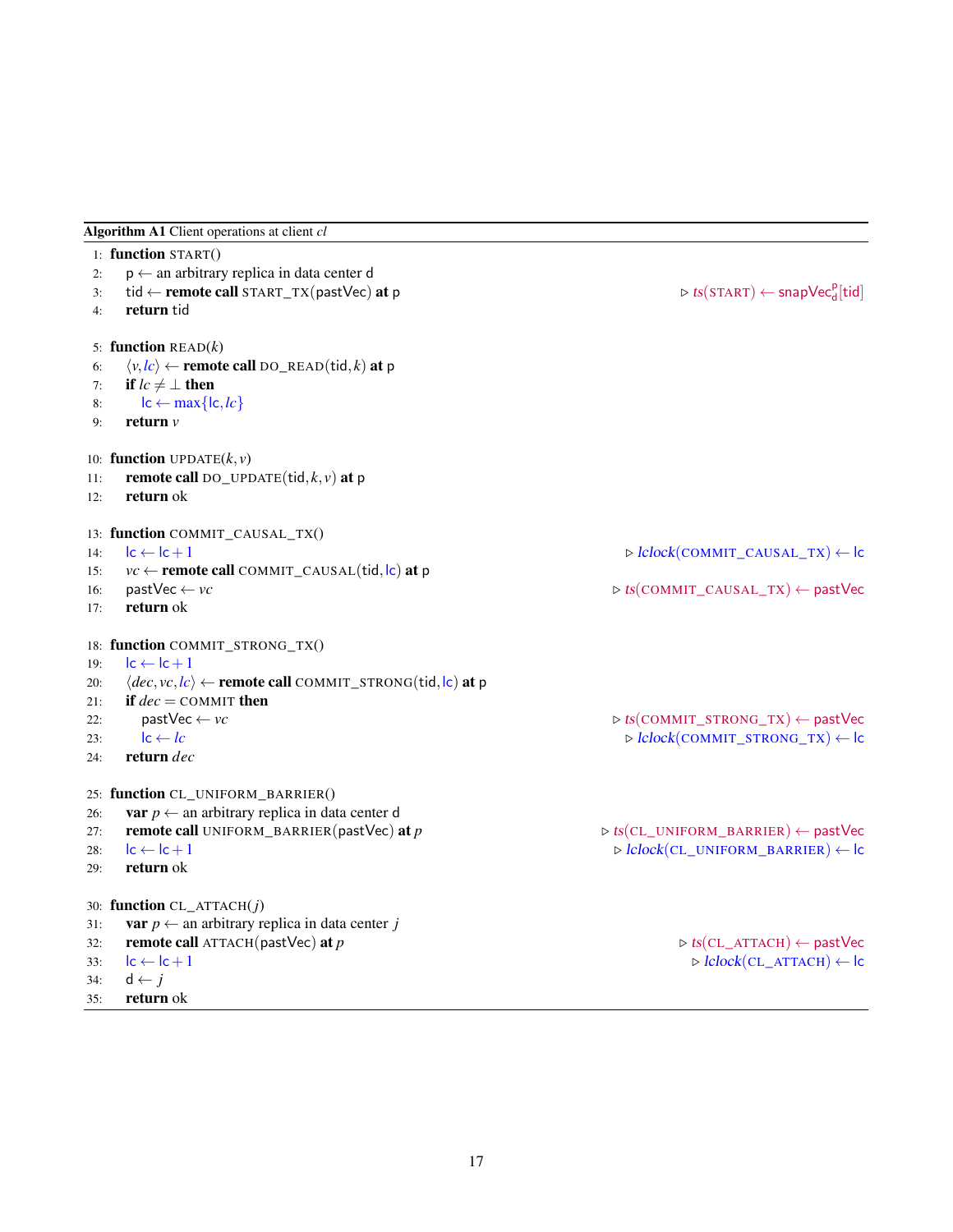**Algorithm A1** Client operations at client *cl*

```
 1: function START()
 2:     p ← an arbitrary replica in data center d
 3:     tid ← remote call START_TX(pastVec) at p              ▷ ts(START) ← snapVec^p_d[tid]
 4:     return tid

 5: function READ(k)
 6:     ⟨v, lc⟩ ← remote call DO_READ(tid, k) at p
 7:     if lc ≠ ⊥ then
 8:         lc ← max{lc, lc}
 9:     return v

10: function UPDATE(k, v)
11:     remote call DO_UPDATE(tid, k, v) at p
12:     return ok

13: function COMMIT_CAUSAL_TX()
14:     lc ← lc + 1                                           ▷ lclock(COMMIT_CAUSAL_TX) ← lc
15:     vc ← remote call COMMIT_CAUSAL(tid, lc) at p
16:     pastVec ← vc                                          ▷ ts(COMMIT_CAUSAL_TX) ← pastVec
17:     return ok

18: function COMMIT_STRONG_TX()
19:     lc ← lc + 1
20:     ⟨dec, vc, lc⟩ ← remote call COMMIT_STRONG(tid, lc) at p
21:     if dec = COMMIT then
22:         pastVec ← vc                                      ▷ ts(COMMIT_STRONG_TX) ← pastVec
23:         lc ← lc                                           ▷ lclock(COMMIT_STRONG_TX) ← lc
24:     return dec

25: function CL_UNIFORM_BARRIER()
26:     var p ← an arbitrary replica in data center d
27:     remote call UNIFORM_BARRIER(pastVec) at p             ▷ ts(CL_UNIFORM_BARRIER) ← pastVec
28:     lc ← lc + 1                                           ▷ lclock(CL_UNIFORM_BARRIER) ← lc
29:     return ok

30: function CL_ATTACH(j)
31:     var p ← an arbitrary replica in data center j
32:     remote call ATTACH(pastVec) at p                      ▷ ts(CL_ATTACH) ← pastVec
33:     lc ← lc + 1                                           ▷ lclock(CL_ATTACH) ← lc
34:     d ← j
35:     return ok
```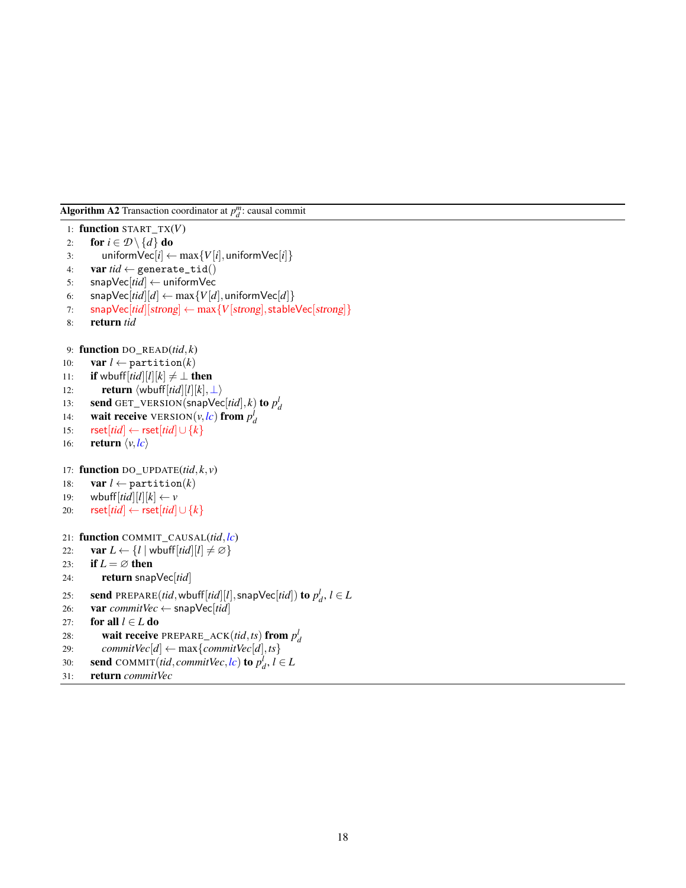**Algorithm A2** Transaction coordinator at $p_d^m$: causal commit

```
 1: function START_TX(V)
 2:     for i ∈ D \ {d} do
 3:         uniformVec[i] ← max{V[i], uniformVec[i]}
 4:     var tid ← generate_tid()
 5:     snapVec[tid] ← uniformVec
 6:     snapVec[tid][d] ← max{V[d], uniformVec[d]}
 7:     snapVec[tid][strong] ← max{V[strong], stableVec[strong]}
 8:     return tid

 9: function DO_READ(tid, k)
10:     var l ← partition(k)
11:     if wbuff[tid][l][k] ≠ ⊥ then
12:         return ⟨wbuff[tid][l][k], ⊥⟩
13:     send GET_VERSION(snapVec[tid], k) to p_d^l
14:     wait receive VERSION(v, lc) from p_d^l
15:     rset[tid] ← rset[tid] ∪ {k}
16:     return ⟨v, lc⟩

17: function DO_UPDATE(tid, k, v)
18:     var l ← partition(k)
19:     wbuff[tid][l][k] ← v
20:     rset[tid] ← rset[tid] ∪ {k}

21: function COMMIT_CAUSAL(tid, lc)
22:     var L ← {l | wbuff[tid][l] ≠ ∅}
23:     if L = ∅ then
24:         return snapVec[tid]
25:     send PREPARE(tid, wbuff[tid][l], snapVec[tid]) to p_d^l, l ∈ L
26:     var commitVec ← snapVec[tid]
27:     for all l ∈ L do
28:         wait receive PREPARE_ACK(tid, ts) from p_d^l
29:         commitVec[d] ← max{commitVec[d], ts}
30:     send COMMIT(tid, commitVec, lc) to p_d^l, l ∈ L
31:     return commitVec
```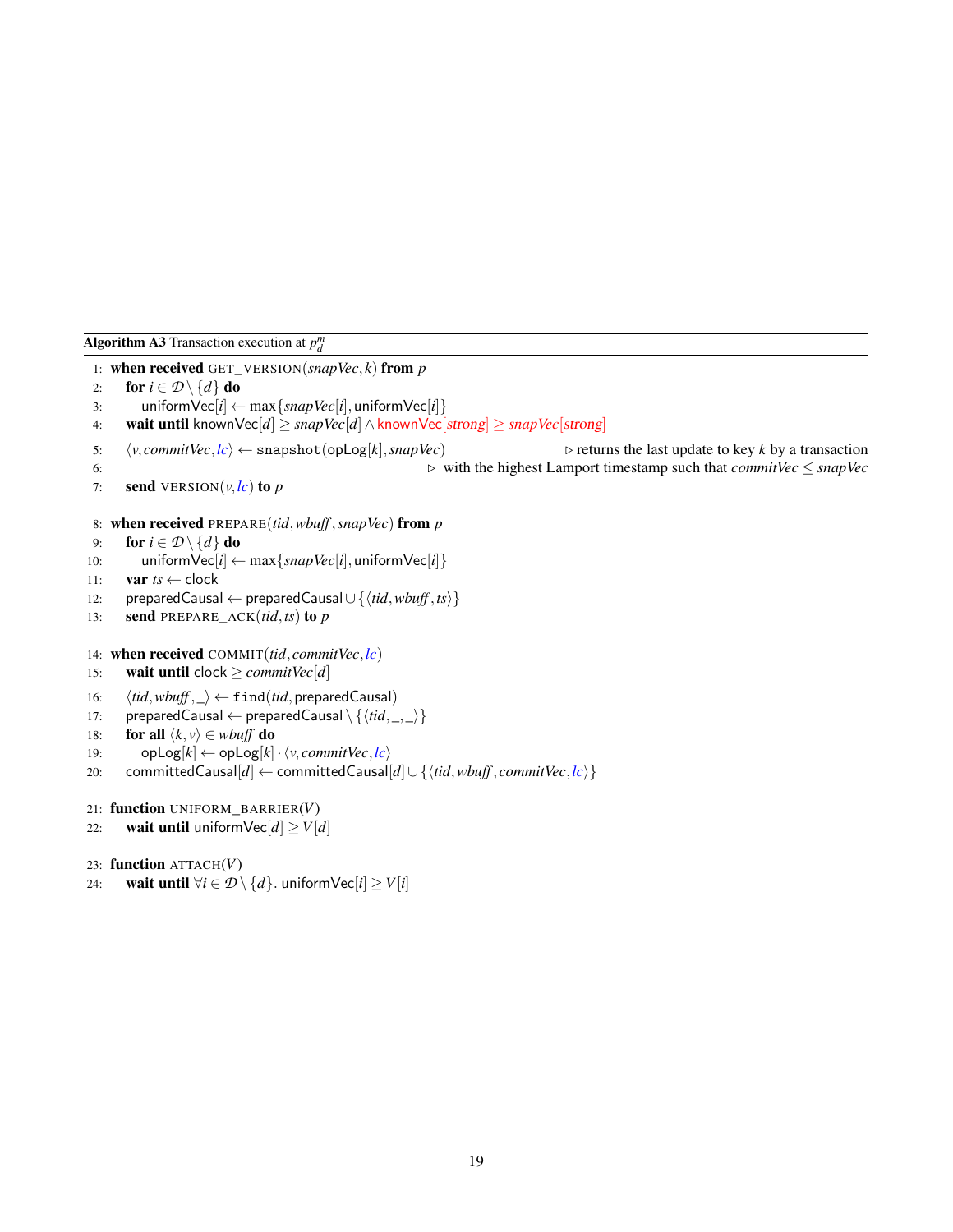**Algorithm A3** Transaction execution at $p_d^m$

```
1:  when received GET_VERSION(snapVec, k) from p
2:      for i ∈ D \ {d} do
3:          uniformVec[i] ← max{snapVec[i], uniformVec[i]}
4:      wait until knownVec[d] ≥ snapVec[d] ∧ knownVec[strong] ≥ snapVec[strong]
5:      ⟨v, commitVec, lc⟩ ← snapshot(opLog[k], snapVec)      ▷ returns the last update to key k by a transaction
6:                              ▷ with the highest Lamport timestamp such that commitVec ≤ snapVec
7:      send VERSION(v, lc) to p

8:  when received PREPARE(tid, wbuff, snapVec) from p
9:      for i ∈ D \ {d} do
10:         uniformVec[i] ← max{snapVec[i], uniformVec[i]}
11:     var ts ← clock
12:     preparedCausal ← preparedCausal ∪ {⟨tid, wbuff, ts⟩}
13:     send PREPARE_ACK(tid, ts) to p

14: when received COMMIT(tid, commitVec, lc)
15:     wait until clock ≥ commitVec[d]
16:     ⟨tid, wbuff, _⟩ ← find(tid, preparedCausal)
17:     preparedCausal ← preparedCausal \ {⟨tid, _, _⟩}
18:     for all ⟨k, v⟩ ∈ wbuff do
19:         opLog[k] ← opLog[k] · ⟨v, commitVec, lc⟩
20:     committedCausal[d] ← committedCausal[d] ∪ {⟨tid, wbuff, commitVec, lc⟩}

21: function UNIFORM_BARRIER(V)
22:     wait until uniformVec[d] ≥ V[d]

23: function ATTACH(V)
24:     wait until ∀i ∈ D \ {d}. uniformVec[i] ≥ V[i]
```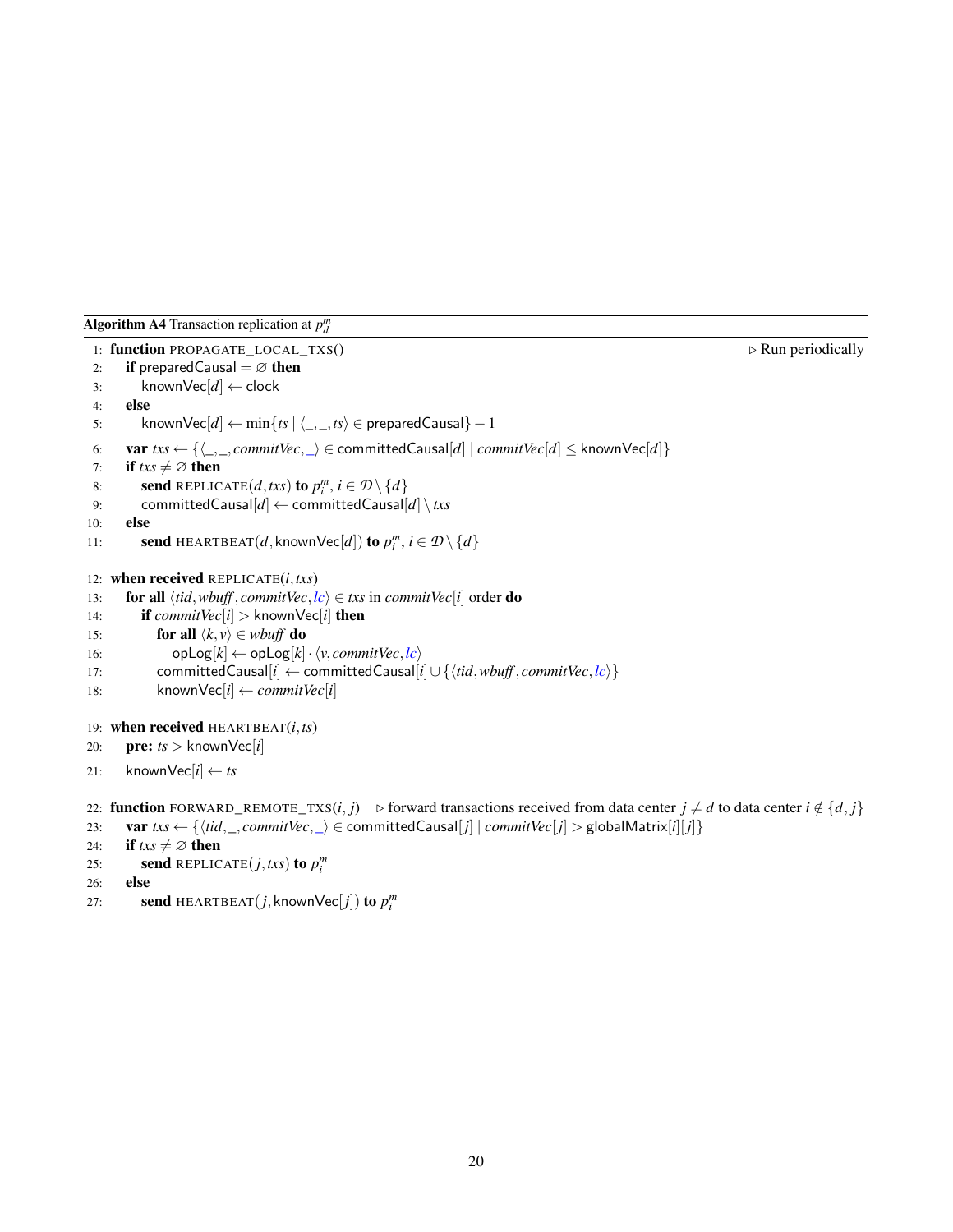**Algorithm A4** Transaction replication at $p_d^m$

```
1:  function PROPAGATE_LOCAL_TXS()                                          ▷ Run periodically
2:      if preparedCausal = ∅ then
3:          knownVec[d] ← clock
4:      else
5:          knownVec[d] ← min{ts | ⟨_, _, ts⟩ ∈ preparedCausal} − 1
6:      var txs ← {⟨_, _, commitVec, _⟩ ∈ committedCausal[d] | commitVec[d] ≤ knownVec[d]}
7:      if txs ≠ ∅ then
8:          send REPLICATE(d, txs) to p_i^m, i ∈ D \ {d}
9:          committedCausal[d] ← committedCausal[d] \ txs
10:     else
11:         send HEARTBEAT(d, knownVec[d]) to p_i^m, i ∈ D \ {d}

12: when received REPLICATE(i, txs)
13:     for all ⟨tid, wbuff, commitVec, lc⟩ ∈ txs in commitVec[i] order do
14:         if commitVec[i] > knownVec[i] then
15:             for all ⟨k, v⟩ ∈ wbuff do
16:                 opLog[k] ← opLog[k] · ⟨v, commitVec, lc⟩
17:             committedCausal[i] ← committedCausal[i] ∪ {⟨tid, wbuff, commitVec, lc⟩}
18:             knownVec[i] ← commitVec[i]

19: when received HEARTBEAT(i, ts)
20:     pre: ts > knownVec[i]
21:     knownVec[i] ← ts

22: function FORWARD_REMOTE_TXS(i, j)   ▷ forward transactions received from data center j ≠ d to data center i ∉ {d, j}
23:     var txs ← {⟨tid, _, commitVec, _⟩ ∈ committedCausal[j] | commitVec[j] > globalMatrix[i][j]}
24:     if txs ≠ ∅ then
25:         send REPLICATE(j, txs) to p_i^m
26:     else
27:         send HEARTBEAT(j, knownVec[j]) to p_i^m
```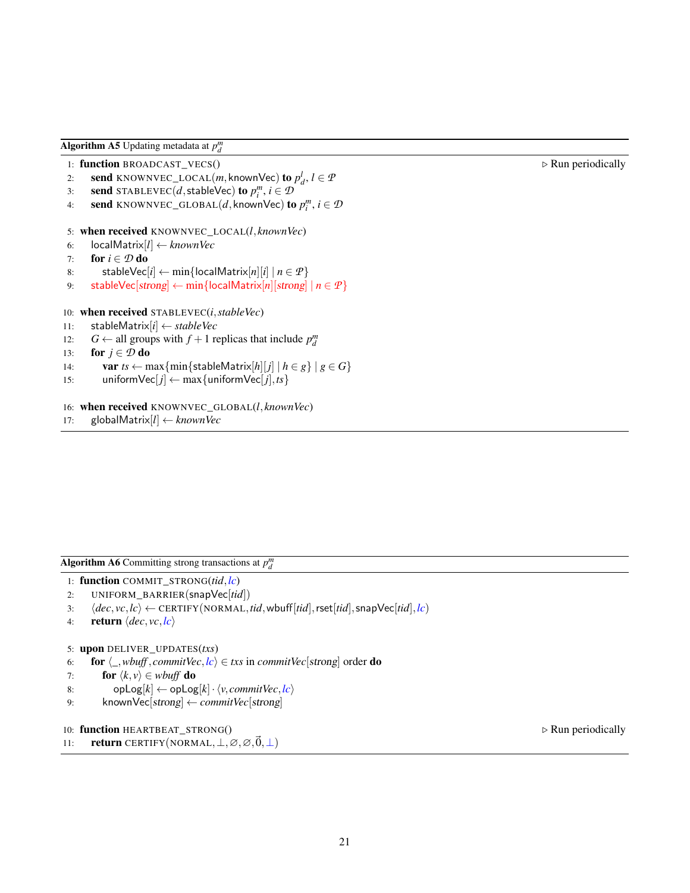**Algorithm A5** Updating metadata at $p_d^m$

```
1:  function BROADCAST_VECS()                                        ▷ Run periodically
2:      send KNOWNVEC_LOCAL(m, knownVec) to p_d^l, l ∈ 𝒫
3:      send STABLEVEC(d, stableVec) to p_i^m, i ∈ 𝒟
4:      send KNOWNVEC_GLOBAL(d, knownVec) to p_i^m, i ∈ 𝒟

5:  when received KNOWNVEC_LOCAL(l, knownVec)
6:      localMatrix[l] ← knownVec
7:      for i ∈ 𝒟 do
8:          stableVec[i] ← min{localMatrix[n][i] | n ∈ 𝒫}
9:      stableVec[strong] ← min{localMatrix[n][strong] | n ∈ 𝒫}

10: when received STABLEVEC(i, stableVec)
11:     stableMatrix[i] ← stableVec
12:     G ← all groups with f + 1 replicas that include p_d^m
13:     for j ∈ 𝒟 do
14:         var ts ← max{min{stableMatrix[h][j] | h ∈ g} | g ∈ G}
15:         uniformVec[j] ← max{uniformVec[j], ts}

16: when received KNOWNVEC_GLOBAL(l, knownVec)
17:     globalMatrix[l] ← knownVec
```

**Algorithm A6** Committing strong transactions at $p_d^m$

```
1:  function COMMIT_STRONG(tid, lc)
2:      UNIFORM_BARRIER(snapVec[tid])
3:      ⟨dec, vc, lc⟩ ← CERTIFY(NORMAL, tid, wbuff[tid], rset[tid], snapVec[tid], lc)
4:      return ⟨dec, vc, lc⟩

5:  upon DELIVER_UPDATES(txs)
6:      for ⟨_, wbuff, commitVec, lc⟩ ∈ txs in commitVec[strong] order do
7:          for ⟨k, v⟩ ∈ wbuff do
8:              opLog[k] ← opLog[k] · ⟨v, commitVec, lc⟩
9:          knownVec[strong] ← commitVec[strong]

10: function HEARTBEAT_STRONG()                                      ▷ Run periodically
11:     return CERTIFY(NORMAL, ⊥, ∅, ∅, 0⃗, ⊥)
```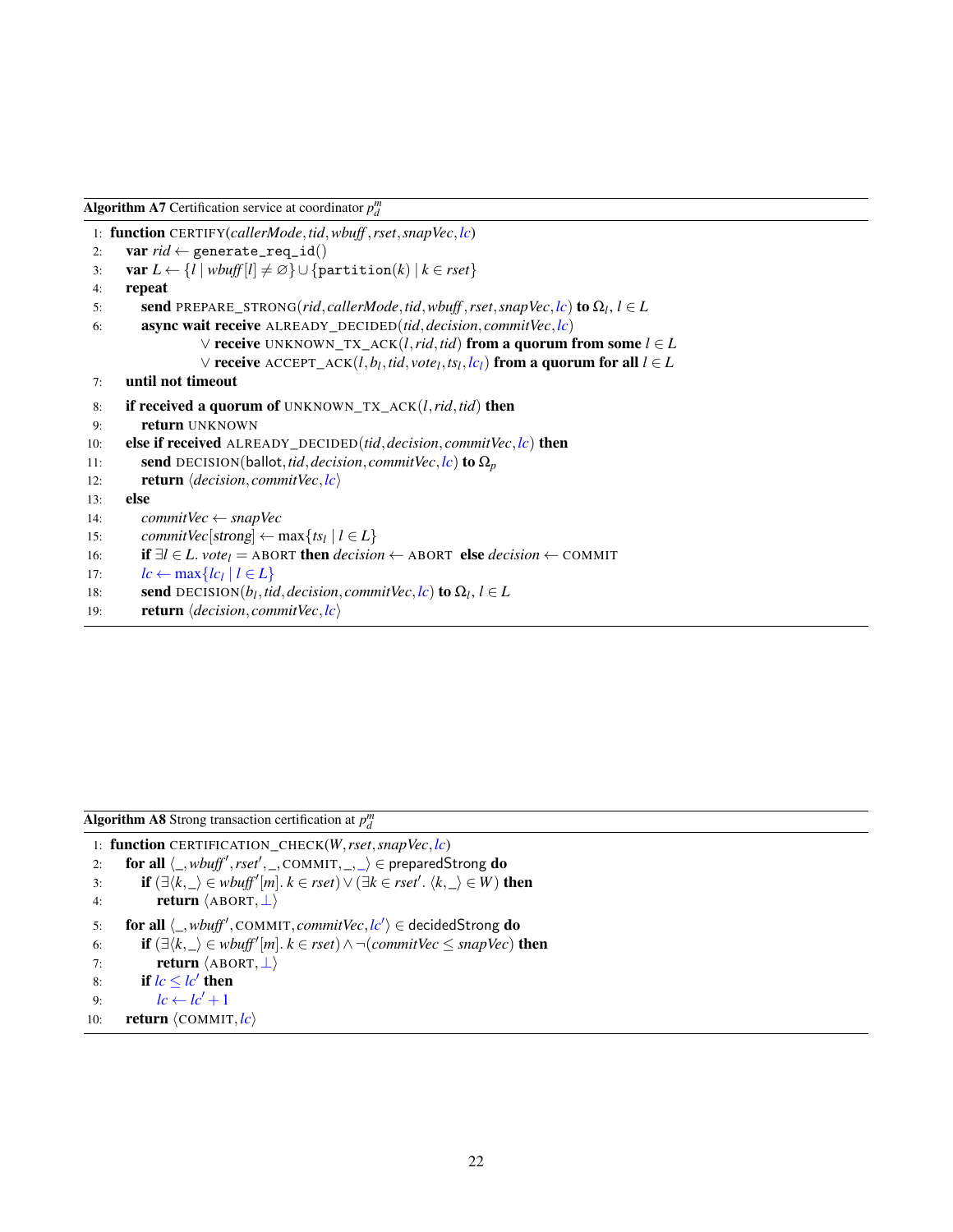**Algorithm A7** Certification service at coordinator $p_d^m$

```
1: function CERTIFY(callerMode, tid, wbuff, rset, snapVec, lc)
2:    var rid ← generate_req_id()
3:    var L ← {l | wbuff[l] ≠ ∅} ∪ {partition(k) | k ∈ rset}
4:    repeat
5:       send PREPARE_STRONG(rid, callerMode, tid, wbuff, rset, snapVec, lc) to Ω_l, l ∈ L
6:       async wait receive ALREADY_DECIDED(tid, decision, commitVec, lc)
                 ∨ receive UNKNOWN_TX_ACK(l, rid, tid) from a quorum from some l ∈ L
                 ∨ receive ACCEPT_ACK(l, b_l, tid, vote_l, ts_l, lc_l) from a quorum for all l ∈ L
7:    until not timeout
8:    if received a quorum of UNKNOWN_TX_ACK(l, rid, tid) then
9:       return UNKNOWN
10:   else if received ALREADY_DECIDED(tid, decision, commitVec, lc) then
11:      send DECISION(ballot, tid, decision, commitVec, lc) to Ω_p
12:      return ⟨decision, commitVec, lc⟩
13:   else
14:      commitVec ← snapVec
15:      commitVec[strong] ← max{ts_l | l ∈ L}
16:      if ∃l ∈ L. vote_l = ABORT then decision ← ABORT  else decision ← COMMIT
17:      lc ← max{lc_l | l ∈ L}
18:      send DECISION(b_l, tid, decision, commitVec, lc) to Ω_l, l ∈ L
19:      return ⟨decision, commitVec, lc⟩
```

**Algorithm A8** Strong transaction certification at $p_d^m$

```
1: function CERTIFICATION_CHECK(W, rset, snapVec, lc)
2:    for all ⟨_, wbuff', rset', _, COMMIT, _, _⟩ ∈ preparedStrong do
3:       if (∃⟨k, _⟩ ∈ wbuff'[m]. k ∈ rset) ∨ (∃k ∈ rset'. ⟨k, _⟩ ∈ W) then
4:          return ⟨ABORT, ⊥⟩
5:    for all ⟨_, wbuff', COMMIT, commitVec, lc'⟩ ∈ decidedStrong do
6:       if (∃⟨k, _⟩ ∈ wbuff'[m]. k ∈ rset) ∧ ¬(commitVec ≤ snapVec) then
7:          return ⟨ABORT, ⊥⟩
8:       if lc ≤ lc' then
9:          lc ← lc' + 1
10:   return ⟨COMMIT, lc⟩
```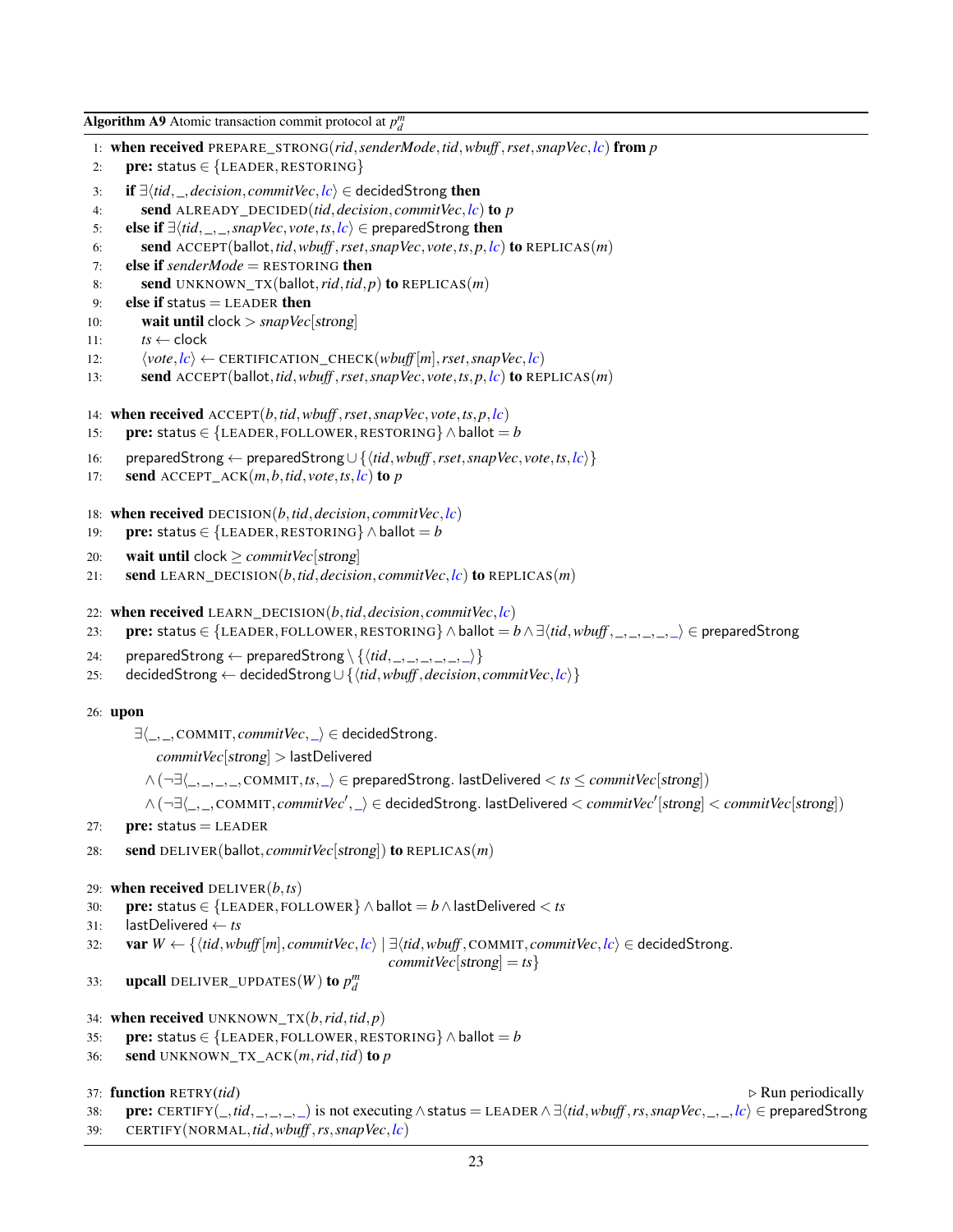**Algorithm A9** Atomic transaction commit protocol at $p_d^m$

```
1:  when received PREPARE_STRONG(rid, senderMode, tid, wbuff, rset, snapVec, lc) from p
2:      pre: status ∈ {LEADER, RESTORING}
3:      if ∃⟨tid, _, decision, commitVec, lc⟩ ∈ decidedStrong then
4:          send ALREADY_DECIDED(tid, decision, commitVec, lc) to p
5:      else if ∃⟨tid, _, _, snapVec, vote, ts, lc⟩ ∈ preparedStrong then
6:          send ACCEPT(ballot, tid, wbuff, rset, snapVec, vote, ts, p, lc) to REPLICAS(m)
7:      else if senderMode = RESTORING then
8:          send UNKNOWN_TX(ballot, rid, tid, p) to REPLICAS(m)
9:      else if status = LEADER then
10:         wait until clock > snapVec[strong]
11:         ts ← clock
12:         ⟨vote, lc⟩ ← CERTIFICATION_CHECK(wbuff[m], rset, snapVec, lc)
13:         send ACCEPT(ballot, tid, wbuff, rset, snapVec, vote, ts, p, lc) to REPLICAS(m)

14: when received ACCEPT(b, tid, wbuff, rset, snapVec, vote, ts, p, lc)
15:     pre: status ∈ {LEADER, FOLLOWER, RESTORING} ∧ ballot = b
16:     preparedStrong ← preparedStrong ∪ {⟨tid, wbuff, rset, snapVec, vote, ts, lc⟩}
17:     send ACCEPT_ACK(m, b, tid, vote, ts, lc) to p

18: when received DECISION(b, tid, decision, commitVec, lc)
19:     pre: status ∈ {LEADER, RESTORING} ∧ ballot = b
20:     wait until clock ≥ commitVec[strong]
21:     send LEARN_DECISION(b, tid, decision, commitVec, lc) to REPLICAS(m)

22: when received LEARN_DECISION(b, tid, decision, commitVec, lc)
23:     pre: status ∈ {LEADER, FOLLOWER, RESTORING} ∧ ballot = b ∧ ∃⟨tid, wbuff, _, _, _, _, _⟩ ∈ preparedStrong
24:     preparedStrong ← preparedStrong \ {⟨tid, _, _, _, _, _, _⟩}
25:     decidedStrong ← decidedStrong ∪ {⟨tid, wbuff, decision, commitVec, lc⟩}

26: upon
        ∃⟨_, _, COMMIT, commitVec, _⟩ ∈ decidedStrong.
            commitVec[strong] > lastDelivered
        ∧ (¬∃⟨_, _, _, _, COMMIT, ts, _⟩ ∈ preparedStrong. lastDelivered < ts ≤ commitVec[strong])
        ∧ (¬∃⟨_, _, COMMIT, commitVec′, _⟩ ∈ decidedStrong. lastDelivered < commitVec′[strong] < commitVec[strong])
27:     pre: status = LEADER
28:     send DELIVER(ballot, commitVec[strong]) to REPLICAS(m)

29: when received DELIVER(b, ts)
30:     pre: status ∈ {LEADER, FOLLOWER} ∧ ballot = b ∧ lastDelivered < ts
31:     lastDelivered ← ts
32:     var W ← {⟨tid, wbuff[m], commitVec, lc⟩ | ∃⟨tid, wbuff, COMMIT, commitVec, lc⟩ ∈ decidedStrong.
                                                   commitVec[strong] = ts}
33:     upcall DELIVER_UPDATES(W) to p_d^m

34: when received UNKNOWN_TX(b, rid, tid, p)
35:     pre: status ∈ {LEADER, FOLLOWER, RESTORING} ∧ ballot = b
36:     send UNKNOWN_TX_ACK(m, rid, tid) to p

37: function RETRY(tid)                                                     ▷ Run periodically
38:     pre: CERTIFY(_, tid, _, _, _, _) is not executing ∧ status = LEADER ∧ ∃⟨tid, wbuff, rs, snapVec, _, _, lc⟩ ∈ preparedStrong
39:     CERTIFY(NORMAL, tid, wbuff, rs, snapVec, lc)
```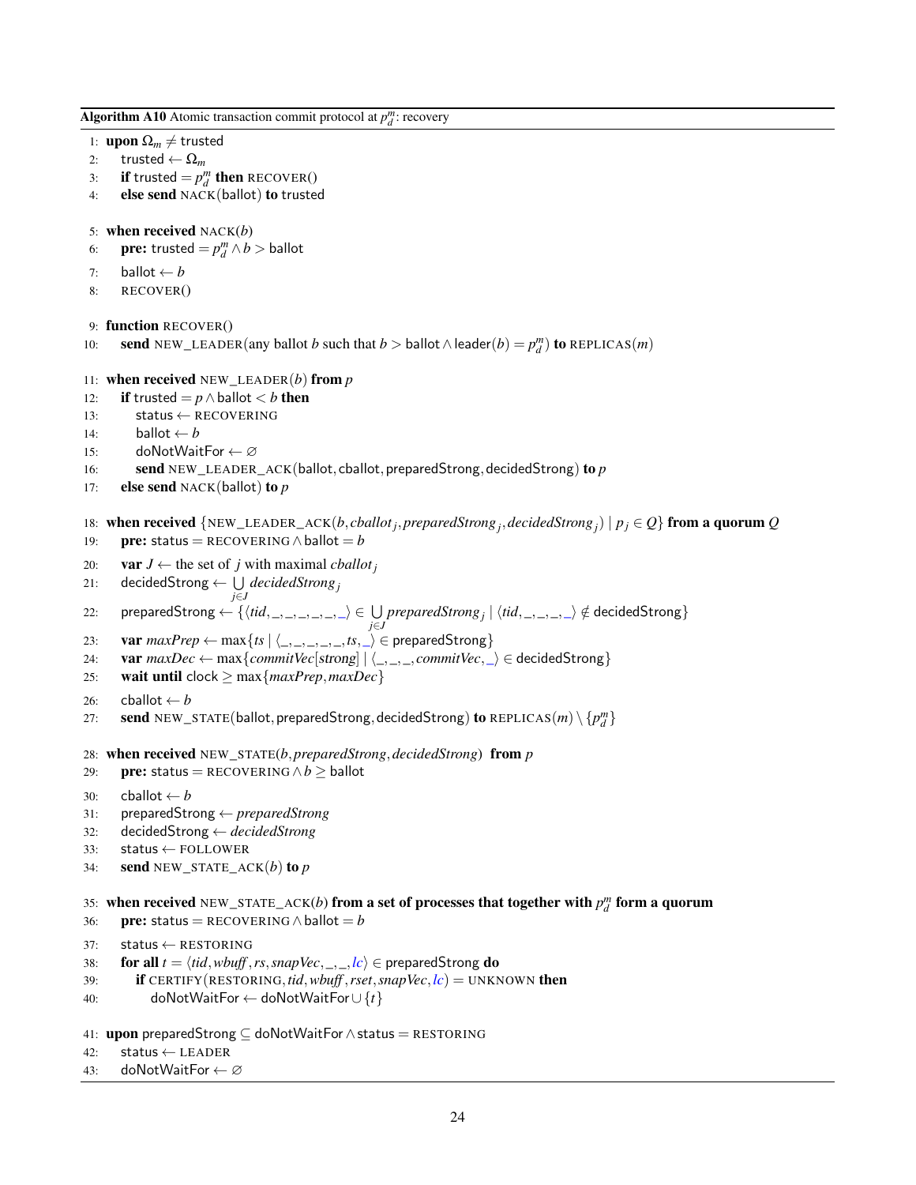**Algorithm A10** Atomic transaction commit protocol at $p_d^m$: recovery

```
1:  upon Ω_m ≠ trusted
2:     trusted ← Ω_m
3:     if trusted = p_d^m then RECOVER()
4:     else send NACK(ballot) to trusted

5:  when received NACK(b)
6:     pre: trusted = p_d^m ∧ b > ballot
7:     ballot ← b
8:     RECOVER()

9:  function RECOVER()
10:    send NEW_LEADER(any ballot b such that b > ballot ∧ leader(b) = p_d^m) to REPLICAS(m)

11: when received NEW_LEADER(b) from p
12:    if trusted = p ∧ ballot < b then
13:       status ← RECOVERING
14:       ballot ← b
15:       doNotWaitFor ← ∅
16:       send NEW_LEADER_ACK(ballot, cballot, preparedStrong, decidedStrong) to p
17:    else send NACK(ballot) to p

18: when received {NEW_LEADER_ACK(b, cballot_j, preparedStrong_j, decidedStrong_j) | p_j ∈ Q} from a quorum Q
19:    pre: status = RECOVERING ∧ ballot = b
20:    var J ← the set of j with maximal cballot_j
21:    decidedStrong ← ⋃_{j∈J} decidedStrong_j
22:    preparedStrong ← {⟨tid,_,_,_,_,_,_⟩ ∈ ⋃_{j∈J} preparedStrong_j | ⟨tid,_,_,_,_⟩ ∉ decidedStrong}
23:    var maxPrep ← max{ts | ⟨_,_,_,_,_,ts,_⟩ ∈ preparedStrong}
24:    var maxDec ← max{commitVec[strong] | ⟨_,_,_,commitVec,_⟩ ∈ decidedStrong}
25:    wait until clock ≥ max{maxPrep, maxDec}
26:    cballot ← b
27:    send NEW_STATE(ballot, preparedStrong, decidedStrong) to REPLICAS(m) \ {p_d^m}

28: when received NEW_STATE(b, preparedStrong, decidedStrong) from p
29:    pre: status = RECOVERING ∧ b ≥ ballot
30:    cballot ← b
31:    preparedStrong ← preparedStrong
32:    decidedStrong ← decidedStrong
33:    status ← FOLLOWER
34:    send NEW_STATE_ACK(b) to p

35: when received NEW_STATE_ACK(b) from a set of processes that together with p_d^m form a quorum
36:    pre: status = RECOVERING ∧ ballot = b
37:    status ← RESTORING
38:    for all t = ⟨tid, wbuff, rs, snapVec,_,_,lc⟩ ∈ preparedStrong do
39:       if CERTIFY(RESTORING, tid, wbuff, rset, snapVec, lc) = UNKNOWN then
40:          doNotWaitFor ← doNotWaitFor ∪ {t}

41: upon preparedStrong ⊆ doNotWaitFor ∧ status = RESTORING
42:    status ← LEADER
43:    doNotWaitFor ← ∅
```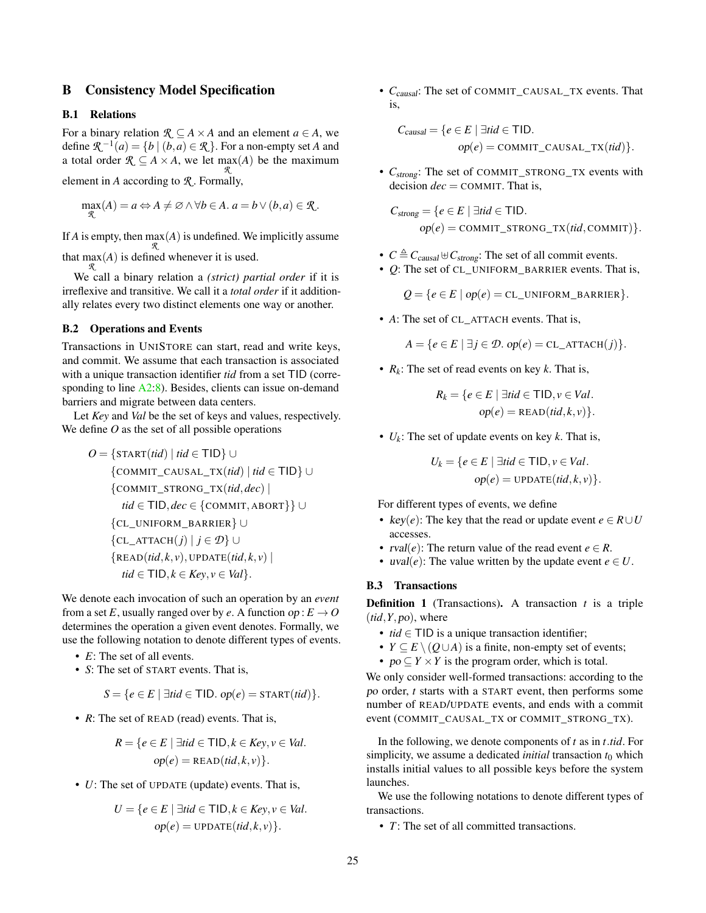## B Consistency Model Specification

### B.1 Relations

For a binary relation $\mathcal{R} \subseteq A \times A$ and an element $a \in A$, we define $\mathcal{R}^{-1}(a) = \{b \mid (b, a) \in \mathcal{R}\}$. For a non-empty set $A$ and a total order $\mathcal{R} \subseteq A \times A$, we let $\max_{\mathcal{R}}(A)$ be the maximum element in $A$ according to $\mathcal{R}$. Formally,

$$\max_{\mathcal{R}}(A) = a \Leftrightarrow A \neq \varnothing \wedge \forall b \in A.\ a = b \vee (b, a) \in \mathcal{R}.$$

If $A$ is empty, then $\max_{\mathcal{R}}(A)$ is undefined. We implicitly assume that $\max_{\mathcal{R}}(A)$ is defined whenever it is used.

We call a binary relation a *(strict) partial order* if it is irreflexive and transitive. We call it a *total order* if it additionally relates every two distinct elements one way or another.

### B.2 Operations and Events

Transactions in UNISTORE can start, read and write keys, and commit. We assume that each transaction is associated with a unique transaction identifier *tid* from a set TID (corresponding to line A2:8). Besides, clients can issue on-demand barriers and migrate between data centers.

Let *Key* and *Val* be the set of keys and values, respectively. We define $O$ as the set of all possible operations

$$\begin{aligned}
O = \{&\text{START}(tid) \mid tid \in \mathsf{TID}\} \cup \\
&\{\text{COMMIT\_CAUSAL\_TX}(tid) \mid tid \in \mathsf{TID}\} \cup \\
&\{\text{COMMIT\_STRONG\_TX}(tid, dec) \mid \\
&\quad tid \in \mathsf{TID}, dec \in \{\text{COMMIT}, \text{ABORT}\}\} \cup \\
&\{\text{CL\_UNIFORM\_BARRIER}\} \cup \\
&\{\text{CL\_ATTACH}(j) \mid j \in \mathcal{D}\} \cup \\
&\{\text{READ}(tid, k, v), \text{UPDATE}(tid, k, v) \mid \\
&\quad tid \in \mathsf{TID}, k \in Key, v \in Val\}.
\end{aligned}$$

We denote each invocation of such an operation by an *event* from a set $E$, usually ranged over by $e$. A function $op : E \to O$ determines the operation a given event denotes. Formally, we use the following notation to denote different types of events.

- $E$: The set of all events.
- $S$: The set of START events. That is,

$$S = \{e \in E \mid \exists tid \in \mathsf{TID}.\ op(e) = \text{START}(tid)\}.$$

- $R$: The set of READ (read) events. That is,

$$R = \{e \in E \mid \exists tid \in \mathsf{TID}, k \in Key, v \in Val.\ op(e) = \text{READ}(tid, k, v)\}.$$

- $U$: The set of UPDATE (update) events. That is,

$$U = \{e \in E \mid \exists tid \in \mathsf{TID}, k \in Key, v \in Val.\ op(e) = \text{UPDATE}(tid, k, v)\}.$$

- $C_{causal}$: The set of COMMIT_CAUSAL_TX events. That is,

$$C_{causal} = \{e \in E \mid \exists tid \in \mathsf{TID}.\ op(e) = \text{COMMIT\_CAUSAL\_TX}(tid)\}.$$

- $C_{strong}$: The set of COMMIT_STRONG_TX events with decision $dec = $ COMMIT. That is,

$$C_{strong} = \{e \in E \mid \exists tid \in \mathsf{TID}.\ op(e) = \text{COMMIT\_STRONG\_TX}(tid, \text{COMMIT})\}.$$

- $C \triangleq C_{causal} \uplus C_{strong}$: The set of all commit events.
- $Q$: The set of CL_UNIFORM_BARRIER events. That is,

$$Q = \{e \in E \mid op(e) = \text{CL\_UNIFORM\_BARRIER}\}.$$

- $A$: The set of CL_ATTACH events. That is,

$$A = \{e \in E \mid \exists j \in \mathcal{D}.\ op(e) = \text{CL\_ATTACH}(j)\}.$$

- $R_k$: The set of read events on key $k$. That is,

$$R_k = \{e \in E \mid \exists tid \in \mathsf{TID}, v \in Val.\ op(e) = \text{READ}(tid, k, v)\}.$$

- $U_k$: The set of update events on key $k$. That is,

$$U_k = \{e \in E \mid \exists tid \in \mathsf{TID}, v \in Val.\ op(e) = \text{UPDATE}(tid, k, v)\}.$$

For different types of events, we define

- $key(e)$: The key that the read or update event $e \in R \cup U$ accesses.
- $rval(e)$: The return value of the read event $e \in R$.
- $uval(e)$: The value written by the update event $e \in U$.

### B.3 Transactions

**Definition 1** (Transactions)**.** A transaction $t$ is a triple $(tid, Y, po)$, where

- $tid \in \mathsf{TID}$ is a unique transaction identifier;
- $Y \subseteq E \setminus (Q \cup A)$ is a finite, non-empty set of events;
- $po \subseteq Y \times Y$ is the program order, which is total.

We only consider well-formed transactions: according to the $po$ order, $t$ starts with a START event, then performs some number of READ/UPDATE events, and ends with a commit event (COMMIT_CAUSAL_TX or COMMIT_STRONG_TX).

In the following, we denote components of $t$ as in $t.tid$. For simplicity, we assume a dedicated *initial* transaction $t_0$ which installs initial values to all possible keys before the system launches.

We use the following notations to denote different types of transactions.

- $T$: The set of all committed transactions.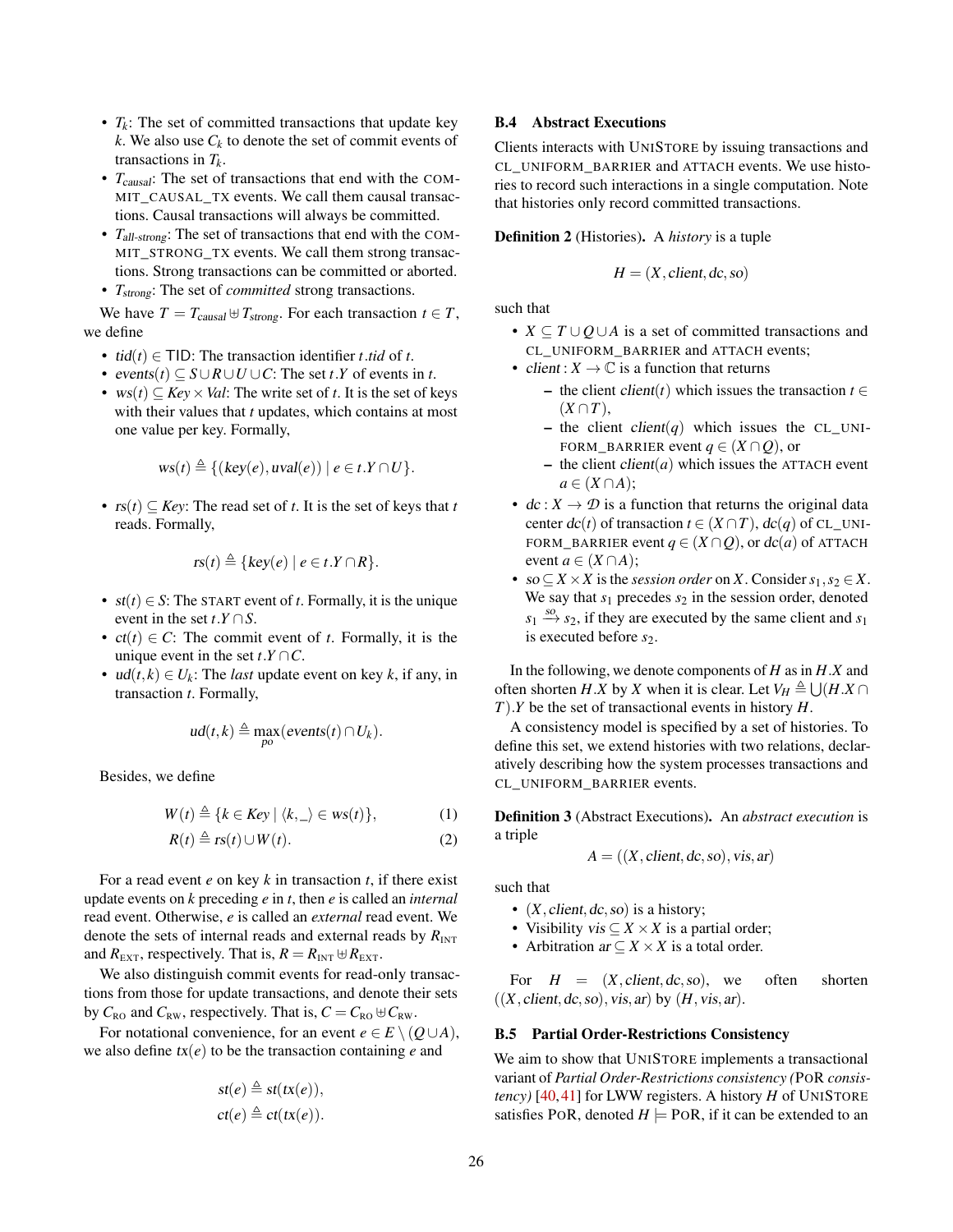- $T_k$: The set of committed transactions that update key $k$. We also use $C_k$ to denote the set of commit events of transactions in $T_k$.
- $T_{causal}$: The set of transactions that end with the COMMIT_CAUSAL_TX events. We call them causal transactions. Causal transactions will always be committed.
- $T_{all\text{-}strong}$: The set of transactions that end with the COMMIT_STRONG_TX events. We call them strong transactions. Strong transactions can be committed or aborted.
- $T_{strong}$: The set of *committed* strong transactions.

We have $T = T_{causal} \uplus T_{strong}$. For each transaction $t \in T$, we define

- $tid(t) \in \mathsf{TID}$: The transaction identifier $t.tid$ of $t$.
- $events(t) \subseteq S \cup R \cup U \cup C$: The set $t.Y$ of events in $t$.
- $ws(t) \subseteq Key \times Val$: The write set of $t$. It is the set of keys with their values that $t$ updates, which contains at most one value per key. Formally,

$$ws(t) \triangleq \{(key(e), uval(e)) \mid e \in t.Y \cap U\}.$$

- $rs(t) \subseteq Key$: The read set of $t$. It is the set of keys that $t$ reads. Formally,

$$rs(t) \triangleq \{key(e) \mid e \in t.Y \cap R\}.$$

- $st(t) \in S$: The START event of $t$. Formally, it is the unique event in the set $t.Y \cap S$.
- $ct(t) \in C$: The commit event of $t$. Formally, it is the unique event in the set $t.Y \cap C$.
- $ud(t,k) \in U_k$: The *last* update event on key $k$, if any, in transaction $t$. Formally,

$$ud(t,k) \triangleq \max_{po}(events(t) \cap U_k).$$

Besides, we define

$$W(t) \triangleq \{k \in Key \mid \langle k, \_ \rangle \in ws(t)\}, \tag{1}$$

$$R(t) \triangleq rs(t) \cup W(t). \tag{2}$$

For a read event $e$ on key $k$ in transaction $t$, if there exist update events on $k$ preceding $e$ in $t$, then $e$ is called an *internal* read event. Otherwise, $e$ is called an *external* read event. We denote the sets of internal reads and external reads by $R_{\text{INT}}$ and $R_{\text{EXT}}$, respectively. That is, $R = R_{\text{INT}} \uplus R_{\text{EXT}}$.

We also distinguish commit events for read-only transactions from those for update transactions, and denote their sets by $C_{\text{RO}}$ and $C_{\text{RW}}$, respectively. That is, $C = C_{\text{RO}} \uplus C_{\text{RW}}$.

For notational convenience, for an event $e \in E \setminus (Q \cup A)$, we also define $tx(e)$ to be the transaction containing $e$ and

$$st(e) \triangleq st(tx(e)),$$
$$ct(e) \triangleq ct(tx(e)).$$

### B.4 Abstract Executions

Clients interacts with UNISTORE by issuing transactions and CL_UNIFORM_BARRIER and ATTACH events. We use histories to record such interactions in a single computation. Note that histories only record committed transactions.

**Definition 2** (Histories)**.** A *history* is a tuple

$$H = (X, client, dc, so)$$

such that

- $X \subseteq T \cup Q \cup A$ is a set of committed transactions and CL_UNIFORM_BARRIER and ATTACH events;
- $client : X \to \mathbb{C}$ is a function that returns
  - the client $client(t)$ which issues the transaction $t \in (X \cap T)$,
  - the client $client(q)$ which issues the CL_UNIFORM_BARRIER event $q \in (X \cap Q)$, or
  - the client $client(a)$ which issues the ATTACH event $a \in (X \cap A)$;
- $dc : X \to \mathcal{D}$ is a function that returns the original data center $dc(t)$ of transaction $t \in (X \cap T)$, $dc(q)$ of CL_UNIFORM_BARRIER event $q \in (X \cap Q)$, or $dc(a)$ of ATTACH event $a \in (X \cap A)$;
- $so \subseteq X \times X$ is the *session order* on $X$. Consider $s_1, s_2 \in X$. We say that $s_1$ precedes $s_2$ in the session order, denoted $s_1 \xrightarrow{so} s_2$, if they are executed by the same client and $s_1$ is executed before $s_2$.

In the following, we denote components of $H$ as in $H.X$ and often shorten $H.X$ by $X$ when it is clear. Let $V_H \triangleq \bigcup (H.X \cap T).Y$ be the set of transactional events in history $H$.

A consistency model is specified by a set of histories. To define this set, we extend histories with two relations, declaratively describing how the system processes transactions and CL_UNIFORM_BARRIER events.

**Definition 3** (Abstract Executions)**.** An *abstract execution* is a triple

$$A = ((X, client, dc, so), vis, ar)$$

such that

- $(X, client, dc, so)$ is a history;
- Visibility $vis \subseteq X \times X$ is a partial order;
- Arbitration $ar \subseteq X \times X$ is a total order.

For $H = (X, client, dc, so)$, we often shorten $((X, client, dc, so), vis, ar)$ by $(H, vis, ar)$.

### B.5 Partial Order-Restrictions Consistency

We aim to show that UNISTORE implements a transactional variant of *Partial Order-Restrictions consistency (*POR *consistency)* [40,41] for LWW registers. A history $H$ of UNISTORE satisfies POR, denoted $H \models$ POR, if it can be extended to an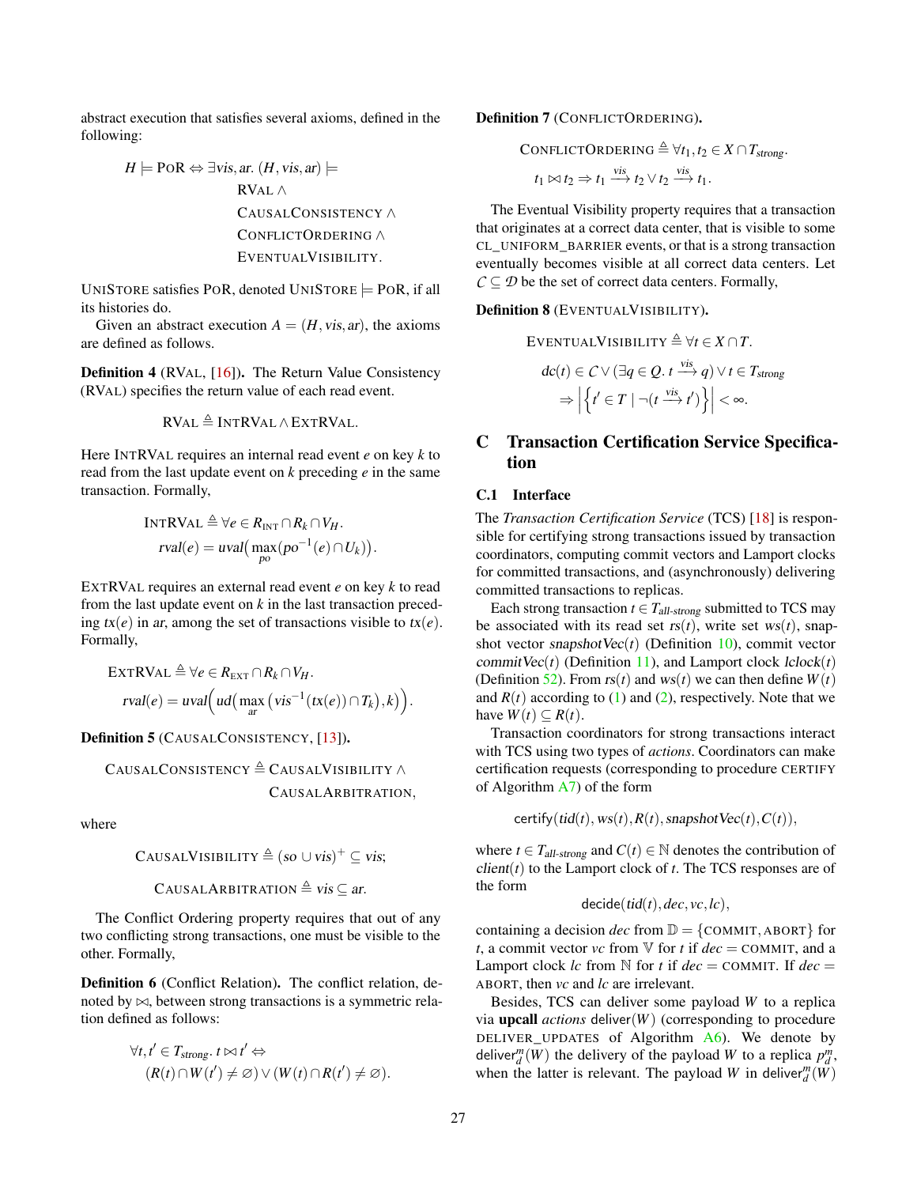abstract execution that satisfies several axioms, defined in the following:

$$H \models \text{PoR} \Leftrightarrow \exists vis, ar.\ (H, vis, ar) \models \text{RVAL} \wedge \text{CAUSALCONSISTENCY} \wedge \text{CONFLICTORDERING} \wedge \text{EVENTUALVISIBILITY}.$$

UNISTORE satisfies POR, denoted UNISTORE $\models$ POR, if all its histories do.

Given an abstract execution $A = (H, vis, ar)$, the axioms are defined as follows.

**Definition 4** (RVAL, [16]). The Return Value Consistency (RVAL) specifies the return value of each read event.

$$\text{RVAL} \triangleq \text{INTRVAL} \wedge \text{EXTRVAL}.$$

Here INTRVAL requires an internal read event $e$ on key $k$ to read from the last update event on $k$ preceding $e$ in the same transaction. Formally,

$$\text{INTRVAL} \triangleq \forall e \in R_{\text{INT}} \cap R_k \cap V_H.\ rval(e) = uval\big(\max_{po}(po^{-1}(e) \cap U_k)\big).$$

EXTRVAL requires an external read event $e$ on key $k$ to read from the last update event on $k$ in the last transaction preceding $tx(e)$ in $ar$, among the set of transactions visible to $tx(e)$. Formally,

$$\text{EXTRVAL} \triangleq \forall e \in R_{\text{EXT}} \cap R_k \cap V_H.\ rval(e) = uval\Big(ud\big(\max_{ar}\big(vis^{-1}(tx(e)) \cap T_k\big), k\big)\Big).$$

**Definition 5** (CAUSALCONSISTENCY, [13]).

$$\text{CAUSALCONSISTENCY} \triangleq \text{CAUSALVISIBILITY} \wedge \text{CAUSALARBITRATION},$$

where

$$\text{CAUSALVISIBILITY} \triangleq (so \cup vis)^+ \subseteq vis;$$

$$\text{CAUSALARBITRATION} \triangleq vis \subseteq ar.$$

The Conflict Ordering property requires that out of any two conflicting strong transactions, one must be visible to the other. Formally,

**Definition 6** (Conflict Relation). The conflict relation, denoted by $\bowtie$, between strong transactions is a symmetric relation defined as follows:

$$\forall t, t' \in T_{strong}.\ t \bowtie t' \Leftrightarrow (R(t) \cap W(t') \neq \varnothing) \vee (W(t) \cap R(t') \neq \varnothing).$$

**Definition 7** (CONFLICTORDERING).

$$\text{CONFLICTORDERING} \triangleq \forall t_1, t_2 \in X \cap T_{strong}.\ t_1 \bowtie t_2 \Rightarrow t_1 \xrightarrow{vis} t_2 \vee t_2 \xrightarrow{vis} t_1.$$

The Eventual Visibility property requires that a transaction that originates at a correct data center, that is visible to some CL_UNIFORM_BARRIER events, or that is a strong transaction eventually becomes visible at all correct data centers. Let $\mathcal{C} \subseteq \mathcal{D}$ be the set of correct data centers. Formally,

**Definition 8** (EVENTUALVISIBILITY).

$$\text{EVENTUALVISIBILITY} \triangleq \forall t \in X \cap T.\ dc(t) \in \mathcal{C} \vee (\exists q \in Q.\ t \xrightarrow{vis} q) \vee t \in T_{strong} \Rightarrow \left|\left\{t' \in T \mid \neg(t \xrightarrow{vis} t')\right\}\right| < \infty.$$

## C Transaction Certification Service Specification

### C.1 Interface

The *Transaction Certification Service* (TCS) [18] is responsible for certifying strong transactions issued by transaction coordinators, computing commit vectors and Lamport clocks for committed transactions, and (asynchronously) delivering committed transactions to replicas.

Each strong transaction $t \in T_{all\text{-}strong}$ submitted to TCS may be associated with its read set $rs(t)$, write set $ws(t)$, snapshot vector $snapshotVec(t)$ (Definition 10), commit vector $commitVec(t)$ (Definition 11), and Lamport clock $lclock(t)$ (Definition 52). From $rs(t)$ and $ws(t)$ we can then define $W(t)$ and $R(t)$ according to (1) and (2), respectively. Note that we have $W(t) \subseteq R(t)$.

Transaction coordinators for strong transactions interact with TCS using two types of *actions*. Coordinators can make certification requests (corresponding to procedure CERTIFY of Algorithm A7) of the form

$$\mathsf{certify}(tid(t), ws(t), R(t), snapshotVec(t), C(t)),$$

where $t \in T_{all\text{-}strong}$ and $C(t) \in \mathbb{N}$ denotes the contribution of $client(t)$ to the Lamport clock of $t$. The TCS responses are of the form

$$\mathsf{decide}(tid(t), dec, vc, lc),$$

containing a decision $dec$ from $\mathbb{D} = \{\text{COMMIT}, \text{ABORT}\}$ for $t$, a commit vector $vc$ from $\mathbb{V}$ for $t$ if $dec = \text{COMMIT}$, and a Lamport clock $lc$ from $\mathbb{N}$ for $t$ if $dec = \text{COMMIT}$. If $dec = \text{ABORT}$, then $vc$ and $lc$ are irrelevant.

Besides, TCS can deliver some payload $W$ to a replica via **upcall** *actions* $\mathsf{deliver}(W)$ (corresponding to procedure DELIVER_UPDATES of Algorithm A6). We denote by $\mathsf{deliver}_d^m(W)$ the delivery of the payload $W$ to a replica $p_d^m$, when the latter is relevant. The payload $W$ in $\mathsf{deliver}_d^m(W)$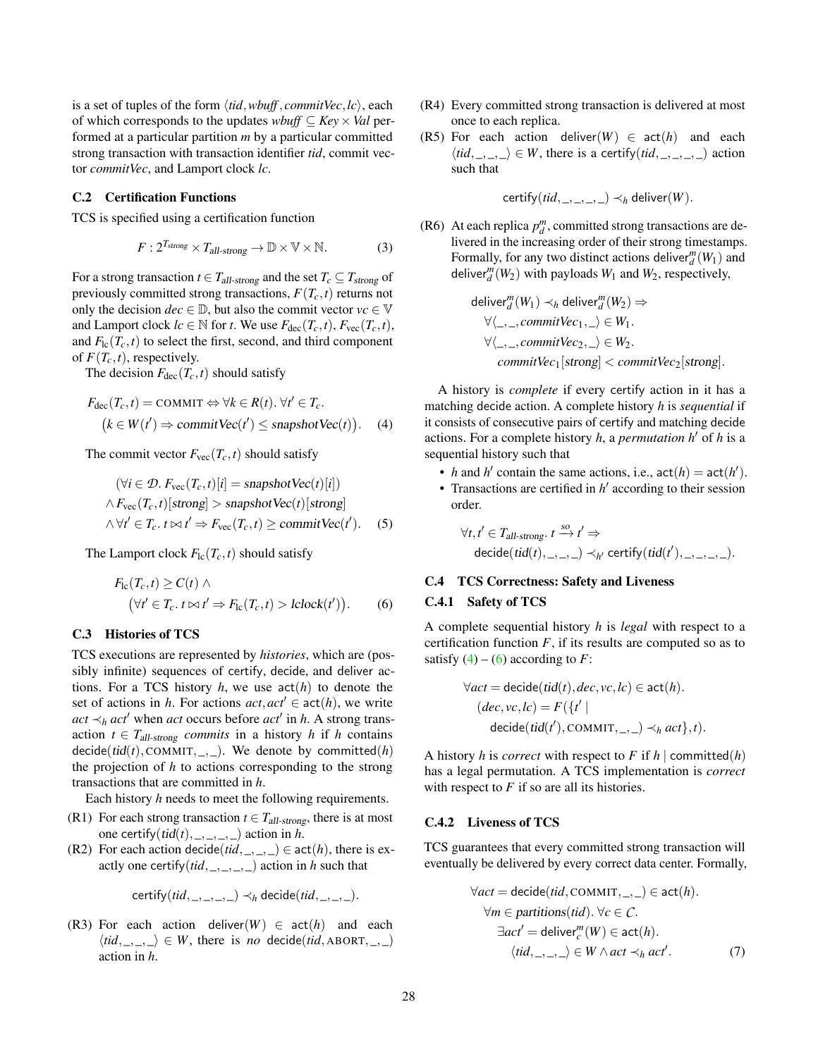is a set of tuples of the form $\langle tid, wbuff, commitVec, lc\rangle$, each of which corresponds to the updates $wbuff \subseteq Key \times Val$ performed at a particular partition $m$ by a particular committed strong transaction with transaction identifier $tid$, commit vector $commitVec$, and Lamport clock $lc$.

### C.2 Certification Functions

TCS is specified using a certification function

$$F : 2^{T_{strong}} \times T_{all\text{-}strong} \to \mathbb{D} \times \mathbb{V} \times \mathbb{N}. \quad (3)$$

For a strong transaction $t \in T_{all\text{-}strong}$ and the set $T_c \subseteq T_{strong}$ of previously committed strong transactions, $F(T_c, t)$ returns not only the decision $dec \in \mathbb{D}$, but also the commit vector $vc \in \mathbb{V}$ and Lamport clock $lc \in \mathbb{N}$ for $t$. We use $F_{\text{dec}}(T_c,t)$, $F_{\text{vec}}(T_c,t)$, and $F_{\text{lc}}(T_c,t)$ to select the first, second, and third component of $F(T_c,t)$, respectively.

The decision $F_{\text{dec}}(T_c,t)$ should satisfy

$$F_{\text{dec}}(T_c,t) = \text{COMMIT} \Leftrightarrow \forall k \in R(t).\ \forall t' \in T_c. \\ \big(k \in W(t') \Rightarrow commitVec(t') \le snapshotVec(t)\big). \quad (4)$$

The commit vector $F_{\text{vec}}(T_c,t)$ should satisfy

$$(\forall i \in \mathcal{D}.\ F_{\text{vec}}(T_c,t)[i] = snapshotVec(t)[i]) \\ \wedge F_{\text{vec}}(T_c,t)[strong] > snapshotVec(t)[strong] \\ \wedge \forall t' \in T_c.\ t \bowtie t' \Rightarrow F_{\text{vec}}(T_c,t) \ge commitVec(t'). \quad (5)$$

The Lamport clock $F_{\text{lc}}(T_c,t)$ should satisfy

$$F_{\text{lc}}(T_c,t) \ge C(t) \wedge \\ \big(\forall t' \in T_c.\ t \bowtie t' \Rightarrow F_{\text{lc}}(T_c,t) > lclock(t')\big). \quad (6)$$

### C.3 Histories of TCS

TCS executions are represented by *histories*, which are (possibly infinite) sequences of certify, decide, and deliver actions. For a TCS history $h$, we use $\mathsf{act}(h)$ to denote the set of actions in $h$. For actions $act, act' \in \mathsf{act}(h)$, we write $act \prec_h act'$ when $act$ occurs before $act'$ in $h$. A strong transaction $t \in T_{all\text{-}strong}$ *commits* in a history $h$ if $h$ contains $\mathsf{decide}(tid(t), \text{COMMIT}, \_, \_)$. We denote by $\mathsf{committed}(h)$ the projection of $h$ to actions corresponding to the strong transactions that are committed in $h$.

Each history $h$ needs to meet the following requirements.

(R1) For each strong transaction $t \in T_{all\text{-}strong}$, there is at most one $\mathsf{certify}(tid(t), \_, \_, \_, \_)$ action in $h$.

(R2) For each action $\mathsf{decide}(tid, \_, \_, \_) \in \mathsf{act}(h)$, there is exactly one $\mathsf{certify}(tid, \_, \_, \_, \_)$ action in $h$ such that

$$\mathsf{certify}(tid, \_, \_, \_, \_) \prec_h \mathsf{decide}(tid, \_, \_, \_).$$

(R3) For each action $\mathsf{deliver}(W) \in \mathsf{act}(h)$ and each $\langle tid, \_, \_, \_\rangle \in W$, there is *no* $\mathsf{decide}(tid, \text{ABORT}, \_, \_)$ action in $h$.

(R4) Every committed strong transaction is delivered at most once to each replica.

(R5) For each action $\mathsf{deliver}(W) \in \mathsf{act}(h)$ and each $\langle tid, \_, \_, \_\rangle \in W$, there is a $\mathsf{certify}(tid, \_, \_, \_, \_)$ action such that

$$\mathsf{certify}(tid, \_, \_, \_, \_) \prec_h \mathsf{deliver}(W).$$

(R6) At each replica $p_d^m$, committed strong transactions are delivered in the increasing order of their strong timestamps. Formally, for any two distinct actions $\mathsf{deliver}_d^m(W_1)$ and $\mathsf{deliver}_d^m(W_2)$ with payloads $W_1$ and $W_2$, respectively,

$$\mathsf{deliver}_d^m(W_1) \prec_h \mathsf{deliver}_d^m(W_2) \Rightarrow \\ \forall \langle \_, \_, commitVec_1, \_\rangle \in W_1. \\ \forall \langle \_, \_, commitVec_2, \_\rangle \in W_2. \\ commitVec_1[strong] < commitVec_2[strong].$$

A history is *complete* if every certify action in it has a matching decide action. A complete history $h$ is *sequential* if it consists of consecutive pairs of certify and matching decide actions. For a complete history $h$, a *permutation* $h'$ of $h$ is a sequential history such that

- $h$ and $h'$ contain the same actions, i.e., $\mathsf{act}(h) = \mathsf{act}(h')$.
- Transactions are certified in $h'$ according to their session order.

$$\forall t, t' \in T_{all\text{-}strong}.\ t \xrightarrow{so} t' \Rightarrow \\ \mathsf{decide}(tid(t), \_, \_, \_) \prec_{h'} \mathsf{certify}(tid(t'), \_, \_, \_, \_).$$

### C.4 TCS Correctness: Safety and Liveness

#### C.4.1 Safety of TCS

A complete sequential history $h$ is *legal* with respect to a certification function $F$, if its results are computed so as to satisfy (4) – (6) according to $F$:

$$\forall act = \mathsf{decide}(tid(t), dec, vc, lc) \in \mathsf{act}(h). \\ (dec, vc, lc) = F(\{t' \mid \\ \mathsf{decide}(tid(t'), \text{COMMIT}, \_, \_) \prec_h act\}, t).$$

A history $h$ is *correct* with respect to $F$ if $h \mid \mathsf{committed}(h)$ has a legal permutation. A TCS implementation is *correct* with respect to $F$ if so are all its histories.

#### C.4.2 Liveness of TCS

TCS guarantees that every committed strong transaction will eventually be delivered by every correct data center. Formally,

$$\forall act = \mathsf{decide}(tid, \text{COMMIT}, \_, \_) \in \mathsf{act}(h). \\ \forall m \in partitions(tid).\ \forall c \in \mathcal{C}. \\ \exists act' = \mathsf{deliver}_c^m(W) \in \mathsf{act}(h). \\ \langle tid, \_, \_, \_\rangle \in W \wedge act \prec_h act'. \quad (7)$$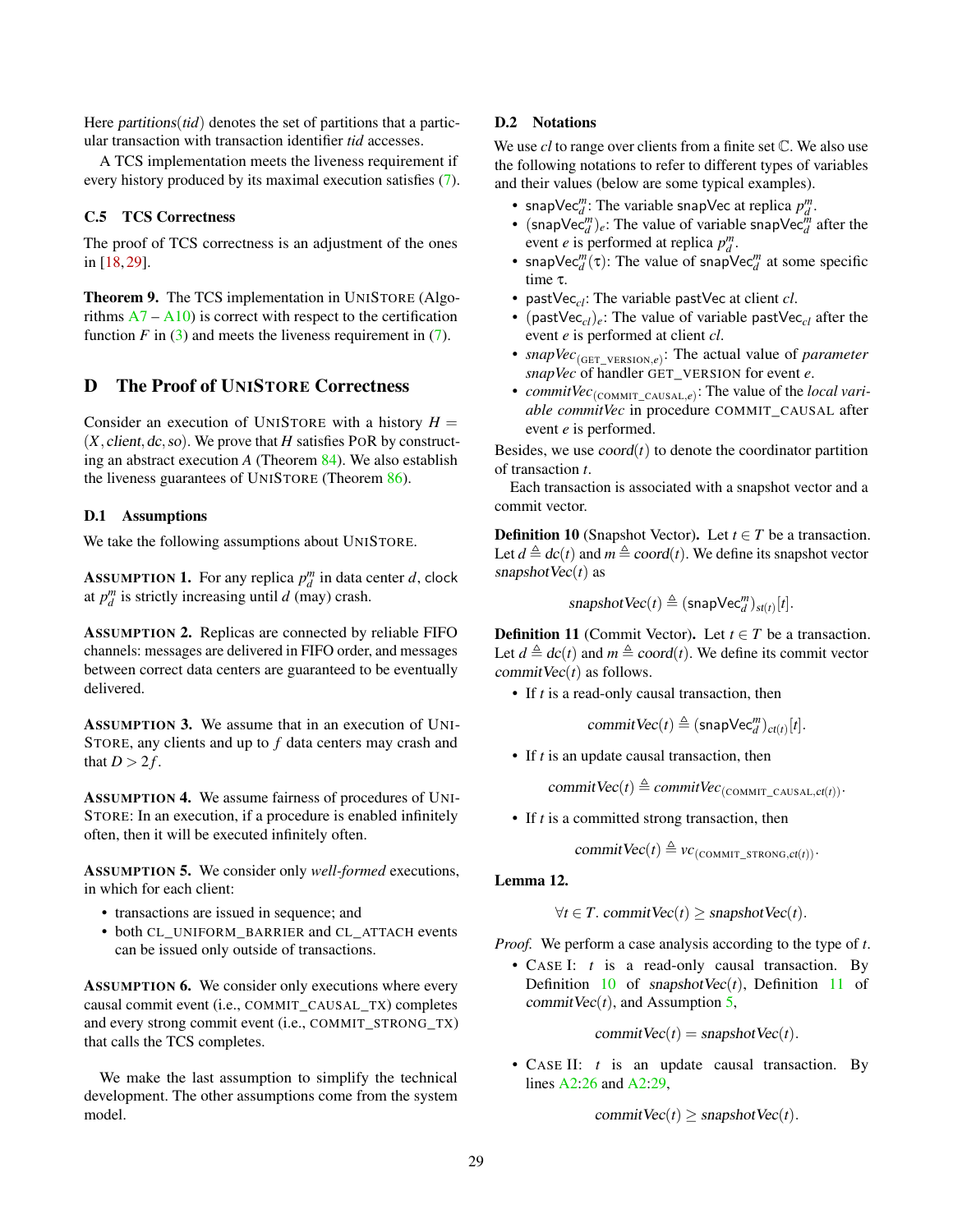Here $partitions(tid)$ denotes the set of partitions that a particular transaction with transaction identifier $tid$ accesses.

A TCS implementation meets the liveness requirement if every history produced by its maximal execution satisfies (7).

### C.5 TCS Correctness

The proof of TCS correctness is an adjustment of the ones in [18, 29].

**Theorem 9.** The TCS implementation in UNISTORE (Algorithms A7 – A10) is correct with respect to the certification function $F$ in (3) and meets the liveness requirement in (7).

## D The Proof of UNISTORE Correctness

Consider an execution of UNISTORE with a history $H = (X, \mathsf{client}, \mathsf{dc}, \mathsf{so})$. We prove that $H$ satisfies POR by constructing an abstract execution $A$ (Theorem 84). We also establish the liveness guarantees of UNISTORE (Theorem 86).

### D.1 Assumptions

We take the following assumptions about UNISTORE.

**ASSUMPTION 1.** For any replica $p_d^m$ in data center $d$, clock at $p_d^m$ is strictly increasing until $d$ (may) crash.

**ASSUMPTION 2.** Replicas are connected by reliable FIFO channels: messages are delivered in FIFO order, and messages between correct data centers are guaranteed to be eventually delivered.

**ASSUMPTION 3.** We assume that in an execution of UNISTORE, any clients and up to $f$ data centers may crash and that $D > 2f$.

**ASSUMPTION 4.** We assume fairness of procedures of UNISTORE: In an execution, if a procedure is enabled infinitely often, then it will be executed infinitely often.

**ASSUMPTION 5.** We consider only *well-formed* executions, in which for each client:

- transactions are issued in sequence; and
- both CL_UNIFORM_BARRIER and CL_ATTACH events can be issued only outside of transactions.

**ASSUMPTION 6.** We consider only executions where every causal commit event (i.e., COMMIT_CAUSAL_TX) completes and every strong commit event (i.e., COMMIT_STRONG_TX) that calls the TCS completes.

We make the last assumption to simplify the technical development. The other assumptions come from the system model.

### D.2 Notations

We use $cl$ to range over clients from a finite set $\mathbb{C}$. We also use the following notations to refer to different types of variables and their values (below are some typical examples).

- $\mathsf{snapVec}_d^m$: The variable snapVec at replica $p_d^m$.
- $(\mathsf{snapVec}_d^m)_e$: The value of variable $\mathsf{snapVec}_d^m$ after the event $e$ is performed at replica $p_d^m$.
- $\mathsf{snapVec}_d^m(\tau)$: The value of $\mathsf{snapVec}_d^m$ at some specific time $\tau$.
- $\mathsf{pastVec}_{cl}$: The variable pastVec at client $cl$.
- $(\mathsf{pastVec}_{cl})_e$: The value of variable $\mathsf{pastVec}_{cl}$ after the event $e$ is performed at client $cl$.
- $snapVec_{(\text{GET\_VERSION},e)}$: The actual value of *parameter snapVec* of handler GET_VERSION for event $e$.
- $commitVec_{(\text{COMMIT\_CAUSAL},e)}$: The value of the *local variable commitVec* in procedure COMMIT_CAUSAL after event $e$ is performed.

Besides, we use $coord(t)$ to denote the coordinator partition of transaction $t$.

Each transaction is associated with a snapshot vector and a commit vector.

**Definition 10** (Snapshot Vector). Let $t \in T$ be a transaction. Let $d \triangleq \mathsf{dc}(t)$ and $m \triangleq coord(t)$. We define its snapshot vector $snapshotVec(t)$ as

$$snapshotVec(t) \triangleq (\mathsf{snapVec}_d^m)_{st(t)}[t].$$

**Definition 11** (Commit Vector). Let $t \in T$ be a transaction. Let $d \triangleq \mathsf{dc}(t)$ and $m \triangleq coord(t)$. We define its commit vector $commitVec(t)$ as follows.

- If $t$ is a read-only causal transaction, then

$$commitVec(t) \triangleq (\mathsf{snapVec}_d^m)_{ct(t)}[t].$$

- If $t$ is an update causal transaction, then

$$commitVec(t) \triangleq commitVec_{(\text{COMMIT\_CAUSAL},ct(t))}.$$

- If $t$ is a committed strong transaction, then

$$commitVec(t) \triangleq vc_{(\text{COMMIT\_STRONG},ct(t))}.$$

**Lemma 12.**

$$\forall t \in T.\ commitVec(t) \geq snapshotVec(t).$$

*Proof.* We perform a case analysis according to the type of $t$.

- CASE I: $t$ is a read-only causal transaction. By Definition 10 of $snapshotVec(t)$, Definition 11 of $commitVec(t)$, and Assumption 5,

$$commitVec(t) = snapshotVec(t).$$

- CASE II: $t$ is an update causal transaction. By lines A2:26 and A2:29,

$$commitVec(t) \geq snapshotVec(t).$$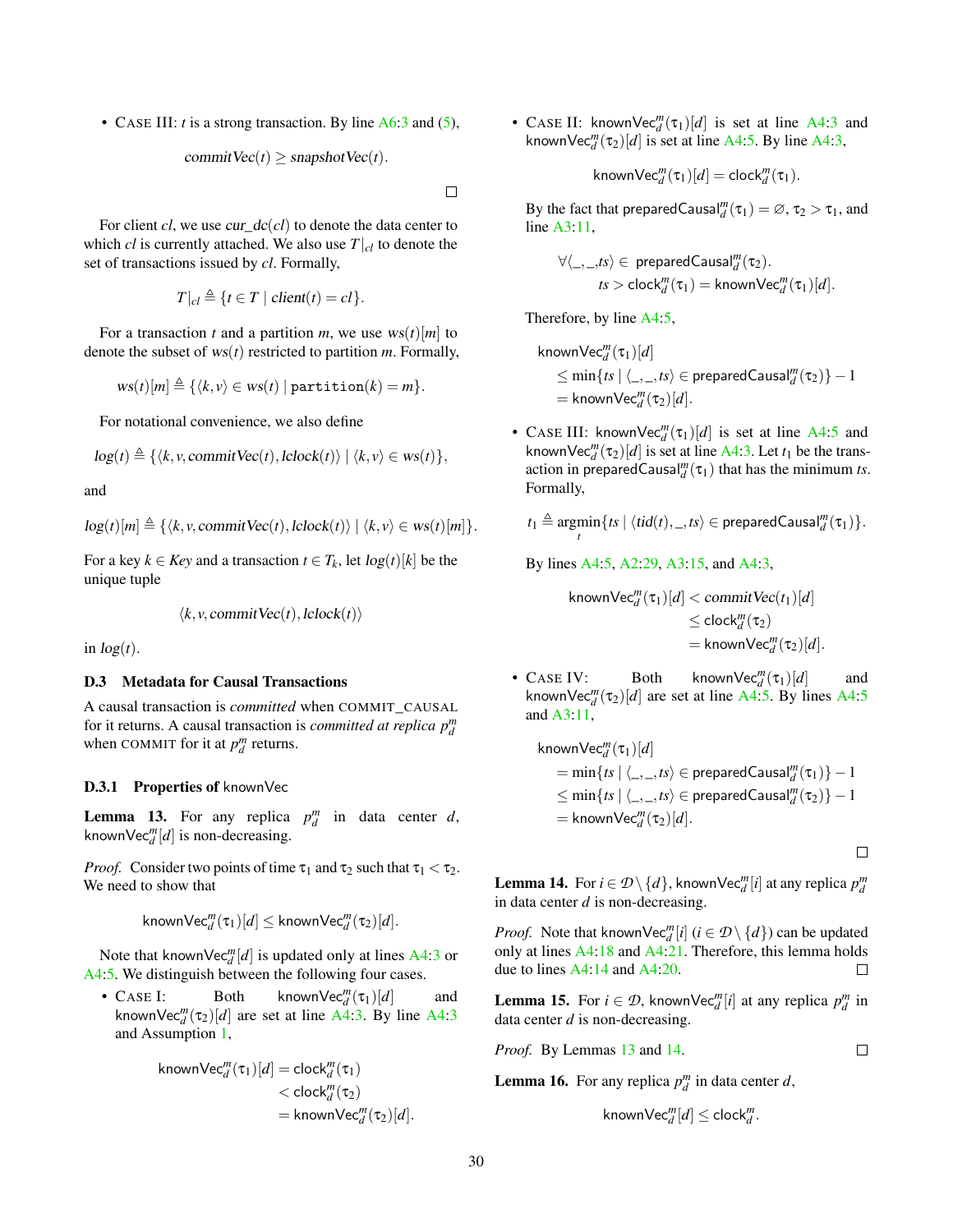- CASE III: $t$ is a strong transaction. By line A6:3 and (5),

$$\mathit{commitVec}(t) \geq \mathit{snapshotVec}(t).$$

□

For client $cl$, we use $\mathit{cur\_dc}(cl)$ to denote the data center to which $cl$ is currently attached. We also use $T|_{cl}$ to denote the set of transactions issued by $cl$. Formally,

$$T|_{cl} \triangleq \{t \in T \mid \mathit{client}(t) = cl\}.$$

For a transaction $t$ and a partition $m$, we use $ws(t)[m]$ to denote the subset of $ws(t)$ restricted to partition $m$. Formally,

$$ws(t)[m] \triangleq \{\langle k, v\rangle \in ws(t) \mid \texttt{partition}(k) = m\}.$$

For notational convenience, we also define

$$log(t) \triangleq \{\langle k, v, \mathit{commitVec}(t), \mathit{lclock}(t)\rangle \mid \langle k, v\rangle \in ws(t)\},$$

and

$$log(t)[m] \triangleq \{\langle k, v, \mathit{commitVec}(t), \mathit{lclock}(t)\rangle \mid \langle k, v\rangle \in ws(t)[m]\}.$$

For a key $k \in \mathit{Key}$ and a transaction $t \in T_k$, let $log(t)[k]$ be the unique tuple

$$\langle k, v, \mathit{commitVec}(t), \mathit{lclock}(t)\rangle$$

in $log(t)$.

### D.3 Metadata for Causal Transactions

A causal transaction is *committed* when COMMIT_CAUSAL for it returns. A causal transaction is *committed at replica* $p_d^m$ when COMMIT for it at $p_d^m$ returns.

#### D.3.1 Properties of knownVec

**Lemma 13.** For any replica $p_d^m$ in data center $d$, $\mathsf{knownVec}_d^m[d]$ is non-decreasing.

*Proof.* Consider two points of time $\tau_1$ and $\tau_2$ such that $\tau_1 < \tau_2$. We need to show that

$$\mathsf{knownVec}_d^m(\tau_1)[d] \leq \mathsf{knownVec}_d^m(\tau_2)[d].$$

Note that $\mathsf{knownVec}_d^m[d]$ is updated only at lines A4:3 or A4:5. We distinguish between the following four cases.

- CASE I: Both $\mathsf{knownVec}_d^m(\tau_1)[d]$ and $\mathsf{knownVec}_d^m(\tau_2)[d]$ are set at line A4:3. By line A4:3 and Assumption 1,

$$\begin{aligned}\mathsf{knownVec}_d^m(\tau_1)[d] &= \mathsf{clock}_d^m(\tau_1)\\ &< \mathsf{clock}_d^m(\tau_2)\\ &= \mathsf{knownVec}_d^m(\tau_2)[d].\end{aligned}$$

- CASE II: $\mathsf{knownVec}_d^m(\tau_1)[d]$ is set at line A4:3 and $\mathsf{knownVec}_d^m(\tau_2)[d]$ is set at line A4:5. By line A4:3,

$$\mathsf{knownVec}_d^m(\tau_1)[d] = \mathsf{clock}_d^m(\tau_1).$$

By the fact that $\mathsf{preparedCausal}_d^m(\tau_1) = \varnothing$, $\tau_2 > \tau_1$, and line A3:11,

$$\begin{aligned}&\forall \langle \_, \_, ts\rangle \in \mathsf{preparedCausal}_d^m(\tau_2).\\ &\qquad ts > \mathsf{clock}_d^m(\tau_1) = \mathsf{knownVec}_d^m(\tau_1)[d].\end{aligned}$$

Therefore, by line A4:5,

$$\begin{aligned}&\mathsf{knownVec}_d^m(\tau_1)[d]\\ &\quad \leq \min\{ts \mid \langle \_, \_, ts\rangle \in \mathsf{preparedCausal}_d^m(\tau_2)\} - 1\\ &\quad = \mathsf{knownVec}_d^m(\tau_2)[d].\end{aligned}$$

- CASE III: $\mathsf{knownVec}_d^m(\tau_1)[d]$ is set at line A4:5 and $\mathsf{knownVec}_d^m(\tau_2)[d]$ is set at line A4:3. Let $t_1$ be the transaction in $\mathsf{preparedCausal}_d^m(\tau_1)$ that has the minimum $ts$. Formally,

$$t_1 \triangleq \underset{t}{\operatorname{argmin}}\{ts \mid \langle tid(t), \_, ts\rangle \in \mathsf{preparedCausal}_d^m(\tau_1)\}.$$

By lines A4:5, A2:29, A3:15, and A4:3,

$$\begin{aligned}\mathsf{knownVec}_d^m(\tau_1)[d] &< \mathit{commitVec}(t_1)[d]\\ &\leq \mathsf{clock}_d^m(\tau_2)\\ &= \mathsf{knownVec}_d^m(\tau_2)[d].\end{aligned}$$

- CASE IV: Both $\mathsf{knownVec}_d^m(\tau_1)[d]$ and $\mathsf{knownVec}_d^m(\tau_2)[d]$ are set at line A4:5. By lines A4:5 and A3:11,

$$\begin{aligned}&\mathsf{knownVec}_d^m(\tau_1)[d]\\ &\quad = \min\{ts \mid \langle \_, \_, ts\rangle \in \mathsf{preparedCausal}_d^m(\tau_1)\} - 1\\ &\quad \leq \min\{ts \mid \langle \_, \_, ts\rangle \in \mathsf{preparedCausal}_d^m(\tau_2)\} - 1\\ &\quad = \mathsf{knownVec}_d^m(\tau_2)[d].\end{aligned}$$

□

**Lemma 14.** For $i \in \mathcal{D} \setminus \{d\}$, $\mathsf{knownVec}_d^m[i]$ at any replica $p_d^m$ in data center $d$ is non-decreasing.

*Proof.* Note that $\mathsf{knownVec}_d^m[i]$ ($i \in \mathcal{D} \setminus \{d\}$) can be updated only at lines A4:18 and A4:21. Therefore, this lemma holds due to lines A4:14 and A4:20. □

**Lemma 15.** For $i \in \mathcal{D}$, $\mathsf{knownVec}_d^m[i]$ at any replica $p_d^m$ in data center $d$ is non-decreasing.

*Proof.* By Lemmas 13 and 14. □

**Lemma 16.** For any replica $p_d^m$ in data center $d$,

$$\mathsf{knownVec}_d^m[d] \leq \mathsf{clock}_d^m.$$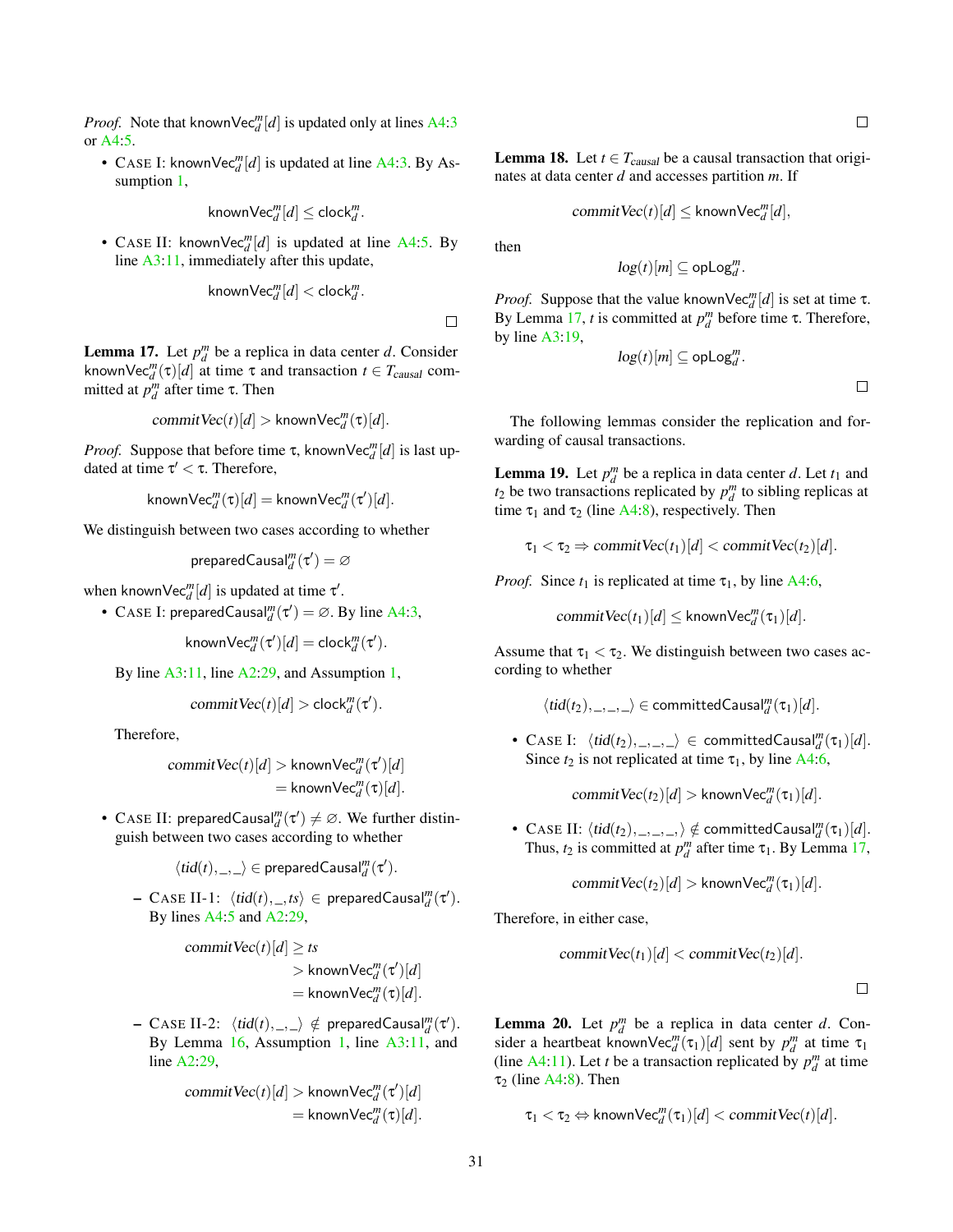*Proof.* Note that $\mathsf{knownVec}_d^m[d]$ is updated only at lines A4:3 or A4:5.

- CASE I: $\mathsf{knownVec}_d^m[d]$ is updated at line A4:3. By Assumption 1,

$$\mathsf{knownVec}_d^m[d] \le \mathsf{clock}_d^m.$$

- CASE II: $\mathsf{knownVec}_d^m[d]$ is updated at line A4:5. By line A3:11, immediately after this update,

$$\mathsf{knownVec}_d^m[d] < \mathsf{clock}_d^m.$$

□

**Lemma 17.** Let $p_d^m$ be a replica in data center $d$. Consider $\mathsf{knownVec}_d^m(\tau)[d]$ at time $\tau$ and transaction $t \in T_{causal}$ committed at $p_d^m$ after time $\tau$. Then

$$\mathit{commitVec}(t)[d] > \mathsf{knownVec}_d^m(\tau)[d].$$

*Proof.* Suppose that before time $\tau$, $\mathsf{knownVec}_d^m[d]$ is last updated at time $\tau' < \tau$. Therefore,

$$\mathsf{knownVec}_d^m(\tau)[d] = \mathsf{knownVec}_d^m(\tau')[d].$$

We distinguish between two cases according to whether

$$\mathsf{preparedCausal}_d^m(\tau') = \varnothing$$

when $\mathsf{knownVec}_d^m[d]$ is updated at time $\tau'$.

- CASE I: $\mathsf{preparedCausal}_d^m(\tau') = \varnothing$. By line A4:3,

$$\mathsf{knownVec}_d^m(\tau')[d] = \mathsf{clock}_d^m(\tau').$$

  By line A3:11, line A2:29, and Assumption 1,

$$\mathit{commitVec}(t)[d] > \mathsf{clock}_d^m(\tau').$$

  Therefore,

$$\begin{aligned}\mathit{commitVec}(t)[d] &> \mathsf{knownVec}_d^m(\tau')[d] \\ &= \mathsf{knownVec}_d^m(\tau)[d].\end{aligned}$$

- CASE II: $\mathsf{preparedCausal}_d^m(\tau') \neq \varnothing$. We further distinguish between two cases according to whether

$$\langle \mathit{tid}(t), \_, \_\rangle \in \mathsf{preparedCausal}_d^m(\tau').$$

  - CASE II-1: $\langle \mathit{tid}(t), \_, \mathit{ts}\rangle \in \mathsf{preparedCausal}_d^m(\tau')$. By lines A4:5 and A2:29,

$$\begin{aligned}\mathit{commitVec}(t)[d] &\ge \mathit{ts} \\ &> \mathsf{knownVec}_d^m(\tau')[d] \\ &= \mathsf{knownVec}_d^m(\tau)[d].\end{aligned}$$

  - CASE II-2: $\langle \mathit{tid}(t), \_, \_\rangle \notin \mathsf{preparedCausal}_d^m(\tau')$. By Lemma 16, Assumption 1, line A3:11, and line A2:29,

$$\begin{aligned}\mathit{commitVec}(t)[d] &> \mathsf{knownVec}_d^m(\tau')[d] \\ &= \mathsf{knownVec}_d^m(\tau)[d].\end{aligned}$$

□

**Lemma 18.** Let $t \in T_{causal}$ be a causal transaction that originates at data center $d$ and accesses partition $m$. If

$$\mathit{commitVec}(t)[d] \le \mathsf{knownVec}_d^m[d],$$

then

$$\mathit{log}(t)[m] \subseteq \mathsf{opLog}_d^m.$$

*Proof.* Suppose that the value $\mathsf{knownVec}_d^m[d]$ is set at time $\tau$. By Lemma 17, $t$ is committed at $p_d^m$ before time $\tau$. Therefore, by line A3:19,

$$\mathit{log}(t)[m] \subseteq \mathsf{opLog}_d^m.$$

□

The following lemmas consider the replication and forwarding of causal transactions.

**Lemma 19.** Let $p_d^m$ be a replica in data center $d$. Let $t_1$ and $t_2$ be two transactions replicated by $p_d^m$ to sibling replicas at time $\tau_1$ and $\tau_2$ (line A4:8), respectively. Then

$$\tau_1 < \tau_2 \Rightarrow \mathit{commitVec}(t_1)[d] < \mathit{commitVec}(t_2)[d].$$

*Proof.* Since $t_1$ is replicated at time $\tau_1$, by line A4:6,

$$\mathit{commitVec}(t_1)[d] \le \mathsf{knownVec}_d^m(\tau_1)[d].$$

Assume that $\tau_1 < \tau_2$. We distinguish between two cases according to whether

$$\langle \mathit{tid}(t_2), \_, \_, \_\rangle \in \mathsf{committedCausal}_d^m(\tau_1)[d].$$

- CASE I: $\langle \mathit{tid}(t_2), \_, \_, \_\rangle \in \mathsf{committedCausal}_d^m(\tau_1)[d]$. Since $t_2$ is not replicated at time $\tau_1$, by line A4:6,

$$\mathit{commitVec}(t_2)[d] > \mathsf{knownVec}_d^m(\tau_1)[d].$$

- CASE II: $\langle \mathit{tid}(t_2), \_, \_, \_\rangle \notin \mathsf{committedCausal}_d^m(\tau_1)[d]$. Thus, $t_2$ is committed at $p_d^m$ after time $\tau_1$. By Lemma 17,

$$\mathit{commitVec}(t_2)[d] > \mathsf{knownVec}_d^m(\tau_1)[d].$$

Therefore, in either case,

$$\mathit{commitVec}(t_1)[d] < \mathit{commitVec}(t_2)[d].$$

□

**Lemma 20.** Let $p_d^m$ be a replica in data center $d$. Consider a heartbeat $\mathsf{knownVec}_d^m(\tau_1)[d]$ sent by $p_d^m$ at time $\tau_1$ (line A4:11). Let $t$ be a transaction replicated by $p_d^m$ at time $\tau_2$ (line A4:8). Then

$$\tau_1 < \tau_2 \Leftrightarrow \mathsf{knownVec}_d^m(\tau_1)[d] < \mathit{commitVec}(t)[d].$$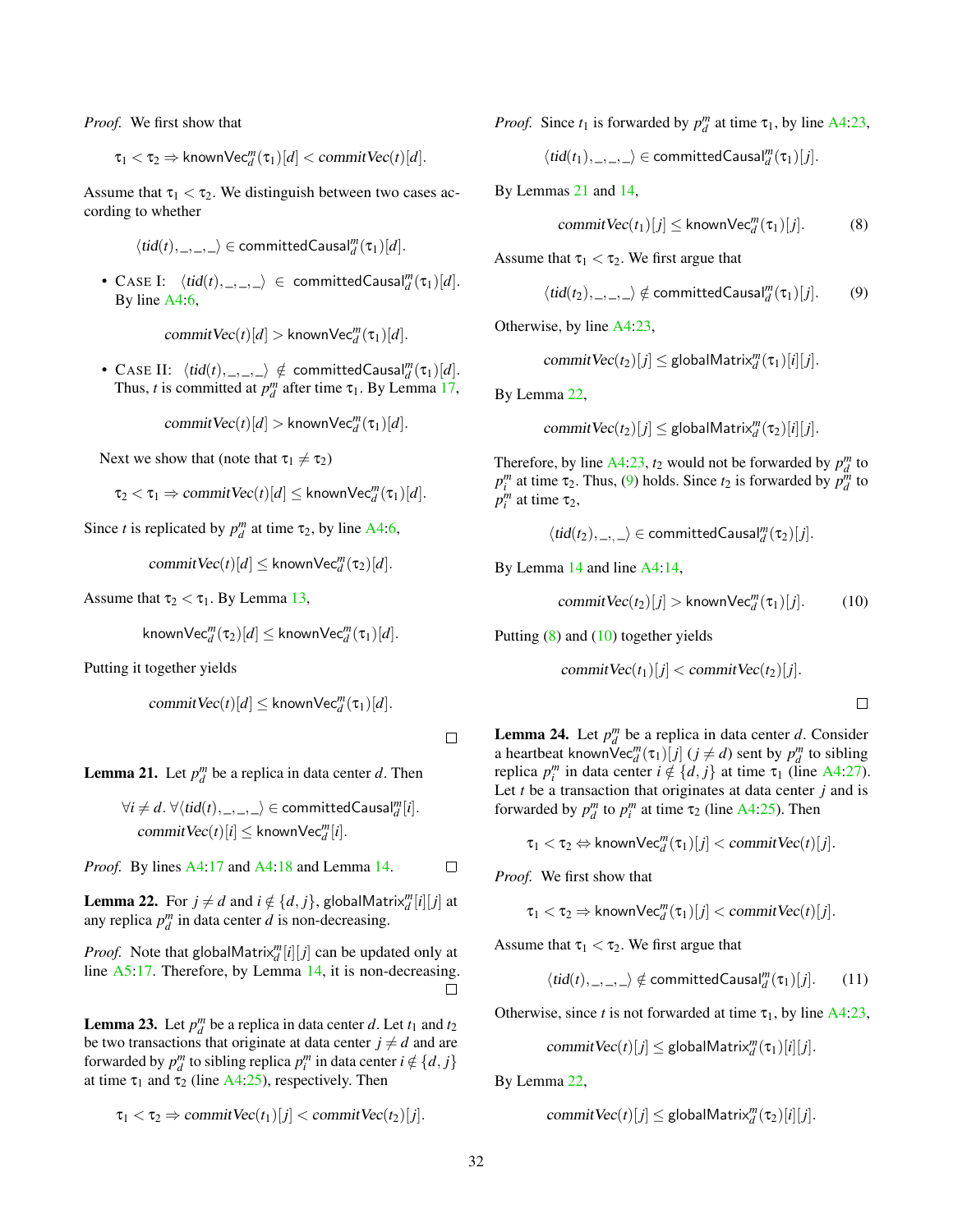*Proof.* We first show that

$$\tau_1 < \tau_2 \Rightarrow \mathsf{knownVec}_d^m(\tau_1)[d] < \mathit{commitVec}(t)[d].$$

Assume that $\tau_1 < \tau_2$. We distinguish between two cases according to whether

$$\langle \mathit{tid}(t), \_, \_, \_ \rangle \in \mathsf{committedCausal}_d^m(\tau_1)[d].$$

- CASE I: $\langle \mathit{tid}(t), \_, \_, \_ \rangle \in \mathsf{committedCausal}_d^m(\tau_1)[d]$. By line A4:6,

$$\mathit{commitVec}(t)[d] > \mathsf{knownVec}_d^m(\tau_1)[d].$$

- CASE II: $\langle \mathit{tid}(t), \_, \_, \_ \rangle \notin \mathsf{committedCausal}_d^m(\tau_1)[d]$. Thus, $t$ is committed at $p_d^m$ after time $\tau_1$. By Lemma 17,

$$\mathit{commitVec}(t)[d] > \mathsf{knownVec}_d^m(\tau_1)[d].$$

Next we show that (note that $\tau_1 \neq \tau_2$)

$$\tau_2 < \tau_1 \Rightarrow \mathit{commitVec}(t)[d] \le \mathsf{knownVec}_d^m(\tau_1)[d].$$

Since $t$ is replicated by $p_d^m$ at time $\tau_2$, by line A4:6,

$$\mathit{commitVec}(t)[d] \le \mathsf{knownVec}_d^m(\tau_2)[d].$$

Assume that $\tau_2 < \tau_1$. By Lemma 13,

$$\mathsf{knownVec}_d^m(\tau_2)[d] \le \mathsf{knownVec}_d^m(\tau_1)[d].$$

Putting it together yields

$$\mathit{commitVec}(t)[d] \le \mathsf{knownVec}_d^m(\tau_1)[d].$$

□

**Lemma 21.** Let $p_d^m$ be a replica in data center $d$. Then

$$\forall i \neq d.\ \forall \langle \mathit{tid}(t), \_, \_, \_ \rangle \in \mathsf{committedCausal}_d^m[i].\ \mathit{commitVec}(t)[i] \le \mathsf{knownVec}_d^m[i].$$

*Proof.* By lines A4:17 and A4:18 and Lemma 14. □

**Lemma 22.** For $j \neq d$ and $i \notin \{d, j\}$, $\mathsf{globalMatrix}_d^m[i][j]$ at any replica $p_d^m$ in data center $d$ is non-decreasing.

*Proof.* Note that $\mathsf{globalMatrix}_d^m[i][j]$ can be updated only at line A5:17. Therefore, by Lemma 14, it is non-decreasing. □

**Lemma 23.** Let $p_d^m$ be a replica in data center $d$. Let $t_1$ and $t_2$ be two transactions that originate at data center $j \neq d$ and are forwarded by $p_d^m$ to sibling replica $p_i^m$ in data center $i \notin \{d, j\}$ at time $\tau_1$ and $\tau_2$ (line A4:25), respectively. Then

$$\tau_1 < \tau_2 \Rightarrow \mathit{commitVec}(t_1)[j] < \mathit{commitVec}(t_2)[j].$$

*Proof.* Since $t_1$ is forwarded by $p_d^m$ at time $\tau_1$, by line A4:23,

$$\langle \mathit{tid}(t_1), \_, \_, \_ \rangle \in \mathsf{committedCausal}_d^m(\tau_1)[j].$$

By Lemmas 21 and 14,

$$\mathit{commitVec}(t_1)[j] \le \mathsf{knownVec}_d^m(\tau_1)[j]. \tag{8}$$

Assume that $\tau_1 < \tau_2$. We first argue that

$$\langle \mathit{tid}(t_2), \_, \_, \_ \rangle \notin \mathsf{committedCausal}_d^m(\tau_1)[j]. \tag{9}$$

Otherwise, by line A4:23,

$$\mathit{commitVec}(t_2)[j] \le \mathsf{globalMatrix}_d^m(\tau_1)[i][j].$$

By Lemma 22,

$$\mathit{commitVec}(t_2)[j] \le \mathsf{globalMatrix}_d^m(\tau_2)[i][j].$$

Therefore, by line A4:23, $t_2$ would not be forwarded by $p_d^m$ to $p_i^m$ at time $\tau_2$. Thus, (9) holds. Since $t_2$ is forwarded by $p_d^m$ to $p_i^m$ at time $\tau_2$,

$$\langle \mathit{tid}(t_2), \_, \_ \rangle \in \mathsf{committedCausal}_d^m(\tau_2)[j].$$

By Lemma 14 and line A4:14,

$$\mathit{commitVec}(t_2)[j] > \mathsf{knownVec}_d^m(\tau_1)[j]. \tag{10}$$

Putting (8) and (10) together yields

$$\mathit{commitVec}(t_1)[j] < \mathit{commitVec}(t_2)[j].$$

□

**Lemma 24.** Let $p_d^m$ be a replica in data center $d$. Consider a heartbeat $\mathsf{knownVec}_d^m(\tau_1)[j]$ ($j \neq d$) sent by $p_d^m$ to sibling replica $p_i^m$ in data center $i \notin \{d, j\}$ at time $\tau_1$ (line A4:27). Let $t$ be a transaction that originates at data center $j$ and is forwarded by $p_d^m$ to $p_i^m$ at time $\tau_2$ (line A4:25). Then

$$\tau_1 < \tau_2 \Leftrightarrow \mathsf{knownVec}_d^m(\tau_1)[j] < \mathit{commitVec}(t)[j].$$

*Proof.* We first show that

$$\tau_1 < \tau_2 \Rightarrow \mathsf{knownVec}_d^m(\tau_1)[j] < \mathit{commitVec}(t)[j].$$

Assume that $\tau_1 < \tau_2$. We first argue that

$$\langle \mathit{tid}(t), \_, \_, \_ \rangle \notin \mathsf{committedCausal}_d^m(\tau_1)[j]. \tag{11}$$

Otherwise, since $t$ is not forwarded at time $\tau_1$, by line A4:23,

$$\mathit{commitVec}(t)[j] \le \mathsf{globalMatrix}_d^m(\tau_1)[i][j].$$

By Lemma 22,

$$\mathit{commitVec}(t)[j] \le \mathsf{globalMatrix}_d^m(\tau_2)[i][j].$$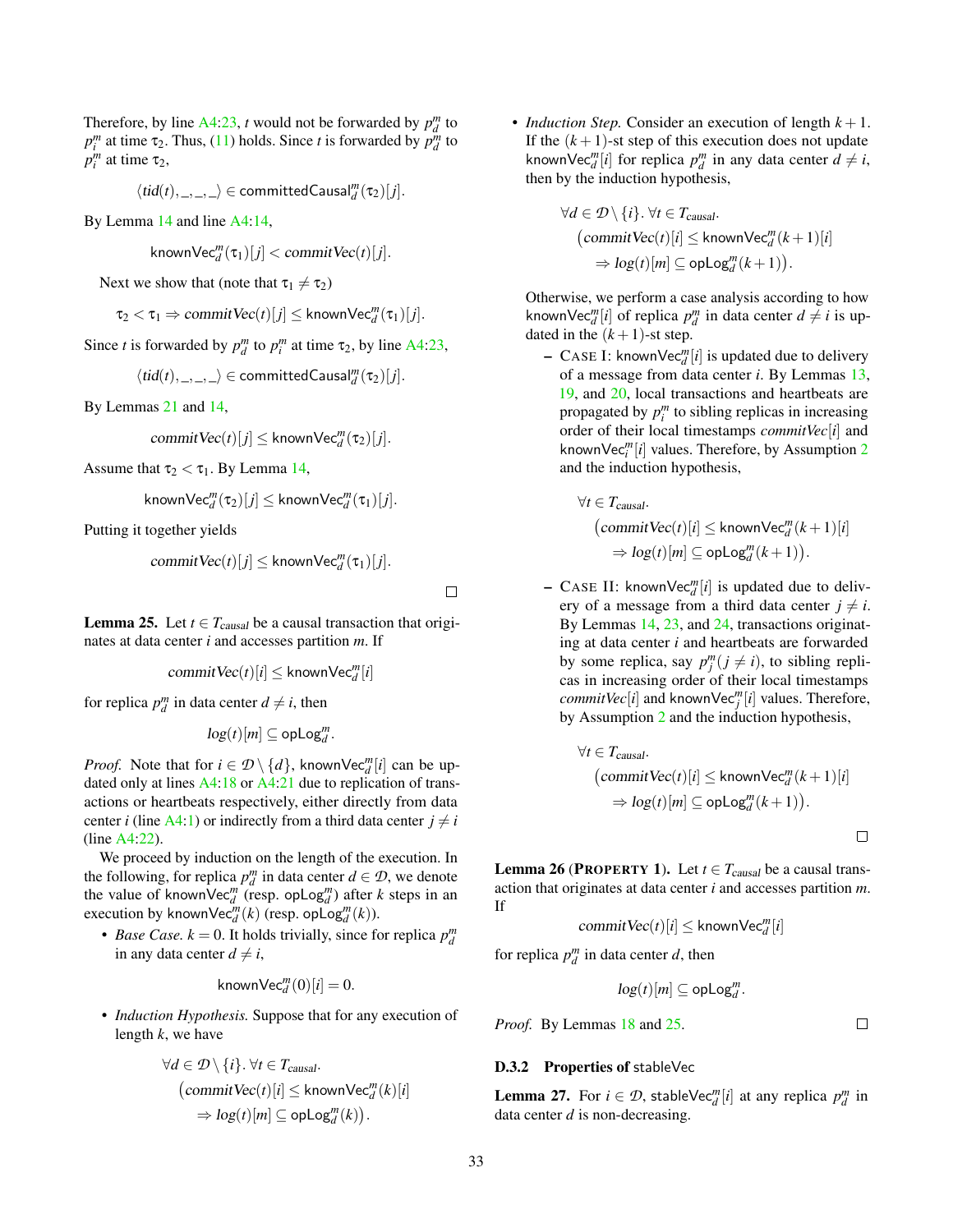Therefore, by line A4:23, $t$ would not be forwarded by $p_d^m$ to $p_i^m$ at time $\tau_2$. Thus, (11) holds. Since $t$ is forwarded by $p_d^m$ to $p_i^m$ at time $\tau_2$,

$$\langle tid(t), \_, \_, \_ \rangle \in \mathsf{committedCausal}_d^m(\tau_2)[j].$$

By Lemma 14 and line A4:14,

$$\mathsf{knownVec}_d^m(\tau_1)[j] < commitVec(t)[j].$$

Next we show that (note that $\tau_1 \neq \tau_2$)

$$\tau_2 < \tau_1 \Rightarrow commitVec(t)[j] \leq \mathsf{knownVec}_d^m(\tau_1)[j].$$

Since $t$ is forwarded by $p_d^m$ to $p_i^m$ at time $\tau_2$, by line A4:23,

$$\langle tid(t), \_, \_, \_ \rangle \in \mathsf{committedCausal}_d^m(\tau_2)[j].$$

By Lemmas 21 and 14,

$$commitVec(t)[j] \leq \mathsf{knownVec}_d^m(\tau_2)[j].$$

Assume that $\tau_2 < \tau_1$. By Lemma 14,

$$\mathsf{knownVec}_d^m(\tau_2)[j] \leq \mathsf{knownVec}_d^m(\tau_1)[j].$$

Putting it together yields

$$commitVec(t)[j] \leq \mathsf{knownVec}_d^m(\tau_1)[j].$$

□

**Lemma 25.** Let $t \in T_{causal}$ be a causal transaction that originates at data center $i$ and accesses partition $m$. If

$$commitVec(t)[i] \leq \mathsf{knownVec}_d^m[i]$$

for replica $p_d^m$ in data center $d \neq i$, then

$$log(t)[m] \subseteq \mathsf{opLog}_d^m.$$

*Proof.* Note that for $i \in \mathcal{D} \setminus \{d\}$, $\mathsf{knownVec}_d^m[i]$ can be updated only at lines A4:18 or A4:21 due to replication of transactions or heartbeats respectively, either directly from data center $i$ (line A4:1) or indirectly from a third data center $j \neq i$ (line A4:22).

We proceed by induction on the length of the execution. In the following, for replica $p_d^m$ in data center $d \in \mathcal{D}$, we denote the value of $\mathsf{knownVec}_d^m$ (resp. $\mathsf{opLog}_d^m$) after $k$ steps in an execution by $\mathsf{knownVec}_d^m(k)$ (resp. $\mathsf{opLog}_d^m(k)$).

- *Base Case.* $k = 0$. It holds trivially, since for replica $p_d^m$ in any data center $d \neq i$,

$$\mathsf{knownVec}_d^m(0)[i] = 0.$$

- *Induction Hypothesis.* Suppose that for any execution of length $k$, we have

$$\forall d \in \mathcal{D} \setminus \{i\}.\ \forall t \in T_{causal}.\ \big(commitVec(t)[i] \leq \mathsf{knownVec}_d^m(k)[i] \Rightarrow log(t)[m] \subseteq \mathsf{opLog}_d^m(k)\big).$$

- *Induction Step.* Consider an execution of length $k+1$. If the $(k+1)$-st step of this execution does not update $\mathsf{knownVec}_d^m[i]$ for replica $p_d^m$ in any data center $d \neq i$, then by the induction hypothesis,

$$\forall d \in \mathcal{D} \setminus \{i\}.\ \forall t \in T_{causal}.\ \big(commitVec(t)[i] \leq \mathsf{knownVec}_d^m(k+1)[i] \Rightarrow log(t)[m] \subseteq \mathsf{opLog}_d^m(k+1)\big).$$

  Otherwise, we perform a case analysis according to how $\mathsf{knownVec}_d^m[i]$ of replica $p_d^m$ in data center $d \neq i$ is updated in the $(k+1)$-st step.

  - Case I: $\mathsf{knownVec}_d^m[i]$ is updated due to delivery of a message from data center $i$. By Lemmas 13, 19, and 20, local transactions and heartbeats are propagated by $p_i^m$ to sibling replicas in increasing order of their local timestamps $commitVec[i]$ and $\mathsf{knownVec}_i^m[i]$ values. Therefore, by Assumption 2 and the induction hypothesis,

$$\forall t \in T_{causal}.\ \big(commitVec(t)[i] \leq \mathsf{knownVec}_d^m(k+1)[i] \Rightarrow log(t)[m] \subseteq \mathsf{opLog}_d^m(k+1)\big).$$

  - Case II: $\mathsf{knownVec}_d^m[i]$ is updated due to delivery of a message from a third data center $j \neq i$. By Lemmas 14, 23, and 24, transactions originating at data center $i$ and heartbeats are forwarded by some replica, say $p_j^m (j \neq i)$, to sibling replicas in increasing order of their local timestamps $commitVec[i]$ and $\mathsf{knownVec}_j^m[i]$ values. Therefore, by Assumption 2 and the induction hypothesis,

$$\forall t \in T_{causal}.\ \big(commitVec(t)[i] \leq \mathsf{knownVec}_d^m(k+1)[i] \Rightarrow log(t)[m] \subseteq \mathsf{opLog}_d^m(k+1)\big).$$

□

**Lemma 26 (Property 1).** Let $t \in T_{causal}$ be a causal transaction that originates at data center $i$ and accesses partition $m$. If

$$commitVec(t)[i] \leq \mathsf{knownVec}_d^m[i]$$

for replica $p_d^m$ in data center $d$, then

$$log(t)[m] \subseteq \mathsf{opLog}_d^m.$$

*Proof.* By Lemmas 18 and 25. □

### D.3.2 Properties of stableVec

**Lemma 27.** For $i \in \mathcal{D}$, $\mathsf{stableVec}_d^m[i]$ at any replica $p_d^m$ in data center $d$ is non-decreasing.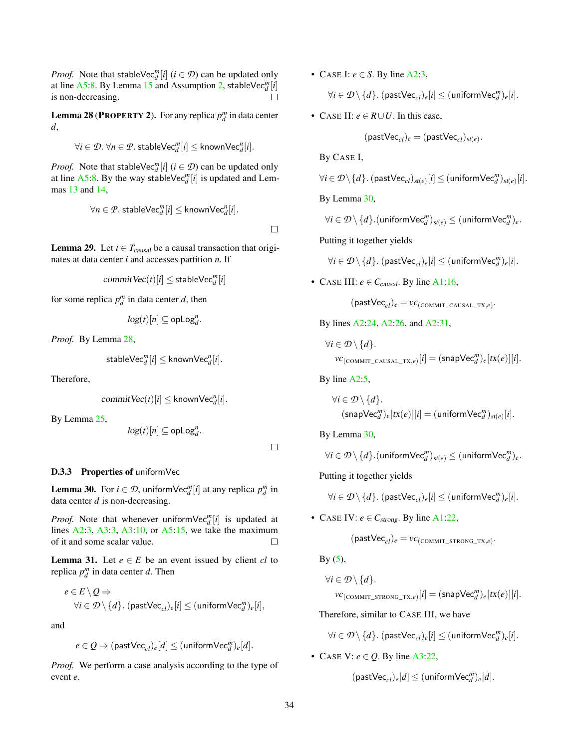*Proof.* Note that $\mathsf{stableVec}_d^m[i]$ ($i \in \mathcal{D}$) can be updated only at line A5:8. By Lemma 15 and Assumption 2, $\mathsf{stableVec}_d^m[i]$ is non-decreasing. □

**Lemma 28** (**Property 2**)**.** For any replica $p_d^m$ in data center $d$,

$$\forall i \in \mathcal{D}.\ \forall n \in \mathcal{P}.\ \mathsf{stableVec}_d^m[i] \le \mathsf{knownVec}_d^n[i].$$

*Proof.* Note that $\mathsf{stableVec}_d^m[i]$ ($i \in \mathcal{D}$) can be updated only at line A5:8. By the way $\mathsf{stableVec}_d^m[i]$ is updated and Lemmas 13 and 14,

$$\forall n \in \mathcal{P}.\ \mathsf{stableVec}_d^m[i] \le \mathsf{knownVec}_d^n[i].$$

□

**Lemma 29.** Let $t \in T_{causal}$ be a causal transaction that originates at data center $i$ and accesses partition $n$. If

$$commitVec(t)[i] \le \mathsf{stableVec}_d^m[i]$$

for some replica $p_d^m$ in data center $d$, then

$$log(t)[n] \subseteq \mathsf{opLog}_d^n.$$

*Proof.* By Lemma 28,

$$\mathsf{stableVec}_d^m[i] \le \mathsf{knownVec}_d^n[i].$$

Therefore,

$$commitVec(t)[i] \le \mathsf{knownVec}_d^n[i].$$

By Lemma 25,

$$log(t)[n] \subseteq \mathsf{opLog}_d^n.$$

□

### D.3.3 Properties of uniformVec

**Lemma 30.** For $i \in \mathcal{D}$, $\mathsf{uniformVec}_d^m[i]$ at any replica $p_d^m$ in data center $d$ is non-decreasing.

*Proof.* Note that whenever $\mathsf{uniformVec}_d^m[i]$ is updated at lines A2:3, A3:3, A3:10, or A5:15, we take the maximum of it and some scalar value. □

**Lemma 31.** Let $e \in E$ be an event issued by client $cl$ to replica $p_d^m$ in data center $d$. Then

$$e \in E \setminus Q \Rightarrow \forall i \in \mathcal{D} \setminus \{d\}.\ (\mathsf{pastVec}_{cl})_e[i] \le (\mathsf{uniformVec}_d^m)_e[i],$$

and

$$e \in Q \Rightarrow (\mathsf{pastVec}_{cl})_e[d] \le (\mathsf{uniformVec}_d^m)_e[d].$$

*Proof.* We perform a case analysis according to the type of event $e$.

- Case I: $e \in S$. By line A2:3,

$$\forall i \in \mathcal{D} \setminus \{d\}.\ (\mathsf{pastVec}_{cl})_e[i] \le (\mathsf{uniformVec}_d^m)_e[i].$$

- Case II: $e \in R \cup U$. In this case,

$$(\mathsf{pastVec}_{cl})_e = (\mathsf{pastVec}_{cl})_{st(e)}.$$

  By Case I,

$$\forall i \in \mathcal{D} \setminus \{d\}.\ (\mathsf{pastVec}_{cl})_{st(e)}[i] \le (\mathsf{uniformVec}_d^m)_{st(e)}[i].$$

  By Lemma 30,

$$\forall i \in \mathcal{D} \setminus \{d\}. (\mathsf{uniformVec}_d^m)_{st(e)} \le (\mathsf{uniformVec}_d^m)_e.$$

  Putting it together yields

$$\forall i \in \mathcal{D} \setminus \{d\}.\ (\mathsf{pastVec}_{cl})_e[i] \le (\mathsf{uniformVec}_d^m)_e[i].$$

- Case III: $e \in C_{causal}$. By line A1:16,

$$(\mathsf{pastVec}_{cl})_e = vc_{(\text{COMMIT\_CAUSAL\_TX},e)}.$$

  By lines A2:24, A2:26, and A2:31,

$$\forall i \in \mathcal{D} \setminus \{d\}.\ vc_{(\text{COMMIT\_CAUSAL\_TX},e)}[i] = (\mathsf{snapVec}_d^m)_e[tx(e)][i].$$

  By line A2:5,

$$\forall i \in \mathcal{D} \setminus \{d\}.\ (\mathsf{snapVec}_d^m)_e[tx(e)][i] = (\mathsf{uniformVec}_d^m)_{st(e)}[i].$$

  By Lemma 30,

$$\forall i \in \mathcal{D} \setminus \{d\}. (\mathsf{uniformVec}_d^m)_{st(e)} \le (\mathsf{uniformVec}_d^m)_e.$$

  Putting it together yields

$$\forall i \in \mathcal{D} \setminus \{d\}.\ (\mathsf{pastVec}_{cl})_e[i] \le (\mathsf{uniformVec}_d^m)_e[i].$$

- Case IV: $e \in C_{strong}$. By line A1:22,

$$(\mathsf{pastVec}_{cl})_e = vc_{(\text{COMMIT\_STRONG\_TX},e)}.$$

  By (5),

$$\forall i \in \mathcal{D} \setminus \{d\}.\ vc_{(\text{COMMIT\_STRONG\_TX},e)}[i] = (\mathsf{snapVec}_d^m)_e[tx(e)][i].$$

  Therefore, similar to Case III, we have

$$\forall i \in \mathcal{D} \setminus \{d\}.\ (\mathsf{pastVec}_{cl})_e[i] \le (\mathsf{uniformVec}_d^m)_e[i].$$

- Case V: $e \in Q$. By line A3:22,

$$(\mathsf{pastVec}_{cl})_e[d] \le (\mathsf{uniformVec}_d^m)_e[d].$$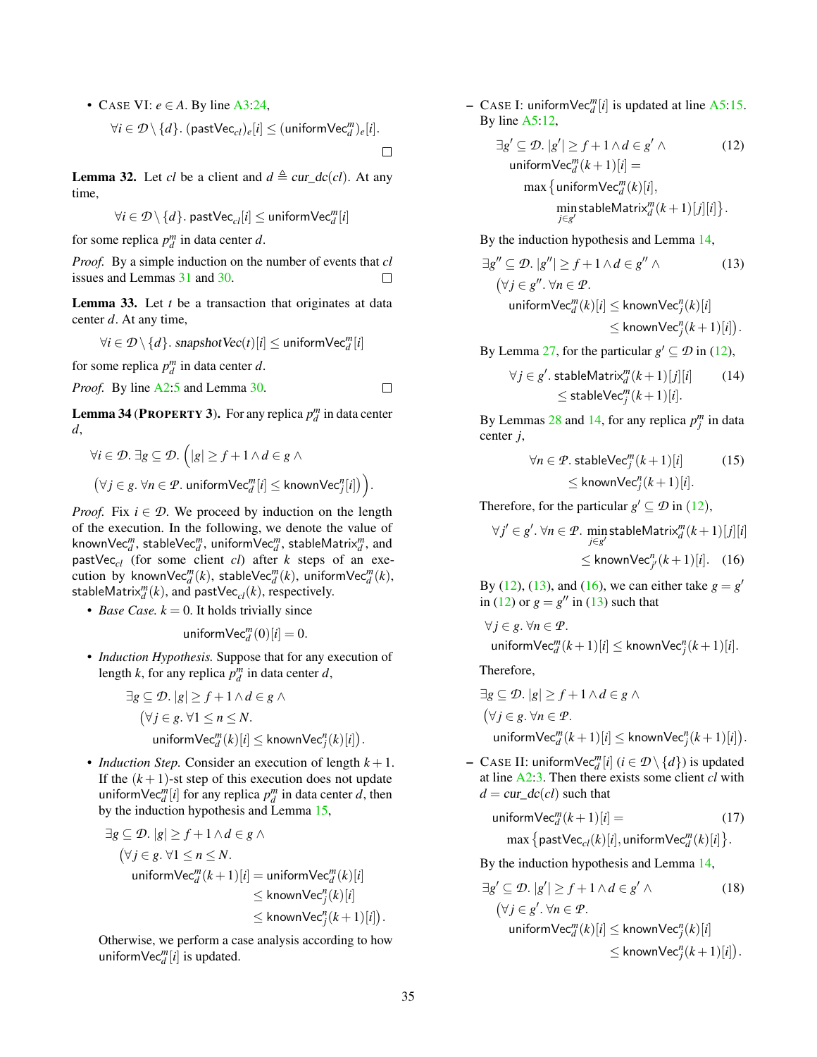- CASE VI: $e \in A$. By line A3:24,

$$\forall i \in \mathcal{D} \setminus \{d\}.\ (\mathsf{pastVec}_{cl})_e[i] \le (\mathsf{uniformVec}_d^m)_e[i].$$

$\square$

**Lemma 32.** Let $cl$ be a client and $d \triangleq cur\_dc(cl)$. At any time,

$$\forall i \in \mathcal{D} \setminus \{d\}.\ \mathsf{pastVec}_{cl}[i] \le \mathsf{uniformVec}_d^m[i]$$

for some replica $p_d^m$ in data center $d$.

*Proof.* By a simple induction on the number of events that $cl$ issues and Lemmas 31 and 30. $\square$

**Lemma 33.** Let $t$ be a transaction that originates at data center $d$. At any time,

$$\forall i \in \mathcal{D} \setminus \{d\}.\ snapshotVec(t)[i] \le \mathsf{uniformVec}_d^m[i]$$

for some replica $p_d^m$ in data center $d$.

*Proof.* By line A2:5 and Lemma 30. $\square$

**Lemma 34 (PROPERTY 3).** For any replica $p_d^m$ in data center $d$,

$$\forall i \in \mathcal{D}.\ \exists g \subseteq \mathcal{D}.\ \Big(|g| \ge f+1 \land d \in g \land$$
$$\big(\forall j \in g.\ \forall n \in \mathcal{P}.\ \mathsf{uniformVec}_d^m[i] \le \mathsf{knownVec}_j^n[i]\big)\Big).$$

*Proof.* Fix $i \in \mathcal{D}$. We proceed by induction on the length of the execution. In the following, we denote the value of $\mathsf{knownVec}_d^m$, $\mathsf{stableVec}_d^m$, $\mathsf{uniformVec}_d^m$, $\mathsf{stableMatrix}_d^m$, and $\mathsf{pastVec}_{cl}$ (for some client $cl$) after $k$ steps of an execution by $\mathsf{knownVec}_d^m(k)$, $\mathsf{stableVec}_d^m(k)$, $\mathsf{uniformVec}_d^m(k)$, $\mathsf{stableMatrix}_d^m(k)$, and $\mathsf{pastVec}_{cl}(k)$, respectively.

- *Base Case.* $k = 0$. It holds trivially since

$$\mathsf{uniformVec}_d^m(0)[i] = 0.$$

- *Induction Hypothesis.* Suppose that for any execution of length $k$, for any replica $p_d^m$ in data center $d$,

$$\exists g \subseteq \mathcal{D}.\ |g| \ge f+1 \land d \in g \land$$
$$\big(\forall j \in g.\ \forall 1 \le n \le N.$$
$$\mathsf{uniformVec}_d^m(k)[i] \le \mathsf{knownVec}_j^n(k)[i]\big).$$

- *Induction Step.* Consider an execution of length $k+1$. If the $(k+1)$-st step of this execution does not update $\mathsf{uniformVec}_d^m[i]$ for any replica $p_d^m$ in data center $d$, then by the induction hypothesis and Lemma 15,

$$\exists g \subseteq \mathcal{D}.\ |g| \ge f+1 \land d \in g \land$$
$$\big(\forall j \in g.\ \forall 1 \le n \le N.$$
$$\mathsf{uniformVec}_d^m(k+1)[i] = \mathsf{uniformVec}_d^m(k)[i]$$
$$\le \mathsf{knownVec}_j^n(k)[i]$$
$$\le \mathsf{knownVec}_j^n(k+1)[i]\big).$$

Otherwise, we perform a case analysis according to how $\mathsf{uniformVec}_d^m[i]$ is updated.

  - CASE I: $\mathsf{uniformVec}_d^m[i]$ is updated at line A5:15. By line A5:12,

$$\exists g' \subseteq \mathcal{D}.\ |g'| \ge f+1 \land d \in g' \land \tag{12}$$
$$\mathsf{uniformVec}_d^m(k+1)[i] =$$
$$\max\big\{\mathsf{uniformVec}_d^m(k)[i],$$
$$\min_{j \in g'} \mathsf{stableMatrix}_d^m(k+1)[j][i]\big\}.$$

By the induction hypothesis and Lemma 14,

$$\exists g'' \subseteq \mathcal{D}.\ |g''| \ge f+1 \land d \in g'' \land \tag{13}$$
$$\big(\forall j \in g''.\ \forall n \in \mathcal{P}.$$
$$\mathsf{uniformVec}_d^m(k)[i] \le \mathsf{knownVec}_j^n(k)[i]$$
$$\le \mathsf{knownVec}_j^n(k+1)[i]\big).$$

By Lemma 27, for the particular $g' \subseteq \mathcal{D}$ in (12),

$$\forall j \in g'.\ \mathsf{stableMatrix}_d^m(k+1)[j][i] \tag{14}$$
$$\le \mathsf{stableVec}_j^n(k+1)[i].$$

By Lemmas 28 and 14, for any replica $p_j^n$ in data center $j$,

$$\forall n \in \mathcal{P}.\ \mathsf{stableVec}_j^n(k+1)[i] \tag{15}$$
$$\le \mathsf{knownVec}_j^n(k+1)[i].$$

Therefore, for the particular $g' \subseteq \mathcal{D}$ in (12),

$$\forall j' \in g'.\ \forall n \in \mathcal{P}.\ \min_{j \in g'} \mathsf{stableMatrix}_d^m(k+1)[j][i]$$
$$\le \mathsf{knownVec}_{j'}^n(k+1)[i]. \tag{16}$$

By (12), (13), and (16), we can either take $g = g'$ in (12) or $g = g''$ in (13) such that

$$\forall j \in g.\ \forall n \in \mathcal{P}.$$
$$\mathsf{uniformVec}_d^m(k+1)[i] \le \mathsf{knownVec}_j^n(k+1)[i].$$

Therefore,

$$\exists g \subseteq \mathcal{D}.\ |g| \ge f+1 \land d \in g \land$$
$$\big(\forall j \in g.\ \forall n \in \mathcal{P}.$$
$$\mathsf{uniformVec}_d^m(k+1)[i] \le \mathsf{knownVec}_j^n(k+1)[i]\big).$$

  - CASE II: $\mathsf{uniformVec}_d^m[i]$ ($i \in \mathcal{D} \setminus \{d\}$) is updated at line A2:3. Then there exists some client $cl$ with $d = cur\_dc(cl)$ such that

$$\mathsf{uniformVec}_d^m(k+1)[i] = \tag{17}$$
$$\max\big\{\mathsf{pastVec}_{cl}(k)[i], \mathsf{uniformVec}_d^m(k)[i]\big\}.$$

By the induction hypothesis and Lemma 14,

$$\exists g' \subseteq \mathcal{D}.\ |g'| \ge f+1 \land d \in g' \land \tag{18}$$
$$\big(\forall j \in g'.\ \forall n \in \mathcal{P}.$$
$$\mathsf{uniformVec}_d^m(k)[i] \le \mathsf{knownVec}_j^n(k)[i]$$
$$\le \mathsf{knownVec}_j^n(k+1)[i]\big).$$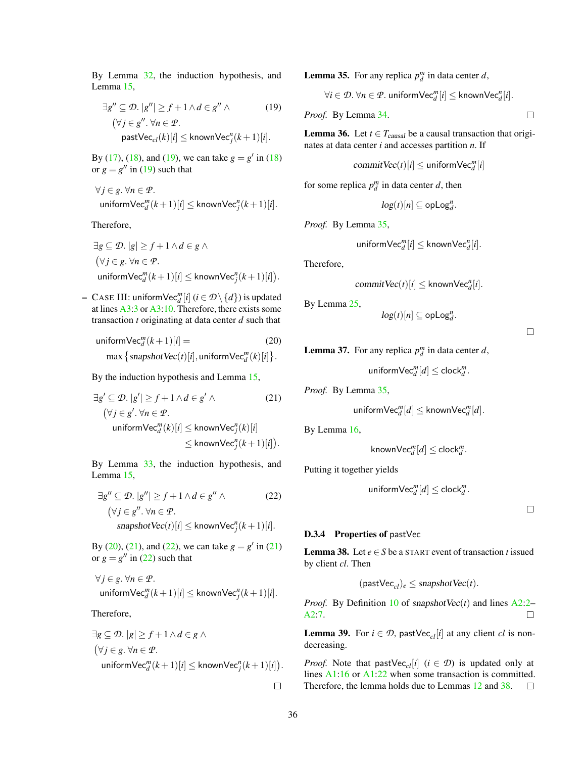By Lemma 32, the induction hypothesis, and Lemma 15,

$$\exists g'' \subseteq \mathcal{D}.\, |g''| \geq f+1 \land d \in g'' \land \big(\forall j \in g''.\, \forall n \in \mathcal{P}.\ \mathsf{pastVec}_{cl}(k)[i] \leq \mathsf{knownVec}_j^n(k+1)[i]. \tag{19}$$

By (17), (18), and (19), we can take $g = g'$ in (18) or $g = g''$ in (19) such that

$$\forall j \in g.\, \forall n \in \mathcal{P}.\ \mathsf{uniformVec}_d^m(k+1)[i] \leq \mathsf{knownVec}_j^n(k+1)[i].$$

Therefore,

$$\exists g \subseteq \mathcal{D}.\, |g| \geq f+1 \land d \in g \land \big(\forall j \in g.\, \forall n \in \mathcal{P}.\ \mathsf{uniformVec}_d^m(k+1)[i] \leq \mathsf{knownVec}_j^n(k+1)[i]\big).$$

– CASE III: $\mathsf{uniformVec}_d^m[i]$ $(i \in \mathcal{D} \setminus \{d\})$ is updated at lines A3:3 or A3:10. Therefore, there exists some transaction $t$ originating at data center $d$ such that

$$\mathsf{uniformVec}_d^m(k+1)[i] = \max\big\{\mathit{snapshotVec}(t)[i], \mathsf{uniformVec}_d^m(k)[i]\big\}. \tag{20}$$

By the induction hypothesis and Lemma 15,

$$\exists g' \subseteq \mathcal{D}.\, |g'| \geq f+1 \land d \in g' \land \big(\forall j \in g'.\, \forall n \in \mathcal{P}.\ \mathsf{uniformVec}_d^m(k)[i] \leq \mathsf{knownVec}_j^n(k)[i] \leq \mathsf{knownVec}_j^n(k+1)[i]\big). \tag{21}$$

By Lemma 33, the induction hypothesis, and Lemma 15,

$$\exists g'' \subseteq \mathcal{D}.\, |g''| \geq f+1 \land d \in g'' \land \big(\forall j \in g''.\, \forall n \in \mathcal{P}.\ \mathit{snapshotVec}(t)[i] \leq \mathsf{knownVec}_j^n(k+1)[i]. \tag{22}$$

By (20), (21), and (22), we can take $g = g'$ in (21) or $g = g''$ in (22) such that

$$\forall j \in g.\, \forall n \in \mathcal{P}.\ \mathsf{uniformVec}_d^m(k+1)[i] \leq \mathsf{knownVec}_j^n(k+1)[i].$$

Therefore,

$$\exists g \subseteq \mathcal{D}.\, |g| \geq f+1 \land d \in g \land \big(\forall j \in g.\, \forall n \in \mathcal{P}.\ \mathsf{uniformVec}_d^m(k+1)[i] \leq \mathsf{knownVec}_j^n(k+1)[i]\big).$$

□

**Lemma 35.** For any replica $p_d^m$ in data center $d$,

$$\forall i \in \mathcal{D}.\, \forall n \in \mathcal{P}.\ \mathsf{uniformVec}_d^m[i] \leq \mathsf{knownVec}_d^n[i].$$

*Proof.* By Lemma 34. □

**Lemma 36.** Let $t \in T_{causal}$ be a causal transaction that originates at data center $i$ and accesses partition $n$. If

$$\mathit{commitVec}(t)[i] \leq \mathsf{uniformVec}_d^m[i]$$

for some replica $p_d^m$ in data center $d$, then

$$\mathit{log}(t)[n] \subseteq \mathsf{opLog}_d^n.$$

*Proof.* By Lemma 35,

$$\mathsf{uniformVec}_d^m[i] \leq \mathsf{knownVec}_d^n[i].$$

Therefore,

$$\mathit{commitVec}(t)[i] \leq \mathsf{knownVec}_d^n[i].$$

By Lemma 25,

$$\mathit{log}(t)[n] \subseteq \mathsf{opLog}_d^n.$$

□

**Lemma 37.** For any replica $p_d^m$ in data center $d$,

$$\mathsf{uniformVec}_d^m[d] \leq \mathsf{clock}_d^m.$$

*Proof.* By Lemma 35,

$$\mathsf{uniformVec}_d^m[d] \leq \mathsf{knownVec}_d^m[d].$$

By Lemma 16,

$$\mathsf{knownVec}_d^m[d] \leq \mathsf{clock}_d^m.$$

Putting it together yields

$$\mathsf{uniformVec}_d^m[d] \leq \mathsf{clock}_d^m.$$

□

#### D.3.4 Properties of pastVec

**Lemma 38.** Let $e \in S$ be a START event of transaction $t$ issued by client $cl$. Then

$$(\mathsf{pastVec}_{cl})_e \leq \mathit{snapshotVec}(t).$$

*Proof.* By Definition 10 of $\mathit{snapshotVec}(t)$ and lines A2:2–A2:7. □

**Lemma 39.** For $i \in \mathcal{D}$, $\mathsf{pastVec}_{cl}[i]$ at any client $cl$ is non-decreasing.

*Proof.* Note that $\mathsf{pastVec}_{cl}[i]$ $(i \in \mathcal{D})$ is updated only at lines A1:16 or A1:22 when some transaction is committed. Therefore, the lemma holds due to Lemmas 12 and 38. □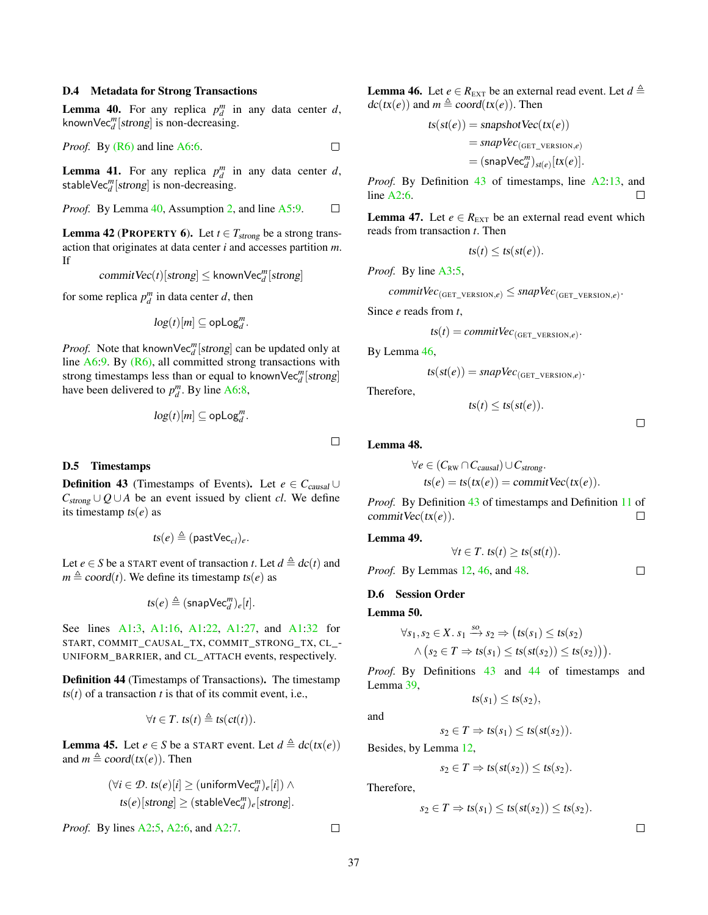### D.4 Metadata for Strong Transactions

**Lemma 40.** For any replica $p_d^m$ in any data center $d$, $\mathsf{knownVec}_d^m[strong]$ is non-decreasing.

*Proof.* By (R6) and line A6:6. □

**Lemma 41.** For any replica $p_d^m$ in any data center $d$, $\mathsf{stableVec}_d^m[strong]$ is non-decreasing.

*Proof.* By Lemma 40, Assumption 2, and line A5:9. □

**Lemma 42** (Property 6)**.** Let $t \in T_{strong}$ be a strong transaction that originates at data center $i$ and accesses partition $m$. If

$$commitVec(t)[strong] \le \mathsf{knownVec}_d^m[strong]$$

for some replica $p_d^m$ in data center $d$, then

$$log(t)[m] \subseteq \mathsf{opLog}_d^m.$$

*Proof.* Note that $\mathsf{knownVec}_d^m[strong]$ can be updated only at line A6:9. By (R6), all committed strong transactions with strong timestamps less than or equal to $\mathsf{knownVec}_d^m[strong]$ have been delivered to $p_d^m$. By line A6:8,

$$log(t)[m] \subseteq \mathsf{opLog}_d^m.$$

□

### D.5 Timestamps

**Definition 43** (Timestamps of Events)**.** Let $e \in C_{causal} \cup C_{strong} \cup Q \cup A$ be an event issued by client $cl$. We define its timestamp $ts(e)$ as

$$ts(e) \triangleq (\mathsf{pastVec}_{cl})_e.$$

Let $e \in S$ be a START event of transaction $t$. Let $d \triangleq dc(t)$ and $m \triangleq coord(t)$. We define its timestamp $ts(e)$ as

$$ts(e) \triangleq (\mathsf{snapVec}_d^m)_e[t].$$

See lines A1:3, A1:16, A1:22, A1:27, and A1:32 for START, COMMIT_CAUSAL_TX, COMMIT_STRONG_TX, CL_UNIFORM_BARRIER, and CL_ATTACH events, respectively.

**Definition 44** (Timestamps of Transactions)**.** The timestamp $ts(t)$ of a transaction $t$ is that of its commit event, i.e.,

$$\forall t \in T.\ ts(t) \triangleq ts(ct(t)).$$

**Lemma 45.** Let $e \in S$ be a START event. Let $d \triangleq dc(tx(e))$ and $m \triangleq coord(tx(e))$. Then

$$(\forall i \in \mathcal{D}.\ ts(e)[i] \ge (\mathsf{uniformVec}_d^m)_e[i]) \wedge$$
$$ts(e)[strong] \ge (\mathsf{stableVec}_d^m)_e[strong].$$

*Proof.* By lines A2:5, A2:6, and A2:7. □

**Lemma 46.** Let $e \in R_{\text{EXT}}$ be an external read event. Let $d \triangleq dc(tx(e))$ and $m \triangleq coord(tx(e))$. Then

$$\begin{aligned} ts(st(e)) &= snapshotVec(tx(e)) \\ &= snapVec_{(\text{GET\_VERSION},e)} \\ &= (\mathsf{snapVec}_d^m)_{st(e)}[tx(e)]. \end{aligned}$$

*Proof.* By Definition 43 of timestamps, line A2:13, and line A2:6. □

**Lemma 47.** Let $e \in R_{\text{EXT}}$ be an external read event which reads from transaction $t$. Then

$$ts(t) \le ts(st(e)).$$

*Proof.* By line A3:5,

$$commitVec_{(\text{GET\_VERSION},e)} \le snapVec_{(\text{GET\_VERSION},e)}.$$

Since $e$ reads from $t$,

$$ts(t) = commitVec_{(\text{GET\_VERSION},e)}.$$

By Lemma 46,

$$ts(st(e)) = snapVec_{(\text{GET\_VERSION},e)}.$$

Therefore,

$$ts(t) \le ts(st(e)).$$

□

**Lemma 48.**

$$\forall e \in (C_{\text{RW}} \cap C_{causal}) \cup C_{strong}.$$
$$ts(e) = ts(tx(e)) = commitVec(tx(e)).$$

*Proof.* By Definition 43 of timestamps and Definition 11 of $commitVec(tx(e))$. □

**Lemma 49.**

$$\forall t \in T.\ ts(t) \ge ts(st(t)).$$

*Proof.* By Lemmas 12, 46, and 48. □

### D.6 Session Order

**Lemma 50.**

$$\forall s_1, s_2 \in X.\ s_1 \xrightarrow{so} s_2 \Rightarrow \big(ts(s_1) \le ts(s_2)$$
$$\wedge \big(s_2 \in T \Rightarrow ts(s_1) \le ts(st(s_2)) \le ts(s_2)\big)\big).$$

*Proof.* By Definitions 43 and 44 of timestamps and Lemma 39,

$$ts(s_1) \le ts(s_2),$$

and

$$s_2 \in T \Rightarrow ts(s_1) \le ts(st(s_2)).$$

Besides, by Lemma 12,

$$s_2 \in T \Rightarrow ts(st(s_2)) \le ts(s_2).$$

Therefore,

$$s_2 \in T \Rightarrow ts(s_1) \le ts(st(s_2)) \le ts(s_2).$$

□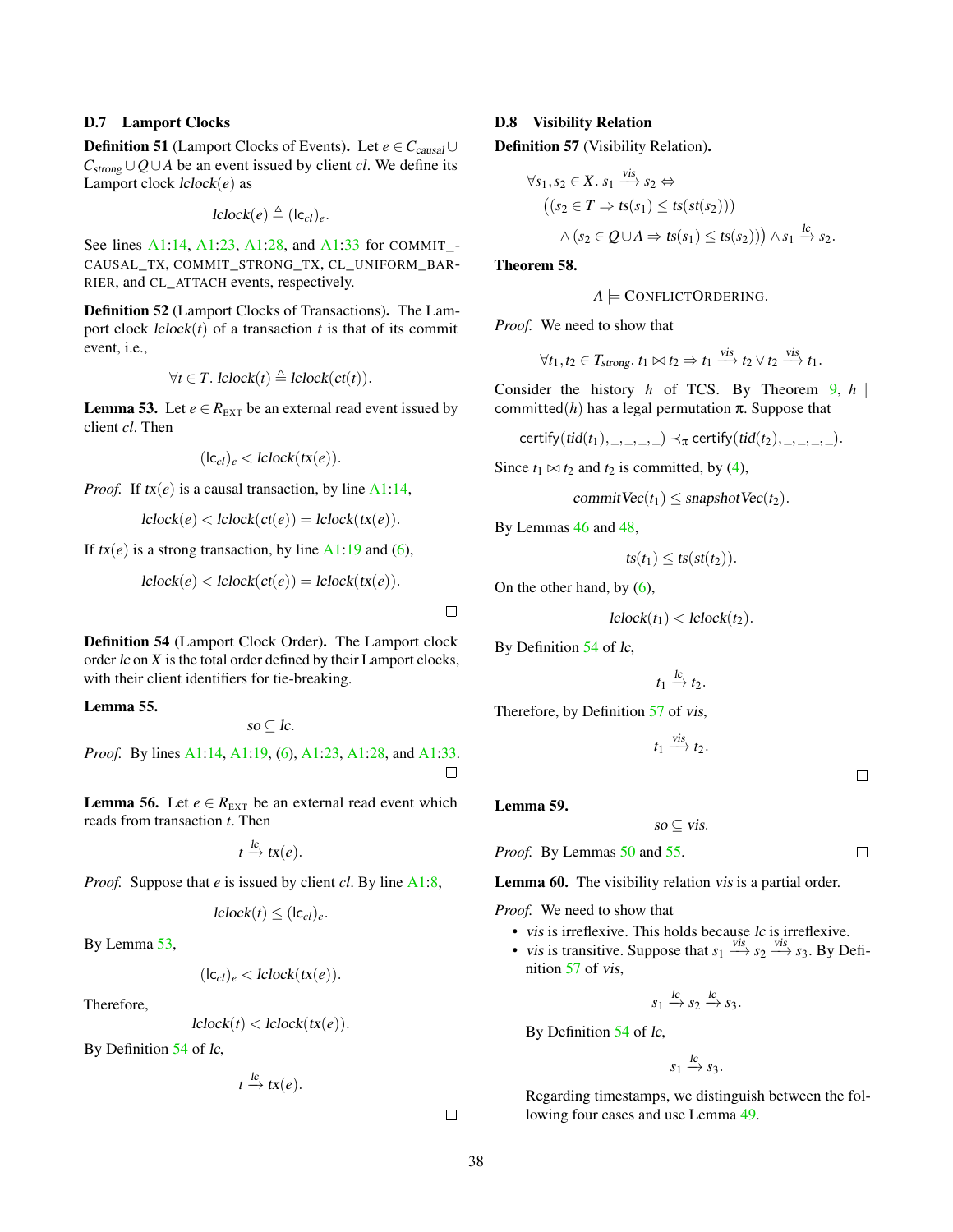### D.7 Lamport Clocks

**Definition 51** (Lamport Clocks of Events). Let $e \in C_{causal} \cup C_{strong} \cup Q \cup A$ be an event issued by client $cl$. We define its Lamport clock $lclock(e)$ as

$$lclock(e) \triangleq (\mathsf{lc}_{cl})_e.$$

See lines A1:14, A1:23, A1:28, and A1:33 for COMMIT_CAUSAL_TX, COMMIT_STRONG_TX, CL_UNIFORM_BARRIER, and CL_ATTACH events, respectively.

**Definition 52** (Lamport Clocks of Transactions). The Lamport clock $lclock(t)$ of a transaction $t$ is that of its commit event, i.e.,

$$\forall t \in T.\ lclock(t) \triangleq lclock(ct(t)).$$

**Lemma 53.** Let $e \in R_{\text{EXT}}$ be an external read event issued by client $cl$. Then

$$(\mathsf{lc}_{cl})_e < lclock(tx(e)).$$

*Proof.* If $tx(e)$ is a causal transaction, by line A1:14,

$$lclock(e) < lclock(ct(e)) = lclock(tx(e)).$$

If $tx(e)$ is a strong transaction, by line A1:19 and (6),

$$lclock(e) < lclock(ct(e)) = lclock(tx(e)).$$

□

**Definition 54** (Lamport Clock Order). The Lamport clock order $lc$ on $X$ is the total order defined by their Lamport clocks, with their client identifiers for tie-breaking.

**Lemma 55.**

$$so \subseteq lc.$$

*Proof.* By lines A1:14, A1:19, (6), A1:23, A1:28, and A1:33. □

**Lemma 56.** Let $e \in R_{\text{EXT}}$ be an external read event which reads from transaction $t$. Then

$$t \xrightarrow{lc} tx(e).$$

*Proof.* Suppose that $e$ is issued by client $cl$. By line A1:8,

$$lclock(t) \le (\mathsf{lc}_{cl})_e.$$

By Lemma 53,

$$(\mathsf{lc}_{cl})_e < lclock(tx(e)).$$

Therefore,

$$lclock(t) < lclock(tx(e)).$$

By Definition 54 of $lc$,

$$t \xrightarrow{lc} tx(e).$$

□

### D.8 Visibility Relation

**Definition 57** (Visibility Relation).

$$\forall s_1, s_2 \in X.\ s_1 \xrightarrow{vis} s_2 \Leftrightarrow \Big(\big(s_2 \in T \Rightarrow ts(s_1) \le ts(st(s_2))\big) \wedge \big(s_2 \in Q \cup A \Rightarrow ts(s_1) \le ts(s_2)\big)\Big) \wedge s_1 \xrightarrow{lc} s_2.$$

**Theorem 58.**

$$A \models \text{CONFLICTORDERING}.$$

*Proof.* We need to show that

$$\forall t_1, t_2 \in T_{strong}.\ t_1 \bowtie t_2 \Rightarrow t_1 \xrightarrow{vis} t_2 \vee t_2 \xrightarrow{vis} t_1.$$

Consider the history $h$ of TCS. By Theorem 9, $h \mid \mathsf{committed}(h)$ has a legal permutation $\pi$. Suppose that

$$\mathsf{certify}(tid(t_1), \_, \_, \_, \_) \prec_\pi \mathsf{certify}(tid(t_2), \_, \_, \_, \_).$$

Since $t_1 \bowtie t_2$ and $t_2$ is committed, by (4),

$$commitVec(t_1) \le snapshotVec(t_2).$$

By Lemmas 46 and 48,

$$ts(t_1) \le ts(st(t_2)).$$

On the other hand, by (6),

$$lclock(t_1) < lclock(t_2).$$

By Definition 54 of $lc$,

$$t_1 \xrightarrow{lc} t_2.$$

Therefore, by Definition 57 of $vis$,

$$t_1 \xrightarrow{vis} t_2.$$

□

**Lemma 59.**

$$so \subseteq vis.$$

*Proof.* By Lemmas 50 and 55. □

**Lemma 60.** The visibility relation $vis$ is a partial order.

*Proof.* We need to show that

- $vis$ is irreflexive. This holds because $lc$ is irreflexive.
- $vis$ is transitive. Suppose that $s_1 \xrightarrow{vis} s_2 \xrightarrow{vis} s_3$. By Definition 57 of $vis$,

  $$s_1 \xrightarrow{lc} s_2 \xrightarrow{lc} s_3.$$

  By Definition 54 of $lc$,

  $$s_1 \xrightarrow{lc} s_3.$$

  Regarding timestamps, we distinguish between the following four cases and use Lemma 49.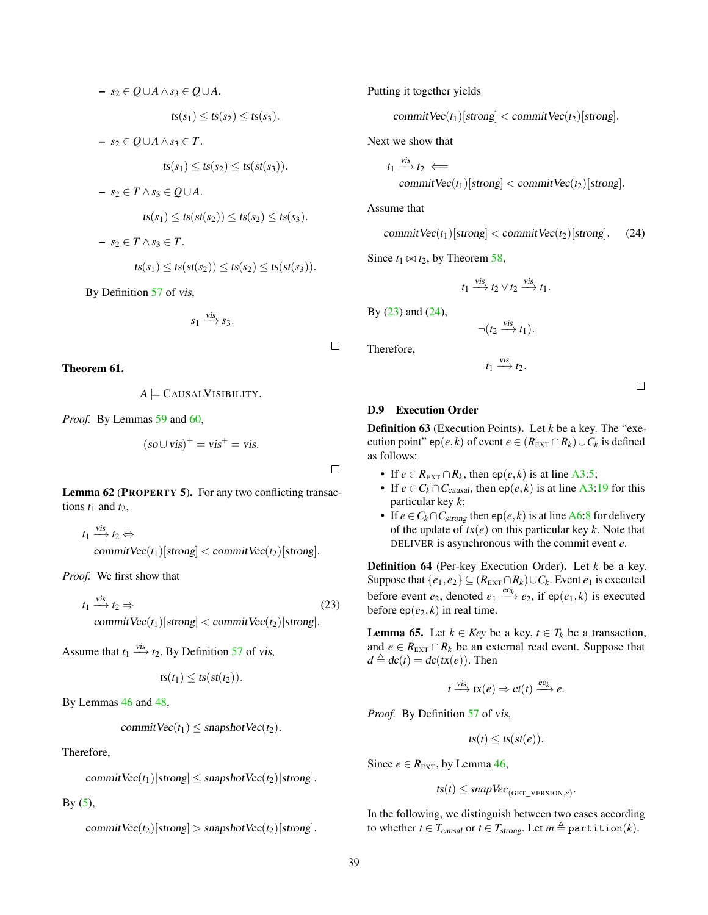– $s_2 \in Q \cup A \land s_3 \in Q \cup A$.

$$ts(s_1) \leq ts(s_2) \leq ts(s_3).$$

– $s_2 \in Q \cup A \land s_3 \in T$.

$$ts(s_1) \leq ts(s_2) \leq ts(st(s_3)).$$

– $s_2 \in T \land s_3 \in Q \cup A$.

$$ts(s_1) \leq ts(st(s_2)) \leq ts(s_2) \leq ts(s_3).$$

– $s_2 \in T \land s_3 \in T$.

$$ts(s_1) \leq ts(st(s_2)) \leq ts(s_2) \leq ts(st(s_3)).$$

By Definition 57 of *vis*,

$$s_1 \xrightarrow{vis} s_3.$$

□

**Theorem 61.**

$$A \models \text{CAUSALVISIBILITY}.$$

*Proof.* By Lemmas 59 and 60,

$$(so \cup vis)^+ = vis^+ = vis.$$

□

**Lemma 62 (PROPERTY 5).** For any two conflicting transactions $t_1$ and $t_2$,

$$t_1 \xrightarrow{vis} t_2 \Leftrightarrow \\ commitVec(t_1)[strong] < commitVec(t_2)[strong].$$

*Proof.* We first show that

$$t_1 \xrightarrow{vis} t_2 \Rightarrow \\ commitVec(t_1)[strong] < commitVec(t_2)[strong]. \tag{23}$$

Assume that $t_1 \xrightarrow{vis} t_2$. By Definition 57 of *vis*,

$$ts(t_1) \leq ts(st(t_2)).$$

By Lemmas 46 and 48,

$$commitVec(t_1) \leq snapshotVec(t_2).$$

Therefore,

$$commitVec(t_1)[strong] \leq snapshotVec(t_2)[strong].$$

By (5),

$$commitVec(t_2)[strong] > snapshotVec(t_2)[strong].$$

Putting it together yields

$$commitVec(t_1)[strong] < commitVec(t_2)[strong].$$

Next we show that

$$t_1 \xrightarrow{vis} t_2 \Leftarrow \\ commitVec(t_1)[strong] < commitVec(t_2)[strong].$$

Assume that

$$commitVec(t_1)[strong] < commitVec(t_2)[strong]. \tag{24}$$

Since $t_1 \bowtie t_2$, by Theorem 58,

$$t_1 \xrightarrow{vis} t_2 \lor t_2 \xrightarrow{vis} t_1.$$

By (23) and (24),

$$\neg(t_2 \xrightarrow{vis} t_1).$$

Therefore,

$$t_1 \xrightarrow{vis} t_2.$$

□

### D.9 Execution Order

**Definition 63** (Execution Points)**.** Let $k$ be a key. The "execution point" $\mathtt{ep}(e,k)$ of event $e \in (R_{\text{EXT}} \cap R_k) \cup C_k$ is defined as follows:

- If $e \in R_{\text{EXT}} \cap R_k$, then $\mathtt{ep}(e,k)$ is at line A3:5;
- If $e \in C_k \cap C_{causal}$, then $\mathtt{ep}(e,k)$ is at line A3:19 for this particular key $k$;
- If $e \in C_k \cap C_{strong}$ then $\mathtt{ep}(e,k)$ is at line A6:8 for delivery of the update of $tx(e)$ on this particular key $k$. Note that DELIVER is asynchronous with the commit event $e$.

**Definition 64** (Per-key Execution Order)**.** Let $k$ be a key. Suppose that $\{e_1, e_2\} \subseteq (R_{\text{EXT}} \cap R_k) \cup C_k$. Event $e_1$ is executed before event $e_2$, denoted $e_1 \xrightarrow{eo_k} e_2$, if $\mathtt{ep}(e_1,k)$ is executed before $\mathtt{ep}(e_2,k)$ in real time.

**Lemma 65.** Let $k \in Key$ be a key, $t \in T_k$ be a transaction, and $e \in R_{\text{EXT}} \cap R_k$ be an external read event. Suppose that $d \triangleq dc(t) = dc(tx(e))$. Then

$$t \xrightarrow{vis} tx(e) \Rightarrow ct(t) \xrightarrow{eo_k} e.$$

*Proof.* By Definition 57 of *vis*,

$$ts(t) \leq ts(st(e)).$$

Since $e \in R_{\text{EXT}}$, by Lemma 46,

$$ts(t) \leq snapVec_{(\text{GET\_VERSION},e)}.$$

In the following, we distinguish between two cases according to whether $t \in T_{causal}$ or $t \in T_{strong}$. Let $m \triangleq \mathtt{partition}(k)$.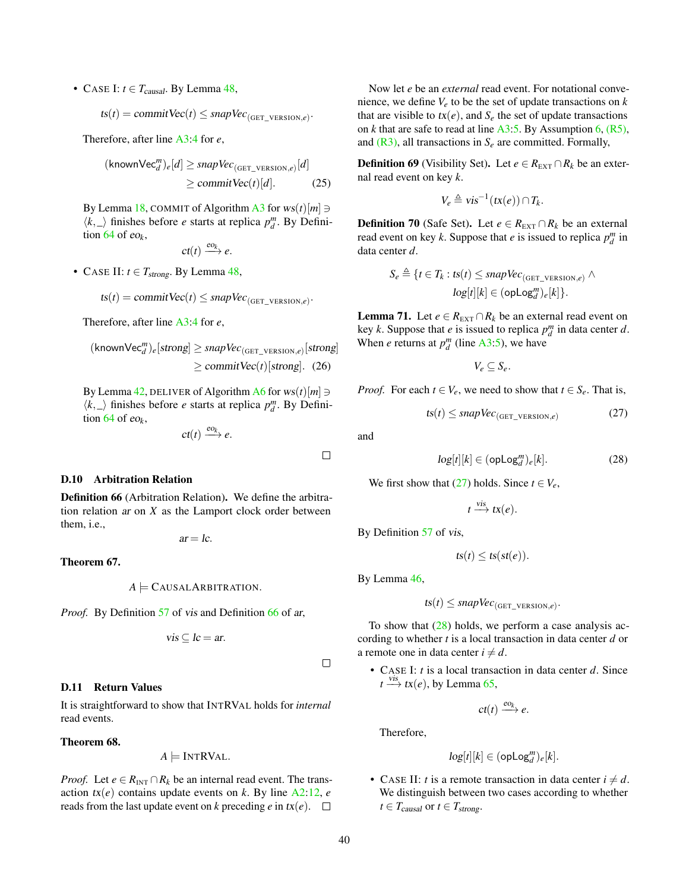- Case I: $t \in T_{causal}$. By Lemma 48,

$$ts(t) = commitVec(t) \leq snapVec_{(\text{GET\_VERSION},e)}.$$

Therefore, after line A3:4 for $e$,

$$(\mathsf{knownVec}_d^m)_e[d] \geq snapVec_{(\text{GET\_VERSION},e)}[d] \geq commitVec(t)[d]. \quad (25)$$

By Lemma 18, COMMIT of Algorithm A3 for $ws(t)[m] \ni \langle k, \_ \rangle$ finishes before $e$ starts at replica $p_d^m$. By Definition 64 of $eo_k$,

$$ct(t) \xrightarrow{eo_k} e.$$

- Case II: $t \in T_{strong}$. By Lemma 48,

$$ts(t) = commitVec(t) \leq snapVec_{(\text{GET\_VERSION},e)}.$$

Therefore, after line A3:4 for $e$,

$$(\mathsf{knownVec}_d^m)_e[strong] \geq snapVec_{(\text{GET\_VERSION},e)}[strong] \geq commitVec(t)[strong]. \quad (26)$$

By Lemma 42, DELIVER of Algorithm A6 for $ws(t)[m] \ni \langle k, \_ \rangle$ finishes before $e$ starts at replica $p_d^m$. By Definition 64 of $eo_k$,

$$ct(t) \xrightarrow{eo_k} e.$$

□

### D.10 Arbitration Relation

**Definition 66** (Arbitration Relation)**.** We define the arbitration relation $ar$ on $X$ as the Lamport clock order between them, i.e.,

$$ar = lc.$$

**Theorem 67.**

$$A \models \text{CausalArbitration}.$$

*Proof.* By Definition 57 of $vis$ and Definition 66 of $ar$,

$$vis \subseteq lc = ar.$$

□

### D.11 Return Values

It is straightforward to show that IntRVal holds for *internal* read events.

**Theorem 68.**

$$A \models \text{IntRVal}.$$

*Proof.* Let $e \in R_{\text{INT}} \cap R_k$ be an internal read event. The transaction $tx(e)$ contains update events on $k$. By line A2:12, $e$ reads from the last update event on $k$ preceding $e$ in $tx(e)$. □

Now let $e$ be an *external* read event. For notational convenience, we define $V_e$ to be the set of update transactions on $k$ that are visible to $tx(e)$, and $S_e$ the set of update transactions on $k$ that are safe to read at line A3:5. By Assumption 6, (R5), and (R3), all transactions in $S_e$ are committed. Formally,

**Definition 69** (Visibility Set)**.** Let $e \in R_{\text{EXT}} \cap R_k$ be an external read event on key $k$.

$$V_e \triangleq vis^{-1}(tx(e)) \cap T_k.$$

**Definition 70** (Safe Set)**.** Let $e \in R_{\text{EXT}} \cap R_k$ be an external read event on key $k$. Suppose that $e$ is issued to replica $p_d^m$ in data center $d$.

$$S_e \triangleq \{t \in T_k : ts(t) \leq snapVec_{(\text{GET\_VERSION},e)} \wedge log[t][k] \in (\mathsf{opLog}_d^m)_e[k]\}.$$

**Lemma 71.** *Let $e \in R_{\text{EXT}} \cap R_k$ be an external read event on key $k$. Suppose that $e$ is issued to replica $p_d^m$ in data center $d$. When $e$ returns at $p_d^m$ (line A3:5), we have*

$$V_e \subseteq S_e.$$

*Proof.* For each $t \in V_e$, we need to show that $t \in S_e$. That is,

$$ts(t) \leq snapVec_{(\text{GET\_VERSION},e)} \quad (27)$$

and

$$log[t][k] \in (\mathsf{opLog}_d^m)_e[k]. \quad (28)$$

We first show that (27) holds. Since $t \in V_e$,

$$t \xrightarrow{vis} tx(e).$$

By Definition 57 of $vis$,

$$ts(t) \leq ts(st(e)).$$

By Lemma 46,

$$ts(t) \leq snapVec_{(\text{GET\_VERSION},e)}.$$

To show that (28) holds, we perform a case analysis according to whether $t$ is a local transaction in data center $d$ or a remote one in data center $i \neq d$.

- Case I: $t$ is a local transaction in data center $d$. Since $t \xrightarrow{vis} tx(e)$, by Lemma 65,

$$ct(t) \xrightarrow{eo_k} e.$$

Therefore,

$$log[t][k] \in (\mathsf{opLog}_d^m)_e[k].$$

- Case II: $t$ is a remote transaction in data center $i \neq d$. We distinguish between two cases according to whether $t \in T_{causal}$ or $t \in T_{strong}$.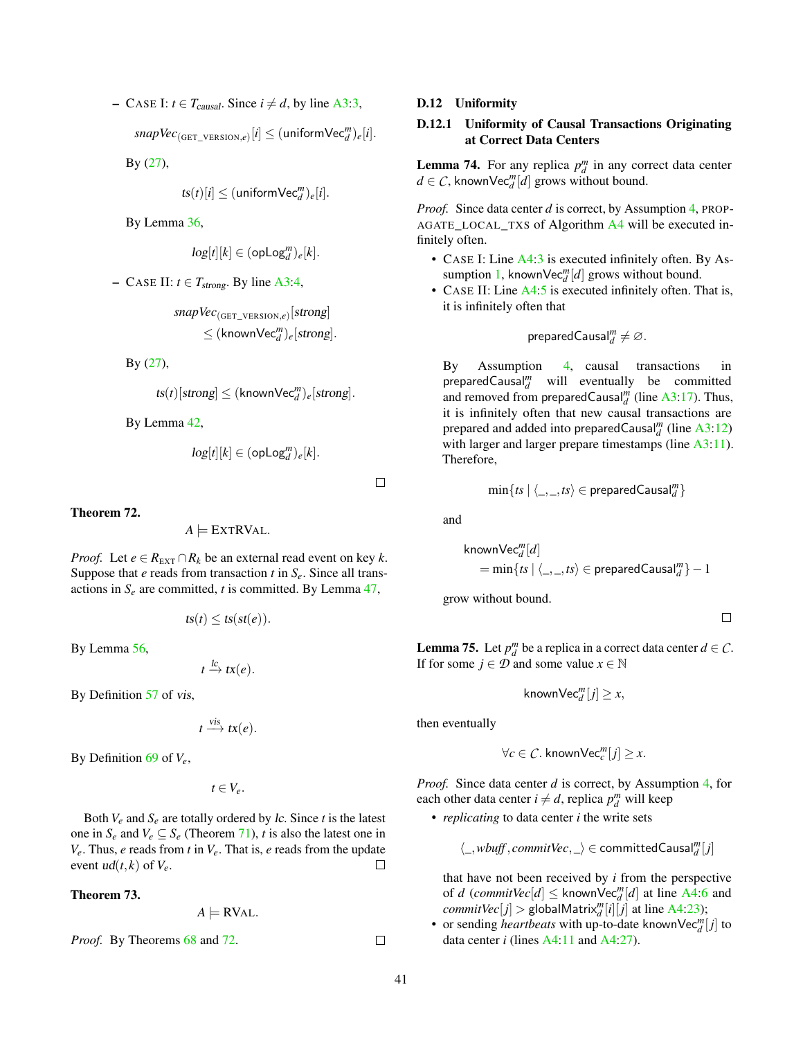– CASE I: $t \in T_{causal}$. Since $i \neq d$, by line A3:3,

$$snapVec_{(\text{GET\_VERSION},e)}[i] \leq (\mathsf{uniformVec}_d^m)_e[i].$$

By (27),

$$ts(t)[i] \leq (\mathsf{uniformVec}_d^m)_e[i].$$

By Lemma 36,

$$log[t][k] \in (\mathsf{opLog}_d^m)_e[k].$$

– CASE II: $t \in T_{strong}$. By line A3:4,

$$snapVec_{(\text{GET\_VERSION},e)}[strong] \leq (\mathsf{knownVec}_d^m)_e[strong].$$

By (27),

$$ts(t)[strong] \leq (\mathsf{knownVec}_d^m)_e[strong].$$

By Lemma 42,

$$log[t][k] \in (\mathsf{opLog}_d^m)_e[k].$$

□

**Theorem 72.**

$$A \models \text{EXTRVAL}.$$

*Proof.* Let $e \in R_{\text{EXT}} \cap R_k$ be an external read event on key $k$. Suppose that $e$ reads from transaction $t$ in $S_e$. Since all transactions in $S_e$ are committed, $t$ is committed. By Lemma 47,

$$ts(t) \leq ts(st(e)).$$

By Lemma 56,

$$t \xrightarrow{lc} tx(e).$$

By Definition 57 of *vis*,

$$t \xrightarrow{vis} tx(e).$$

By Definition 69 of $V_e$,

$$t \in V_e.$$

Both $V_e$ and $S_e$ are totally ordered by *lc*. Since $t$ is the latest one in $S_e$ and $V_e \subseteq S_e$ (Theorem 71), $t$ is also the latest one in $V_e$. Thus, $e$ reads from $t$ in $V_e$. That is, $e$ reads from the update event $ud(t,k)$ of $V_e$. □

**Theorem 73.**

$$A \models \text{RVAL}.$$

*Proof.* By Theorems 68 and 72. □

### D.12 Uniformity

#### D.12.1 Uniformity of Causal Transactions Originating at Correct Data Centers

**Lemma 74.** For any replica $p_d^m$ in any correct data center $d \in \mathcal{C}$, $\mathsf{knownVec}_d^m[d]$ grows without bound.

*Proof.* Since data center $d$ is correct, by Assumption 4, PROPAGATE_LOCAL_TXS of Algorithm A4 will be executed infinitely often.

- CASE I: Line A4:3 is executed infinitely often. By Assumption 1, $\mathsf{knownVec}_d^m[d]$ grows without bound.
- CASE II: Line A4:5 is executed infinitely often. That is, it is infinitely often that

$$\mathsf{preparedCausal}_d^m \neq \varnothing.$$

By Assumption 4, causal transactions in $\mathsf{preparedCausal}_d^m$ will eventually be committed and removed from $\mathsf{preparedCausal}_d^m$ (line A3:17). Thus, it is infinitely often that new causal transactions are prepared and added into $\mathsf{preparedCausal}_d^m$ (line A3:12) with larger and larger prepare timestamps (line A3:11). Therefore,

$$\min\{ts \mid \langle \_, \_, ts \rangle \in \mathsf{preparedCausal}_d^m\}$$

and

$$\mathsf{knownVec}_d^m[d] = \min\{ts \mid \langle \_, \_, ts \rangle \in \mathsf{preparedCausal}_d^m\} - 1$$

grow without bound.

□

**Lemma 75.** Let $p_d^m$ be a replica in a correct data center $d \in \mathcal{C}$. If for some $j \in \mathcal{D}$ and some value $x \in \mathbb{N}$

$$\mathsf{knownVec}_d^m[j] \geq x,$$

then eventually

$$\forall c \in \mathcal{C}.\ \mathsf{knownVec}_c^m[j] \geq x.$$

*Proof.* Since data center $d$ is correct, by Assumption 4, for each other data center $i \neq d$, replica $p_d^m$ will keep

- *replicating* to data center $i$ the write sets

$$\langle \_, wbuff, commitVec, \_ \rangle \in \mathsf{committedCausal}_d^m[j]$$

that have not been received by $i$ from the perspective of $d$ ($commitVec[d] \leq \mathsf{knownVec}_d^m[d]$ at line A4:6 and $commitVec[j] > \mathsf{globalMatrix}_d^m[i][j]$ at line A4:23);
- or sending *heartbeats* with up-to-date $\mathsf{knownVec}_d^m[j]$ to data center $i$ (lines A4:11 and A4:27).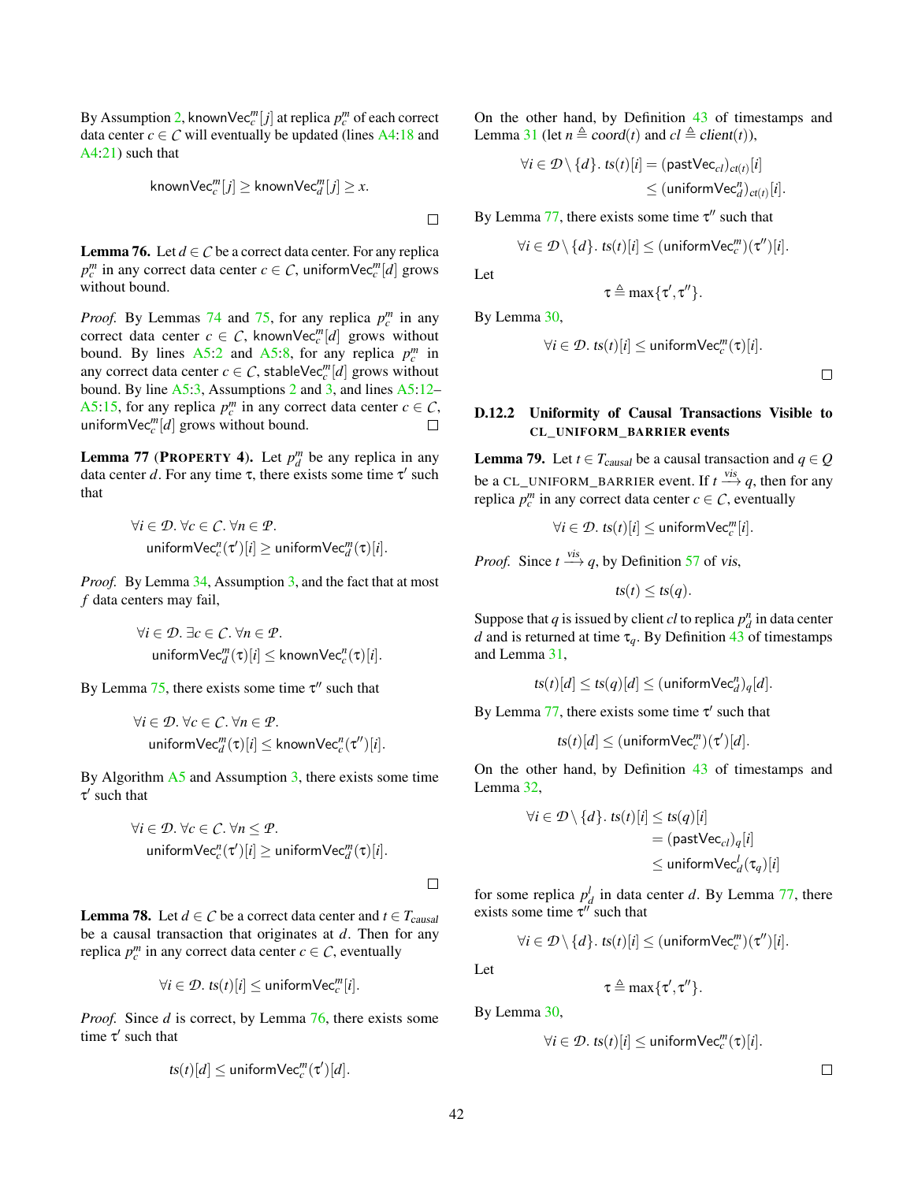By Assumption 2, $\mathsf{knownVec}_c^m[j]$ at replica $p_c^m$ of each correct data center $c \in \mathcal{C}$ will eventually be updated (lines A4:18 and A4:21) such that

$$\mathsf{knownVec}_c^m[j] \geq \mathsf{knownVec}_d^m[j] \geq x.$$

□

**Lemma 76.** Let $d \in \mathcal{C}$ be a correct data center. For any replica $p_c^m$ in any correct data center $c \in \mathcal{C}$, $\mathsf{uniformVec}_c^m[d]$ grows without bound.

*Proof.* By Lemmas 74 and 75, for any replica $p_c^m$ in any correct data center $c \in \mathcal{C}$, $\mathsf{knownVec}_c^m[d]$ grows without bound. By lines A5:2 and A5:8, for any replica $p_c^m$ in any correct data center $c \in \mathcal{C}$, $\mathsf{stableVec}_c^m[d]$ grows without bound. By line A5:3, Assumptions 2 and 3, and lines A5:12–A5:15, for any replica $p_c^m$ in any correct data center $c \in \mathcal{C}$, $\mathsf{uniformVec}_c^m[d]$ grows without bound. □

**Lemma 77** (PROPERTY 4)**.** Let $p_d^m$ be any replica in any data center $d$. For any time $\tau$, there exists some time $\tau'$ such that

$$\forall i \in \mathcal{D}. \forall c \in \mathcal{C}. \forall n \in \mathcal{P}.$$
$$\mathsf{uniformVec}_c^n(\tau')[i] \geq \mathsf{uniformVec}_d^m(\tau)[i].$$

*Proof.* By Lemma 34, Assumption 3, and the fact that at most $f$ data centers may fail,

$$\forall i \in \mathcal{D}. \exists c \in \mathcal{C}. \forall n \in \mathcal{P}.$$
$$\mathsf{uniformVec}_d^m(\tau)[i] \leq \mathsf{knownVec}_c^n(\tau)[i].$$

By Lemma 75, there exists some time $\tau''$ such that

$$\forall i \in \mathcal{D}. \forall c \in \mathcal{C}. \forall n \in \mathcal{P}.$$
$$\mathsf{uniformVec}_d^m(\tau)[i] \leq \mathsf{knownVec}_c^n(\tau'')[i].$$

By Algorithm A5 and Assumption 3, there exists some time $\tau'$ such that

$$\forall i \in \mathcal{D}. \forall c \in \mathcal{C}. \forall n \leq \mathcal{P}.$$
$$\mathsf{uniformVec}_c^n(\tau')[i] \geq \mathsf{uniformVec}_d^m(\tau)[i].$$

□

**Lemma 78.** Let $d \in \mathcal{C}$ be a correct data center and $t \in T_{causal}$ be a causal transaction that originates at $d$. Then for any replica $p_c^m$ in any correct data center $c \in \mathcal{C}$, eventually

$$\forall i \in \mathcal{D}.\ ts(t)[i] \leq \mathsf{uniformVec}_c^m[i].$$

*Proof.* Since $d$ is correct, by Lemma 76, there exists some time $\tau'$ such that

$$ts(t)[d] \leq \mathsf{uniformVec}_c^m(\tau')[d].$$

On the other hand, by Definition 43 of timestamps and Lemma 31 (let $n \triangleq coord(t)$ and $cl \triangleq client(t)$),

$$\forall i \in \mathcal{D} \setminus \{d\}.\ ts(t)[i] = (\mathsf{pastVec}_{cl})_{ct(t)}[i]$$
$$\leq (\mathsf{uniformVec}_d^n)_{ct(t)}[i].$$

By Lemma 77, there exists some time $\tau''$ such that

$$\forall i \in \mathcal{D} \setminus \{d\}.\ ts(t)[i] \leq (\mathsf{uniformVec}_c^m)(\tau'')[i].$$

Let

$$\tau \triangleq \max\{\tau', \tau''\}.$$

By Lemma 30,

$$\forall i \in \mathcal{D}.\ ts(t)[i] \leq \mathsf{uniformVec}_c^m(\tau)[i].$$

□

#### D.12.2 Uniformity of Causal Transactions Visible to CL_UNIFORM_BARRIER events

**Lemma 79.** Let $t \in T_{causal}$ be a causal transaction and $q \in Q$ be a CL_UNIFORM_BARRIER event. If $t \xrightarrow{vis} q$, then for any replica $p_c^m$ in any correct data center $c \in \mathcal{C}$, eventually

$$\forall i \in \mathcal{D}.\ ts(t)[i] \leq \mathsf{uniformVec}_c^m[i].$$

*Proof.* Since $t \xrightarrow{vis} q$, by Definition 57 of *vis*,

$$ts(t) \leq ts(q).$$

Suppose that $q$ is issued by client $cl$ to replica $p_d^n$ in data center $d$ and is returned at time $\tau_q$. By Definition 43 of timestamps and Lemma 31,

$$ts(t)[d] \leq ts(q)[d] \leq (\mathsf{uniformVec}_d^n)_q[d].$$

By Lemma 77, there exists some time $\tau'$ such that

$$ts(t)[d] \leq (\mathsf{uniformVec}_c^m)(\tau')[d].$$

On the other hand, by Definition 43 of timestamps and Lemma 32,

$$\forall i \in \mathcal{D} \setminus \{d\}.\ ts(t)[i] \leq ts(q)[i]$$
$$= (\mathsf{pastVec}_{cl})_q[i]$$
$$\leq \mathsf{uniformVec}_d^l(\tau_q)[i]$$

for some replica $p_d^l$ in data center $d$. By Lemma 77, there exists some time $\tau''$ such that

$$\forall i \in \mathcal{D} \setminus \{d\}.\ ts(t)[i] \leq (\mathsf{uniformVec}_c^m)(\tau'')[i].$$

Let

$$\tau \triangleq \max\{\tau', \tau''\}.$$

By Lemma 30,

$$\forall i \in \mathcal{D}.\ ts(t)[i] \leq \mathsf{uniformVec}_c^m(\tau)[i].$$

□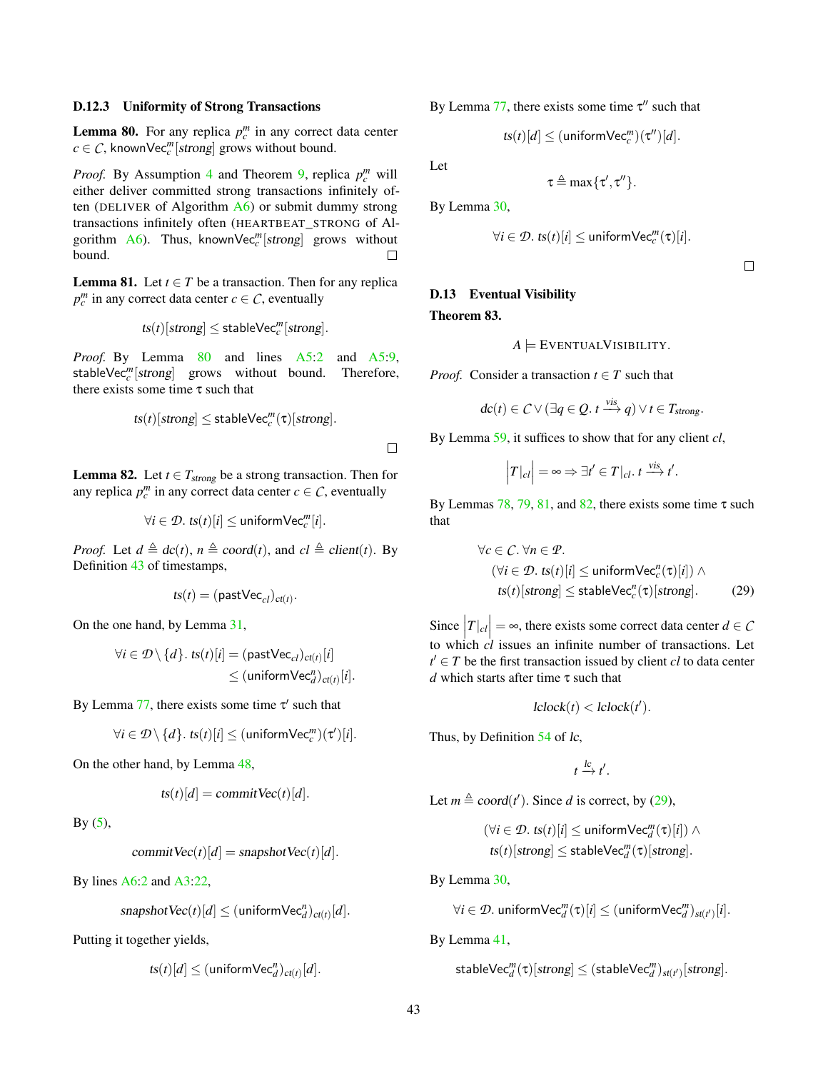### D.12.3 Uniformity of Strong Transactions

**Lemma 80.** For any replica $p_c^m$ in any correct data center $c \in \mathcal{C}$, $\mathsf{knownVec}_c^m[\mathit{strong}]$ grows without bound.

*Proof.* By Assumption 4 and Theorem 9, replica $p_c^m$ will either deliver committed strong transactions infinitely often (DELIVER of Algorithm A6) or submit dummy strong transactions infinitely often (HEARTBEAT_STRONG of Algorithm A6). Thus, $\mathsf{knownVec}_c^m[\mathit{strong}]$ grows without bound. □

**Lemma 81.** Let $t \in T$ be a transaction. Then for any replica $p_c^m$ in any correct data center $c \in \mathcal{C}$, eventually

$$\mathit{ts}(t)[\mathit{strong}] \le \mathsf{stableVec}_c^m[\mathit{strong}].$$

*Proof.* By Lemma 80 and lines A5:2 and A5:9, $\mathsf{stableVec}_c^m[\mathit{strong}]$ grows without bound. Therefore, there exists some time $\tau$ such that

$$\mathit{ts}(t)[\mathit{strong}] \le \mathsf{stableVec}_c^m(\tau)[\mathit{strong}].$$

□

**Lemma 82.** Let $t \in T_{\mathit{strong}}$ be a strong transaction. Then for any replica $p_c^m$ in any correct data center $c \in \mathcal{C}$, eventually

$$\forall i \in \mathcal{D}.\ \mathit{ts}(t)[i] \le \mathsf{uniformVec}_c^m[i].$$

*Proof.* Let $d \triangleq \mathit{dc}(t)$, $n \triangleq \mathit{coord}(t)$, and $\mathit{cl} \triangleq \mathit{client}(t)$. By Definition 43 of timestamps,

$$\mathit{ts}(t) = (\mathsf{pastVec}_{\mathit{cl}})_{\mathit{ct}(t)}.$$

On the one hand, by Lemma 31,

$$\forall i \in \mathcal{D} \setminus \{d\}.\ \mathit{ts}(t)[i] = (\mathsf{pastVec}_{\mathit{cl}})_{\mathit{ct}(t)}[i] \le (\mathsf{uniformVec}_d^n)_{\mathit{ct}(t)}[i].$$

By Lemma 77, there exists some time $\tau'$ such that

$$\forall i \in \mathcal{D} \setminus \{d\}.\ \mathit{ts}(t)[i] \le (\mathsf{uniformVec}_c^m)(\tau')[i].$$

On the other hand, by Lemma 48,

$$\mathit{ts}(t)[d] = \mathit{commitVec}(t)[d].$$

By (5),

$$\mathit{commitVec}(t)[d] = \mathit{snapshotVec}(t)[d].$$

By lines A6:2 and A3:22,

$$\mathit{snapshotVec}(t)[d] \le (\mathsf{uniformVec}_d^n)_{\mathit{ct}(t)}[d].$$

Putting it together yields,

$$\mathit{ts}(t)[d] \le (\mathsf{uniformVec}_d^n)_{\mathit{ct}(t)}[d].$$

By Lemma 77, there exists some time $\tau''$ such that

$$\mathit{ts}(t)[d] \le (\mathsf{uniformVec}_c^m)(\tau'')[d].$$

Let

$$\tau \triangleq \max\{\tau', \tau''\}.$$

By Lemma 30,

$$\forall i \in \mathcal{D}.\ \mathit{ts}(t)[i] \le \mathsf{uniformVec}_c^m(\tau)[i].$$

□

## D.13 Eventual Visibility

**Theorem 83.**

$$A \models \text{EVENTUALVISIBILITY}.$$

*Proof.* Consider a transaction $t \in T$ such that

$$\mathit{dc}(t) \in \mathcal{C} \vee (\exists q \in Q.\ t \xrightarrow{\mathit{vis}} q) \vee t \in T_{\mathit{strong}}.$$

By Lemma 59, it suffices to show that for any client $\mathit{cl}$,

$$\left|T|_{\mathit{cl}}\right| = \infty \Rightarrow \exists t' \in T|_{\mathit{cl}}.\ t \xrightarrow{\mathit{vis}} t'.$$

By Lemmas 78, 79, 81, and 82, there exists some time $\tau$ such that

$$\begin{aligned} &\forall c \in \mathcal{C}.\ \forall n \in \mathcal{P}. \\ &\quad (\forall i \in \mathcal{D}.\ \mathit{ts}(t)[i] \le \mathsf{uniformVec}_c^n(\tau)[i]) \wedge \\ &\quad \mathit{ts}(t)[\mathit{strong}] \le \mathsf{stableVec}_c^n(\tau)[\mathit{strong}]. \end{aligned} \tag{29}$$

Since $\left|T|_{\mathit{cl}}\right| = \infty$, there exists some correct data center $d \in \mathcal{C}$ to which $\mathit{cl}$ issues an infinite number of transactions. Let $t' \in T$ be the first transaction issued by client $\mathit{cl}$ to data center $d$ which starts after time $\tau$ such that

$$\mathit{lclock}(t) < \mathit{lclock}(t').$$

Thus, by Definition 54 of $\mathit{lc}$,

$$t \xrightarrow{\mathit{lc}} t'.$$

Let $m \triangleq \mathit{coord}(t')$. Since $d$ is correct, by (29),

$$\begin{aligned} &(\forall i \in \mathcal{D}.\ \mathit{ts}(t)[i] \le \mathsf{uniformVec}_d^m(\tau)[i]) \wedge \\ &\mathit{ts}(t)[\mathit{strong}] \le \mathsf{stableVec}_d^m(\tau)[\mathit{strong}]. \end{aligned}$$

By Lemma 30,

$$\forall i \in \mathcal{D}.\ \mathsf{uniformVec}_d^m(\tau)[i] \le (\mathsf{uniformVec}_d^m)_{\mathit{st}(t')}[i].$$

By Lemma 41,

$$\mathsf{stableVec}_d^m(\tau)[\mathit{strong}] \le (\mathsf{stableVec}_d^m)_{\mathit{st}(t')}[\mathit{strong}].$$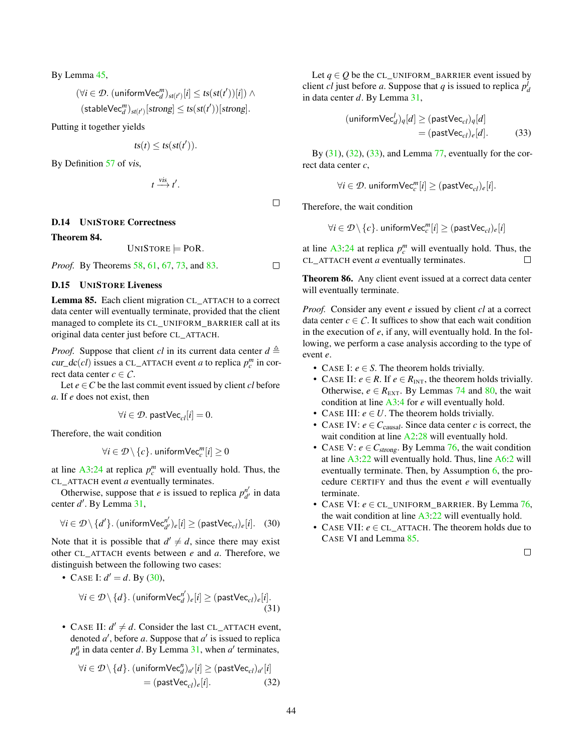By Lemma 45,

$$(\forall i \in \mathcal{D}.\ (\mathsf{uniformVec}_d^m)_{st(t')}[i] \le ts(st(t'))[i]) \wedge (\mathsf{stableVec}_d^m)_{st(t')}[strong] \le ts(st(t'))[strong].$$

Putting it together yields

$$ts(t) \le ts(st(t')).$$

By Definition 57 of *vis*,

$$t \xrightarrow{vis} t'.$$

□

### D.14 UniStore Correctness

**Theorem 84.**

$$\text{UNISTORE} \models \text{POR}.$$

*Proof.* By Theorems 58, 61, 67, 73, and 83. □

### D.15 UniStore Liveness

**Lemma 85.** Each client migration CL_ATTACH to a correct data center will eventually terminate, provided that the client managed to complete its CL_UNIFORM_BARRIER call at its original data center just before CL_ATTACH.

*Proof.* Suppose that client $cl$ in its current data center $d \triangleq cur\_dc(cl)$ issues a CL_ATTACH event $a$ to replica $p_c^m$ in correct data center $c \in \mathcal{C}$.

Let $e \in C$ be the last commit event issued by client $cl$ before $a$. If $e$ does not exist, then

$$\forall i \in \mathcal{D}.\ \mathsf{pastVec}_{cl}[i] = 0.$$

Therefore, the wait condition

$$\forall i \in \mathcal{D} \setminus \{c\}.\ \mathsf{uniformVec}_c^m[i] \ge 0$$

at line A3:24 at replica $p_c^m$ will eventually hold. Thus, the CL_ATTACH event $a$ eventually terminates.

Otherwise, suppose that $e$ is issued to replica $p_{d'}^{n'}$ in data center $d'$. By Lemma 31,

$$\forall i \in \mathcal{D} \setminus \{d'\}.\ (\mathsf{uniformVec}_{d'}^{n'})_e[i] \ge (\mathsf{pastVec}_{cl})_e[i]. \quad (30)$$

Note that it is possible that $d' \neq d$, since there may exist other CL_ATTACH events between $e$ and $a$. Therefore, we distinguish between the following two cases:

- CASE I: $d' = d$. By (30),

$$\forall i \in \mathcal{D} \setminus \{d\}.\ (\mathsf{uniformVec}_d^{n'})_e[i] \ge (\mathsf{pastVec}_{cl})_e[i]. \quad (31)$$

- CASE II: $d' \neq d$. Consider the last CL_ATTACH event, denoted $a'$, before $a$. Suppose that $a'$ is issued to replica $p_d^n$ in data center $d$. By Lemma 31, when $a'$ terminates,

$$\forall i \in \mathcal{D} \setminus \{d\}.\ (\mathsf{uniformVec}_d^n)_{a'}[i] \ge (\mathsf{pastVec}_{cl})_{a'}[i] = (\mathsf{pastVec}_{cl})_e[i]. \quad (32)$$

Let $q \in Q$ be the CL_UNIFORM_BARRIER event issued by client $cl$ just before $a$. Suppose that $q$ is issued to replica $p_d^l$ in data center $d$. By Lemma 31,

$$(\mathsf{uniformVec}_d^l)_q[d] \ge (\mathsf{pastVec}_{cl})_q[d] = (\mathsf{pastVec}_{cl})_e[d]. \quad (33)$$

By (31), (32), (33), and Lemma 77, eventually for the correct data center $c$,

$$\forall i \in \mathcal{D}.\ \mathsf{uniformVec}_c^m[i] \ge (\mathsf{pastVec}_{cl})_e[i].$$

Therefore, the wait condition

$$\forall i \in \mathcal{D} \setminus \{c\}.\ \mathsf{uniformVec}_c^m[i] \ge (\mathsf{pastVec}_{cl})_e[i]$$

at line A3:24 at replica $p_c^m$ will eventually hold. Thus, the CL_ATTACH event $a$ eventually terminates. □

**Theorem 86.** Any client event issued at a correct data center will eventually terminate.

*Proof.* Consider any event $e$ issued by client $cl$ at a correct data center $c \in \mathcal{C}$. It suffices to show that each wait condition in the execution of $e$, if any, will eventually hold. In the following, we perform a case analysis according to the type of event $e$.

- CASE I: $e \in S$. The theorem holds trivially.
- CASE II: $e \in R$. If $e \in R_{\text{INT}}$, the theorem holds trivially. Otherwise, $e \in R_{\text{EXT}}$. By Lemmas 74 and 80, the wait condition at line A3:4 for $e$ will eventually hold.
- CASE III: $e \in U$. The theorem holds trivially.
- CASE IV: $e \in C_{causal}$. Since data center $c$ is correct, the wait condition at line A2:28 will eventually hold.
- CASE V: $e \in C_{strong}$. By Lemma 76, the wait condition at line A3:22 will eventually hold. Thus, line A6:2 will eventually terminate. Then, by Assumption 6, the procedure CERTIFY and thus the event $e$ will eventually terminate.
- CASE VI: $e \in$ CL_UNIFORM_BARRIER. By Lemma 76, the wait condition at line A3:22 will eventually hold.
- CASE VII: $e \in$ CL_ATTACH. The theorem holds due to CASE VI and Lemma 85.

□